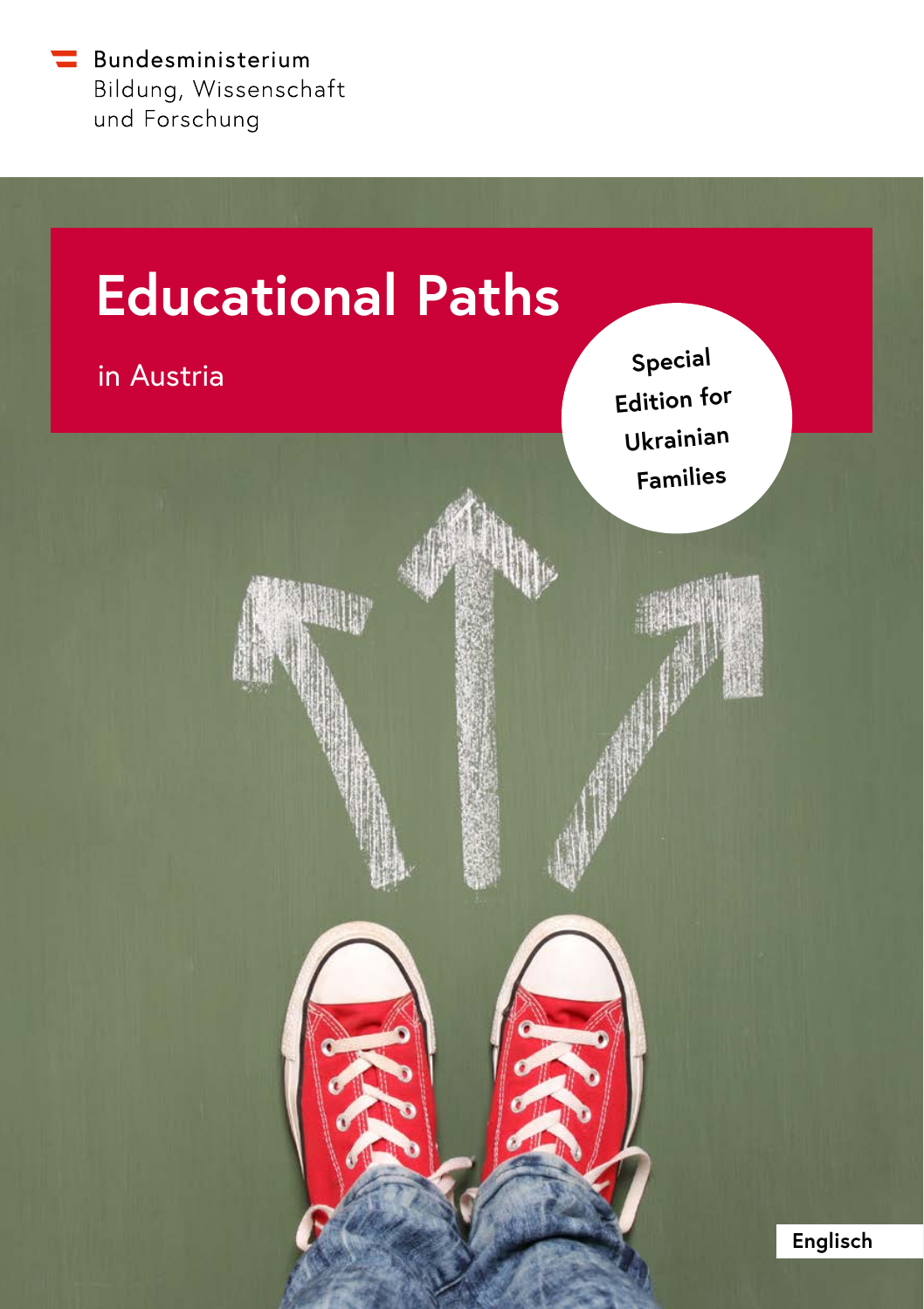Bundesministerium
Bildung, Wissenschaft
und Forschung

# Educational Paths

in Austria

**Special Edition for Ukrainian Families**

**Englisch**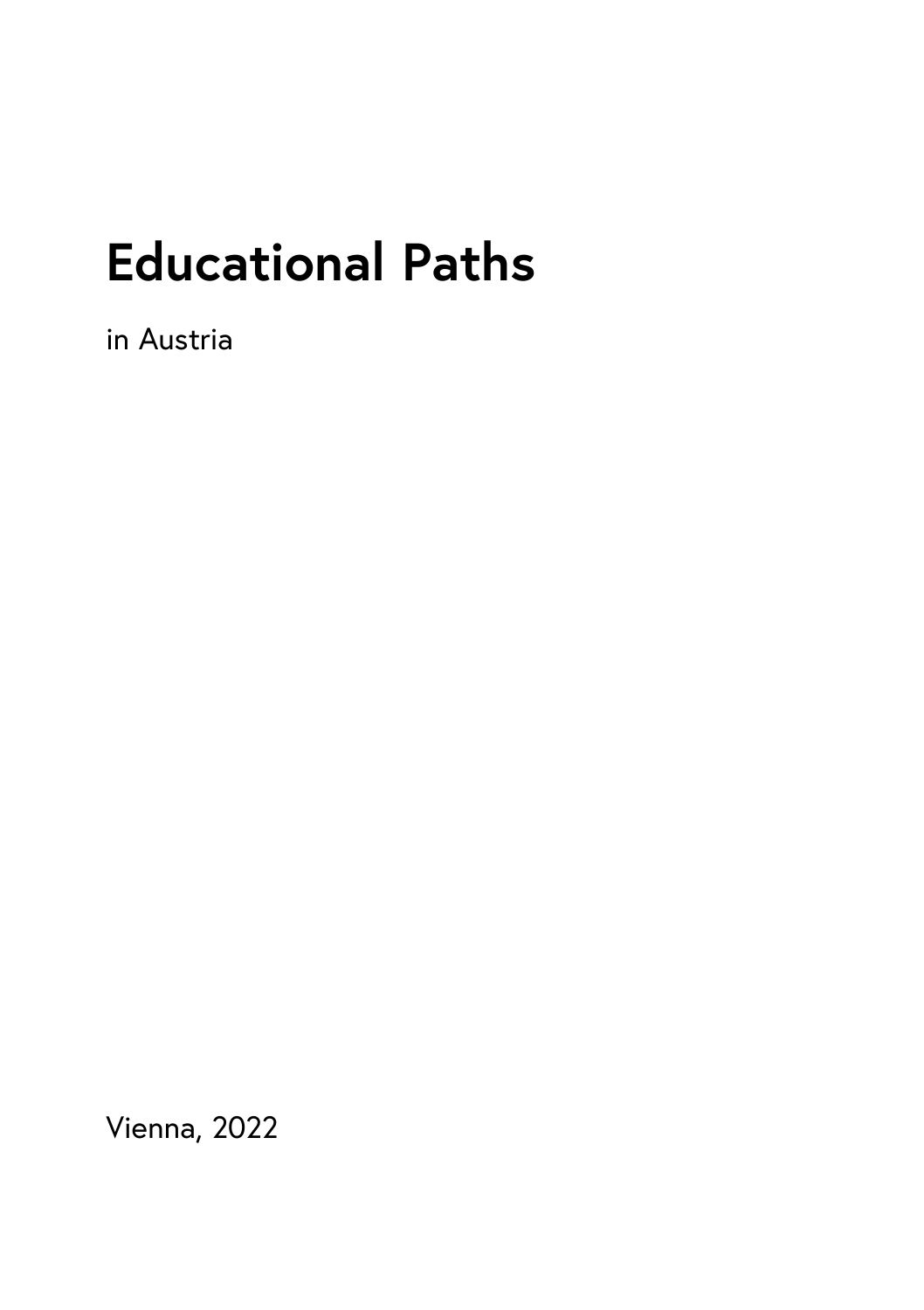# Educational Paths

in Austria

Vienna, 2022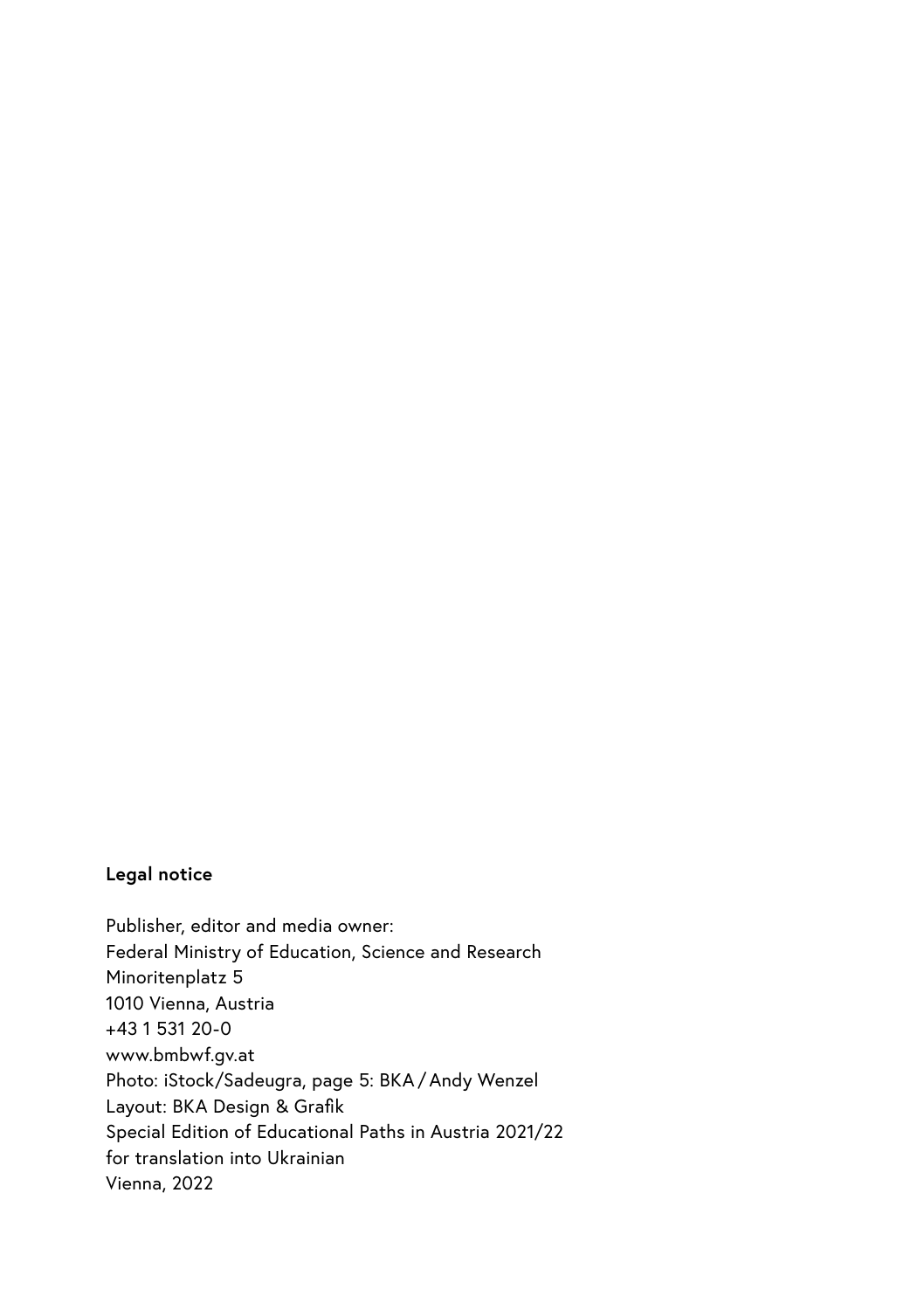**Legal notice**

Publisher, editor and media owner:
Federal Ministry of Education, Science and Research
Minoritenplatz 5
1010 Vienna, Austria
+43 1 531 20-0
www.bmbwf.gv.at
Photo: iStock/Sadeugra, page 5: BKA / Andy Wenzel
Layout: BKA Design & Grafik
Special Edition of Educational Paths in Austria 2021/22
for translation into Ukrainian
Vienna, 2022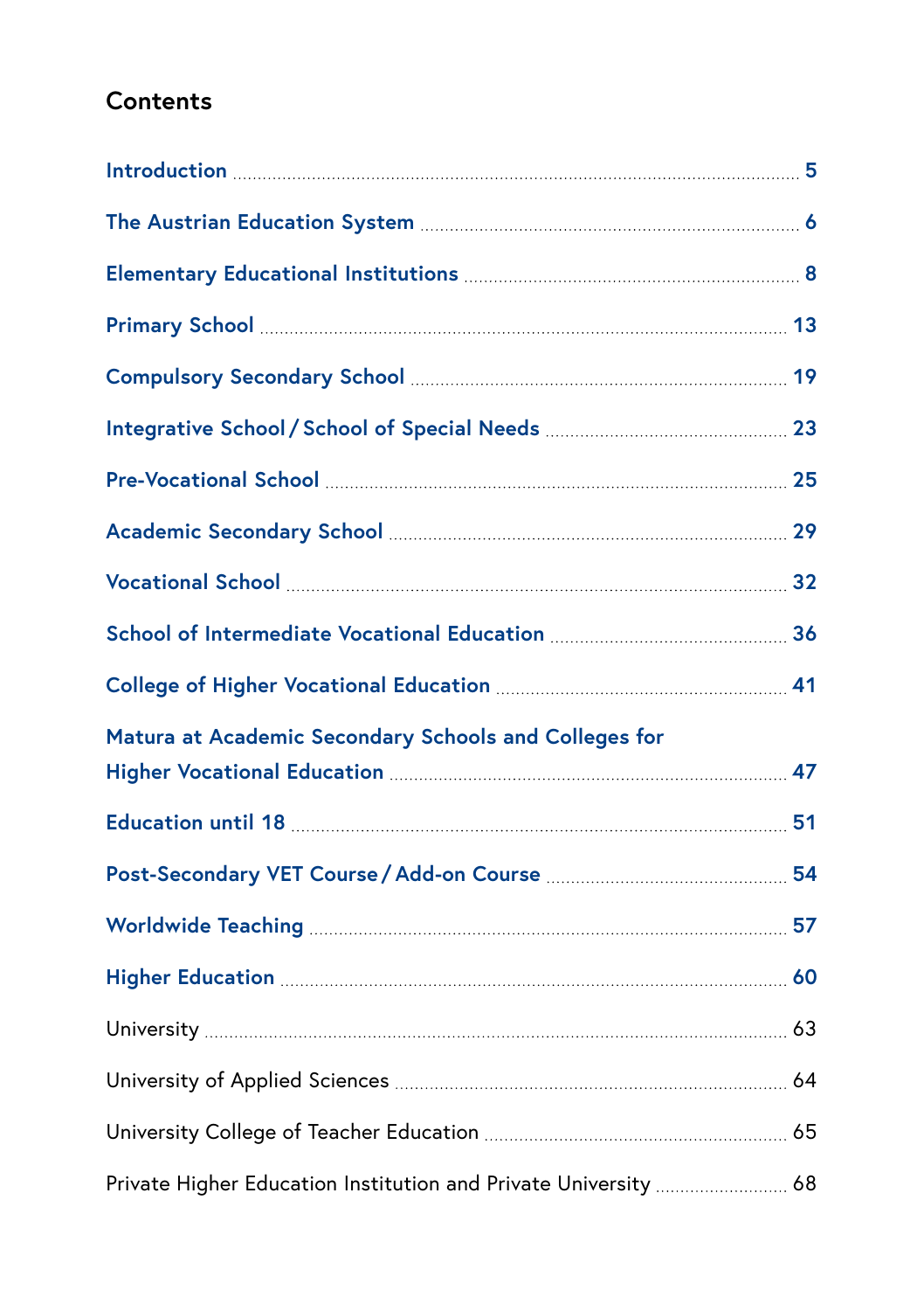## Contents

**Introduction** ..... **5**

**The Austrian Education System** ..... **6**

**Elementary Educational Institutions** ..... **8**

**Primary School** ..... **13**

**Compulsory Secondary School** ..... **19**

**Integrative School / School of Special Needs** ..... **23**

**Pre-Vocational School** ..... **25**

**Academic Secondary School** ..... **29**

**Vocational School** ..... **32**

**School of Intermediate Vocational Education** ..... **36**

**College of Higher Vocational Education** ..... **41**

**Matura at Academic Secondary Schools and Colleges for Higher Vocational Education** ..... **47**

**Education until 18** ..... **51**

**Post-Secondary VET Course / Add-on Course** ..... **54**

**Worldwide Teaching** ..... **57**

**Higher Education** ..... **60**

University ..... 63

University of Applied Sciences ..... 64

University College of Teacher Education ..... 65

Private Higher Education Institution and Private University ..... 68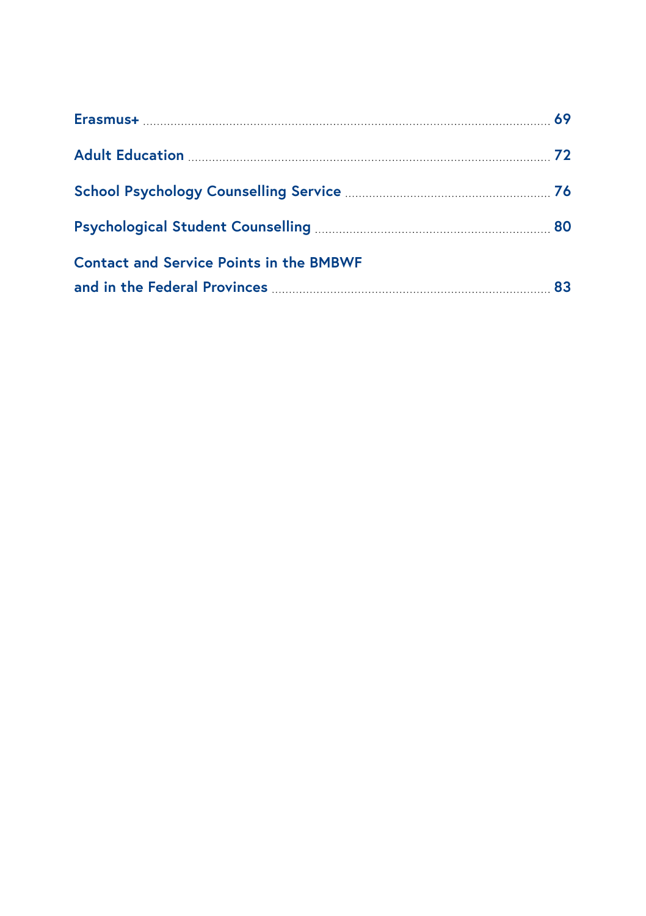**Erasmus+** ... 69

**Adult Education** ... 72

**School Psychology Counselling Service** ... 76

**Psychological Student Counselling** ... 80

**Contact and Service Points in the BMBWF and in the Federal Provinces** ... 83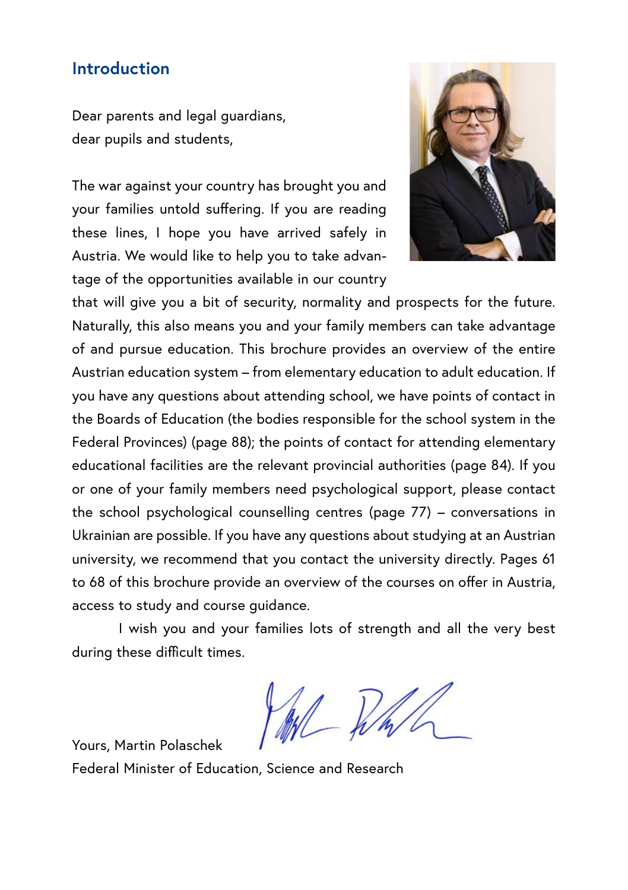## Introduction

Dear parents and legal guardians,
dear pupils and students,

The war against your country has brought you and your families untold suffering. If you are reading these lines, I hope you have arrived safely in Austria. We would like to help you to take advantage of the opportunities available in our country that will give you a bit of security, normality and prospects for the future. Naturally, this also means you and your family members can take advantage of and pursue education. This brochure provides an overview of the entire Austrian education system – from elementary education to adult education. If you have any questions about attending school, we have points of contact in the Boards of Education (the bodies responsible for the school system in the Federal Provinces) (page 88); the points of contact for attending elementary educational facilities are the relevant provincial authorities (page 84). If you or one of your family members need psychological support, please contact the school psychological counselling centres (page 77) – conversations in Ukrainian are possible. If you have any questions about studying at an Austrian university, we recommend that you contact the university directly. Pages 61 to 68 of this brochure provide an overview of the courses on offer in Austria, access to study and course guidance.

I wish you and your families lots of strength and all the very best during these difficult times.

Yours, Martin Polaschek
Federal Minister of Education, Science and Research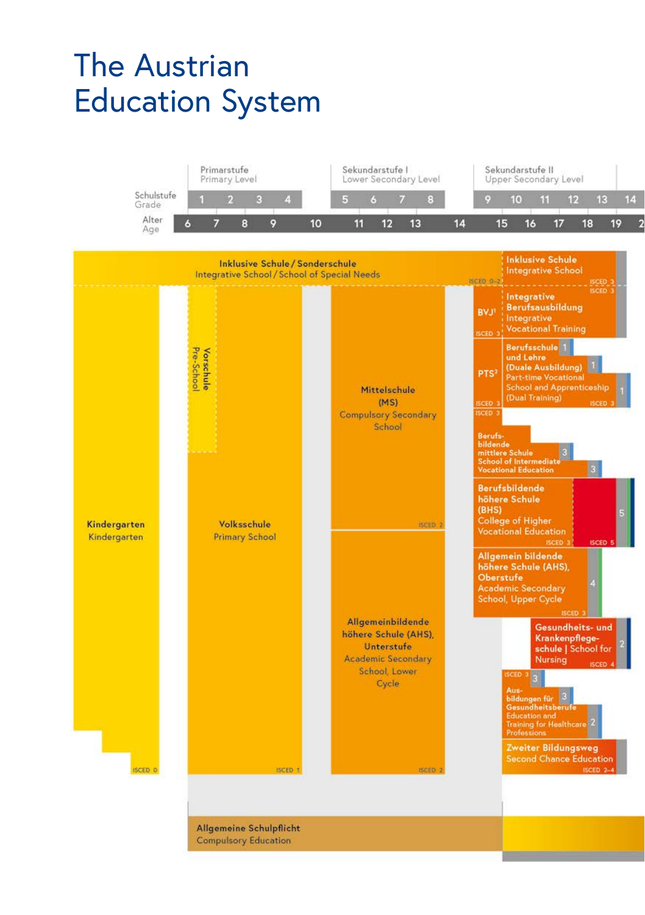# The Austrian Education System

| | Primarstufe / Primary Level | | | | | Sekundarstufe I / Lower Secondary Level | | | | | Sekundarstufe II / Upper Secondary Level | | | | | |
|---|---|---|---|---|---|---|---|---|---|---|---|---|---|---|---|---|
| Schulstufe / Grade | 1 | 2 | 3 | 4 | | 5 | 6 | 7 | 8 | | 9 | 10 | 11 | 12 | 13 | 14 |
| Alter / Age | 6 | 7 | 8 | 9 | 10 | 11 | 12 | 13 | | 14 | 15 | 16 | 17 | 18 | 19 | 2 |

- Inklusive Schule / Sonderschule – Integrative School / School of Special Needs (ISCED 0–2)
- Inklusive Schule – Integrative School (ISCED 3)
- Kindergarten – Kindergarten (ISCED 0)
- Vorschule – Pre-School
- Volksschule – Primary School (ISCED 1)
- Mittelschule (MS) – Compulsory Secondary School (ISCED 2)
- Allgemeinbildende höhere Schule (AHS), Unterstufe – Academic Secondary School, Lower Cycle (ISCED 2)
- BVJ[1] (ISCED 3)
- Integrative Berufsausbildung – Integrative Vocational Training (ISCED 3)
- PTS[2] (ISCED 3)
- Berufsschule und Lehre (Duale Ausbildung) – Part-time Vocational School and Apprenticeship (Dual Training) (ISCED 3) – 1
- Berufsbildende mittlere Schule – School of Intermediate Vocational Education (ISCED 3) – 3
- Berufsbildende höhere Schule (BHS) – College of Higher Vocational Education (ISCED 3, ISCED 5) – 5
- Allgemein bildende höhere Schule (AHS), Oberstufe – Academic Secondary School, Upper Cycle (ISCED 3) – 4
- Gesundheits- und Krankenpflegeschule | School for Nursing (ISCED 4) – 2
- Ausbildungen für Gesundheitsberufe – Education and Training for Healthcare Professions (ISCED 3) – 3, 2
- Zweiter Bildungsweg – Second Chance Education (ISCED 2–4)
- Allgemeine Schulpflicht – Compulsory Education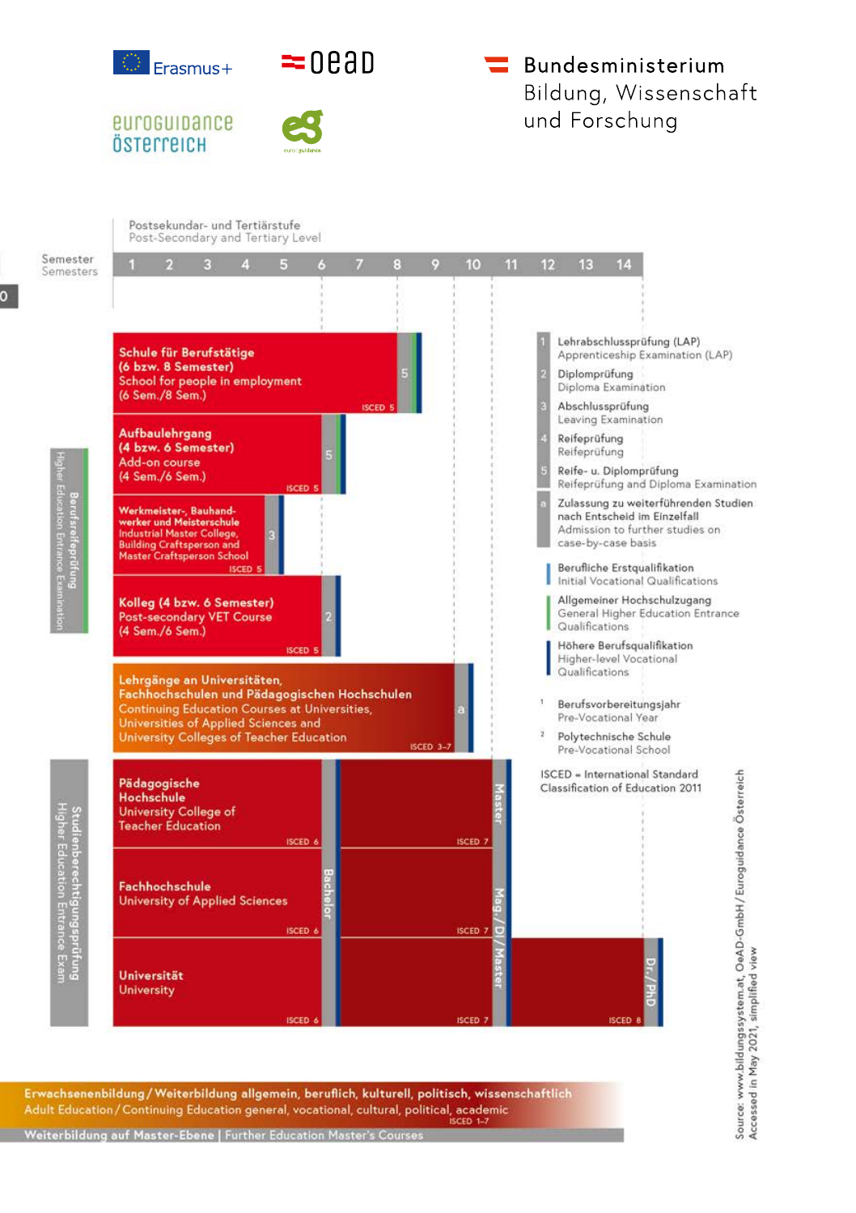Erasmus+

OeAD

Bundesministerium
Bildung, Wissenschaft
und Forschung

euroguidance
Österreich

## Postsekundar- und Tertiärstufe
Post-Secondary and Tertiary Level

Semester / Semesters: 1 2 3 4 5 6 7 8 9 10 11 12 13 14

**Schule für Berufstätige (6 bzw. 8 Semester)**
School for people in employment (6 Sem./8 Sem.)
ISCED 5 — 5

**Aufbaulehrgang (4 bzw. 6 Semester)**
Add-on course (4 Sem./6 Sem.)
ISCED 5 — 5

**Werkmeister-, Bauhandwerker und Meisterschule**
Industrial Master College, Building Craftsperson and Master Craftsperson School
ISCED 5 — 3

**Kolleg (4 bzw. 6 Semester)**
Post-secondary VET Course (4 Sem./6 Sem.)
ISCED 5 — 2

Berufsreifeprüfung
Higher Education Entrance Examination

**Lehrgänge an Universitäten, Fachhochschulen und Pädagogischen Hochschulen**
Continuing Education Courses at Universities, Universities of Applied Sciences and University Colleges of Teacher Education
ISCED 3–7 — a

**Pädagogische Hochschule**
University College of Teacher Education
ISCED 6 — Bachelor — ISCED 7 — Master

**Fachhochschule**
University of Applied Sciences
ISCED 6 — Bachelor — ISCED 7 — Mag./DI/Master

**Universität**
University
ISCED 6 — Bachelor — ISCED 7 — Mag./DI/Master — ISCED 8 — Dr./PhD

Studienberechtigungsprüfung
Higher Education Entrance Exam

**Erwachsenenbildung / Weiterbildung allgemein, beruflich, kulturell, politisch, wissenschaftlich**
Adult Education / Continuing Education general, vocational, cultural, political, academic
ISCED 1–7

**Weiterbildung auf Master-Ebene | Further Education Master's Courses**

### Legende

1. Lehrabschlussprüfung (LAP) – Apprenticeship Examination (LAP)
2. Diplomprüfung – Diploma Examination
3. Abschlussprüfung – Leaving Examination
4. Reifeprüfung – Reifeprüfung
5. Reife- u. Diplomprüfung – Reifeprüfung and Diploma Examination

a. Zulassung zu weiterführenden Studien nach Entscheid im Einzelfall – Admission to further studies on case-by-case basis

- Berufliche Erstqualifikation – Initial Vocational Qualifications
- Allgemeiner Hochschulzugang – General Higher Education Entrance Qualifications
- Höhere Berufsqualifikation – Higher-level Vocational Qualifications

[1] Berufsvorbereitungsjahr – Pre-Vocational Year
[2] Polytechnische Schule – Pre-Vocational School

ISCED = International Standard Classification of Education 2011

Source: www.bildungssystem.at, OeAD-GmbH/Euroguidance Österreich
Accessed in May 2021, simplified view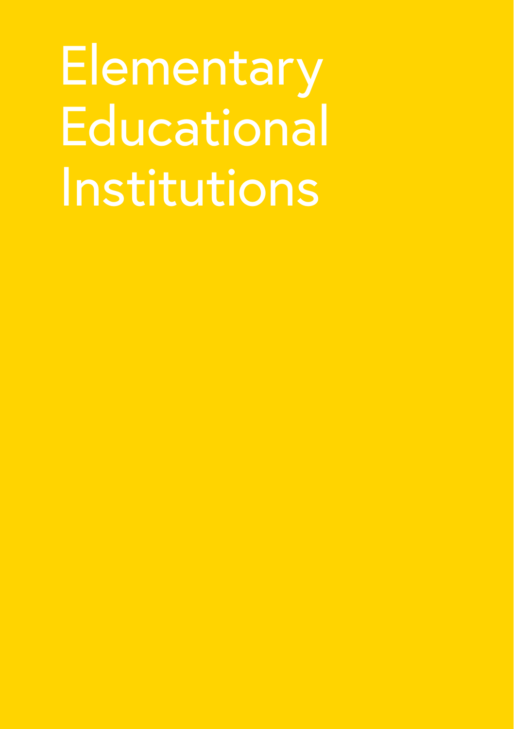# Elementary Educational Institutions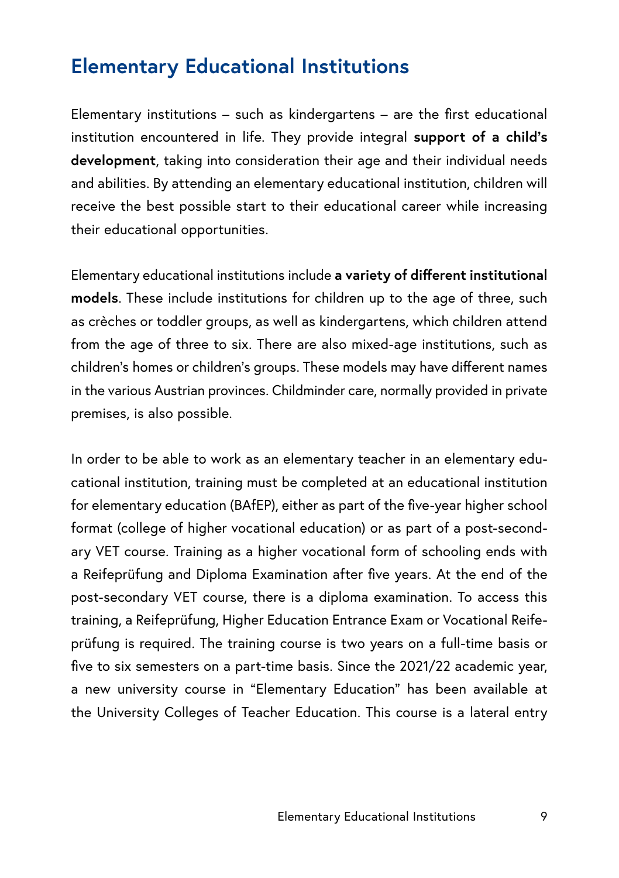## Elementary Educational Institutions

Elementary institutions – such as kindergartens – are the first educational institution encountered in life. They provide integral **support of a child's development**, taking into consideration their age and their individual needs and abilities. By attending an elementary educational institution, children will receive the best possible start to their educational career while increasing their educational opportunities.

Elementary educational institutions include **a variety of different institutional models**. These include institutions for children up to the age of three, such as crèches or toddler groups, as well as kindergartens, which children attend from the age of three to six. There are also mixed-age institutions, such as children's homes or children's groups. These models may have different names in the various Austrian provinces. Childminder care, normally provided in private premises, is also possible.

In order to be able to work as an elementary teacher in an elementary educational institution, training must be completed at an educational institution for elementary education (BAfEP), either as part of the five-year higher school format (college of higher vocational education) or as part of a post-secondary VET course. Training as a higher vocational form of schooling ends with a Reifeprüfung and Diploma Examination after five years. At the end of the post-secondary VET course, there is a diploma examination. To access this training, a Reifeprüfung, Higher Education Entrance Exam or Vocational Reifeprüfung is required. The training course is two years on a full-time basis or five to six semesters on a part-time basis. Since the 2021/22 academic year, a new university course in "Elementary Education" has been available at the University Colleges of Teacher Education. This course is a lateral entry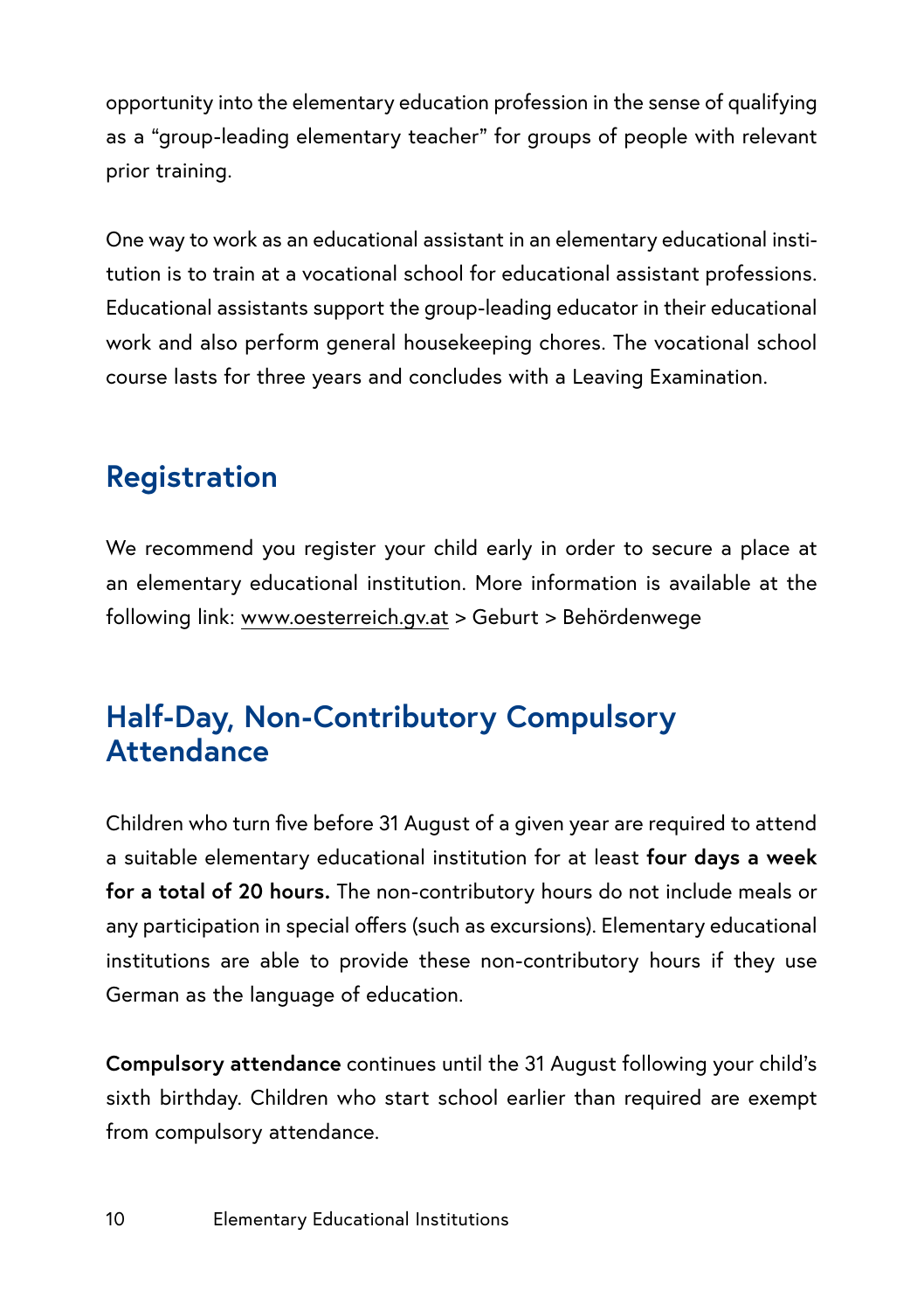opportunity into the elementary education profession in the sense of qualifying as a "group-leading elementary teacher" for groups of people with relevant prior training.

One way to work as an educational assistant in an elementary educational institution is to train at a vocational school for educational assistant professions. Educational assistants support the group-leading educator in their educational work and also perform general housekeeping chores. The vocational school course lasts for three years and concludes with a Leaving Examination.

## Registration

We recommend you register your child early in order to secure a place at an elementary educational institution. More information is available at the following link: www.oesterreich.gv.at > Geburt > Behördenwege

## Half-Day, Non-Contributory Compulsory Attendance

Children who turn five before 31 August of a given year are required to attend a suitable elementary educational institution for at least **four days a week for a total of 20 hours.** The non-contributory hours do not include meals or any participation in special offers (such as excursions). Elementary educational institutions are able to provide these non-contributory hours if they use German as the language of education.

**Compulsory attendance** continues until the 31 August following your child's sixth birthday. Children who start school earlier than required are exempt from compulsory attendance.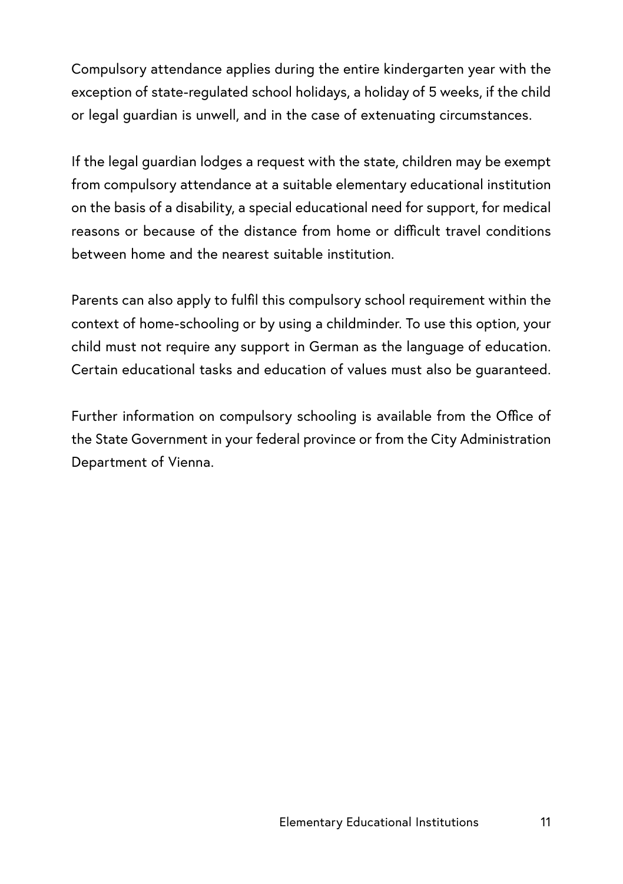Compulsory attendance applies during the entire kindergarten year with the exception of state-regulated school holidays, a holiday of 5 weeks, if the child or legal guardian is unwell, and in the case of extenuating circumstances.

If the legal guardian lodges a request with the state, children may be exempt from compulsory attendance at a suitable elementary educational institution on the basis of a disability, a special educational need for support, for medical reasons or because of the distance from home or difficult travel conditions between home and the nearest suitable institution.

Parents can also apply to fulfil this compulsory school requirement within the context of home-schooling or by using a childminder. To use this option, your child must not require any support in German as the language of education. Certain educational tasks and education of values must also be guaranteed.

Further information on compulsory schooling is available from the Office of the State Government in your federal province or from the City Administration Department of Vienna.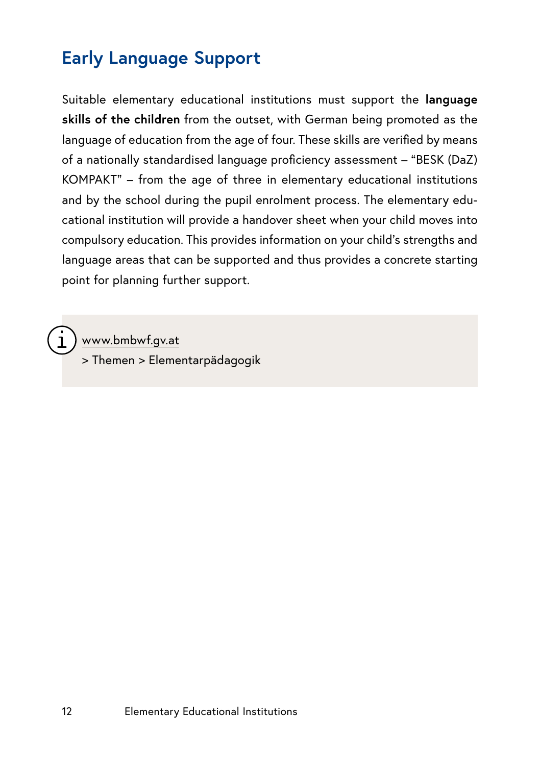## Early Language Support

Suitable elementary educational institutions must support the **language skills of the children** from the outset, with German being promoted as the language of education from the age of four. These skills are verified by means of a nationally standardised language proficiency assessment – "BESK (DaZ) KOMPAKT" – from the age of three in elementary educational institutions and by the school during the pupil enrolment process. The elementary educational institution will provide a handover sheet when your child moves into compulsory education. This provides information on your child's strengths and language areas that can be supported and thus provides a concrete starting point for planning further support.

www.bmbwf.gv.at
> Themen > Elementarpädagogik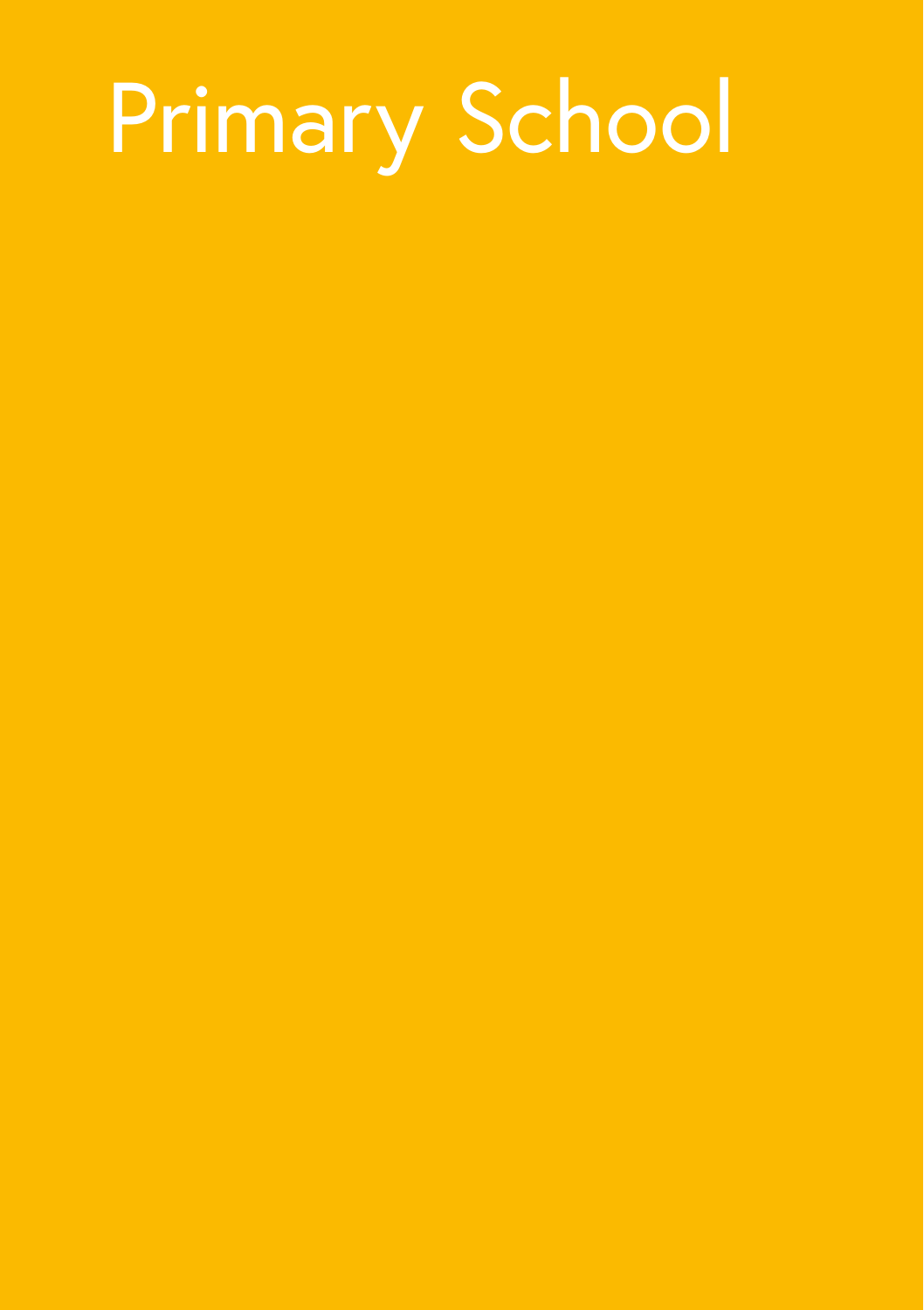# Primary School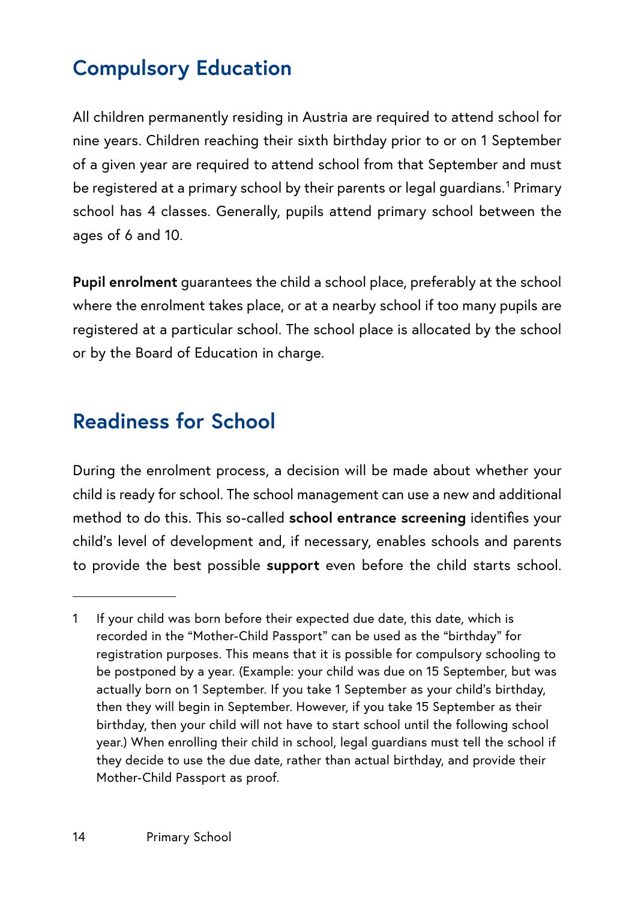## Compulsory Education

All children permanently residing in Austria are required to attend school for nine years. Children reaching their sixth birthday prior to or on 1 September of a given year are required to attend school from that September and must be registered at a primary school by their parents or legal guardians.[1] Primary school has 4 classes. Generally, pupils attend primary school between the ages of 6 and 10.

**Pupil enrolment** guarantees the child a school place, preferably at the school where the enrolment takes place, or at a nearby school if too many pupils are registered at a particular school. The school place is allocated by the school or by the Board of Education in charge.

## Readiness for School

During the enrolment process, a decision will be made about whether your child is ready for school. The school management can use a new and additional method to do this. This so-called **school entrance screening** identifies your child's level of development and, if necessary, enables schools and parents to provide the best possible **support** even before the child starts school.

---

1 If your child was born before their expected due date, this date, which is recorded in the "Mother-Child Passport" can be used as the "birthday" for registration purposes. This means that it is possible for compulsory schooling to be postponed by a year. (Example: your child was due on 15 September, but was actually born on 1 September. If you take 1 September as your child's birthday, then they will begin in September. However, if you take 15 September as their birthday, then your child will not have to start school until the following school year.) When enrolling their child in school, legal guardians must tell the school if they decide to use the due date, rather than actual birthday, and provide their Mother-Child Passport as proof.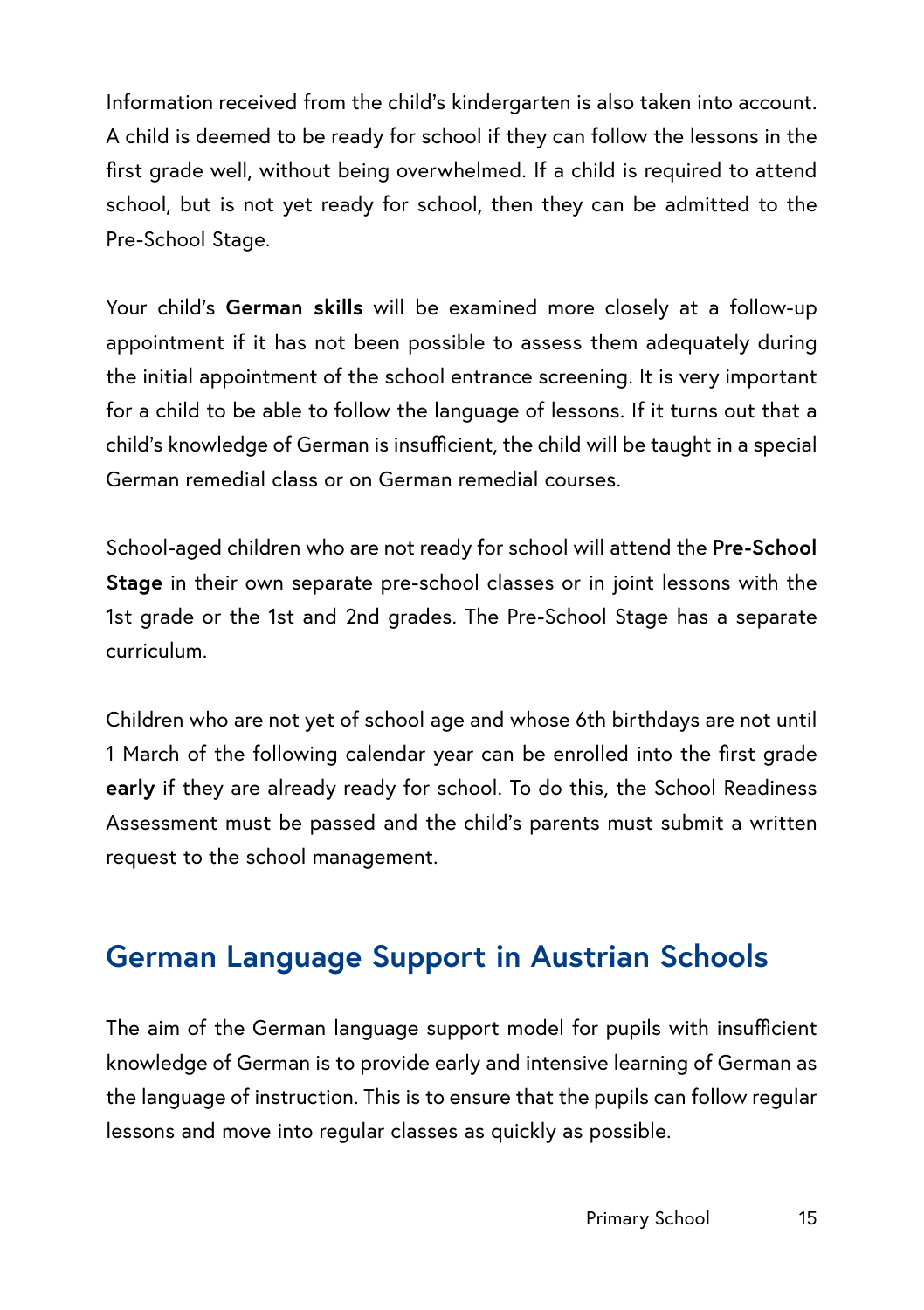Information received from the child's kindergarten is also taken into account. A child is deemed to be ready for school if they can follow the lessons in the first grade well, without being overwhelmed. If a child is required to attend school, but is not yet ready for school, then they can be admitted to the Pre-School Stage.

Your child's **German skills** will be examined more closely at a follow-up appointment if it has not been possible to assess them adequately during the initial appointment of the school entrance screening. It is very important for a child to be able to follow the language of lessons. If it turns out that a child's knowledge of German is insufficient, the child will be taught in a special German remedial class or on German remedial courses.

School-aged children who are not ready for school will attend the **Pre-School Stage** in their own separate pre-school classes or in joint lessons with the 1st grade or the 1st and 2nd grades. The Pre-School Stage has a separate curriculum.

Children who are not yet of school age and whose 6th birthdays are not until 1 March of the following calendar year can be enrolled into the first grade **early** if they are already ready for school. To do this, the School Readiness Assessment must be passed and the child's parents must submit a written request to the school management.

## German Language Support in Austrian Schools

The aim of the German language support model for pupils with insufficient knowledge of German is to provide early and intensive learning of German as the language of instruction. This is to ensure that the pupils can follow regular lessons and move into regular classes as quickly as possible.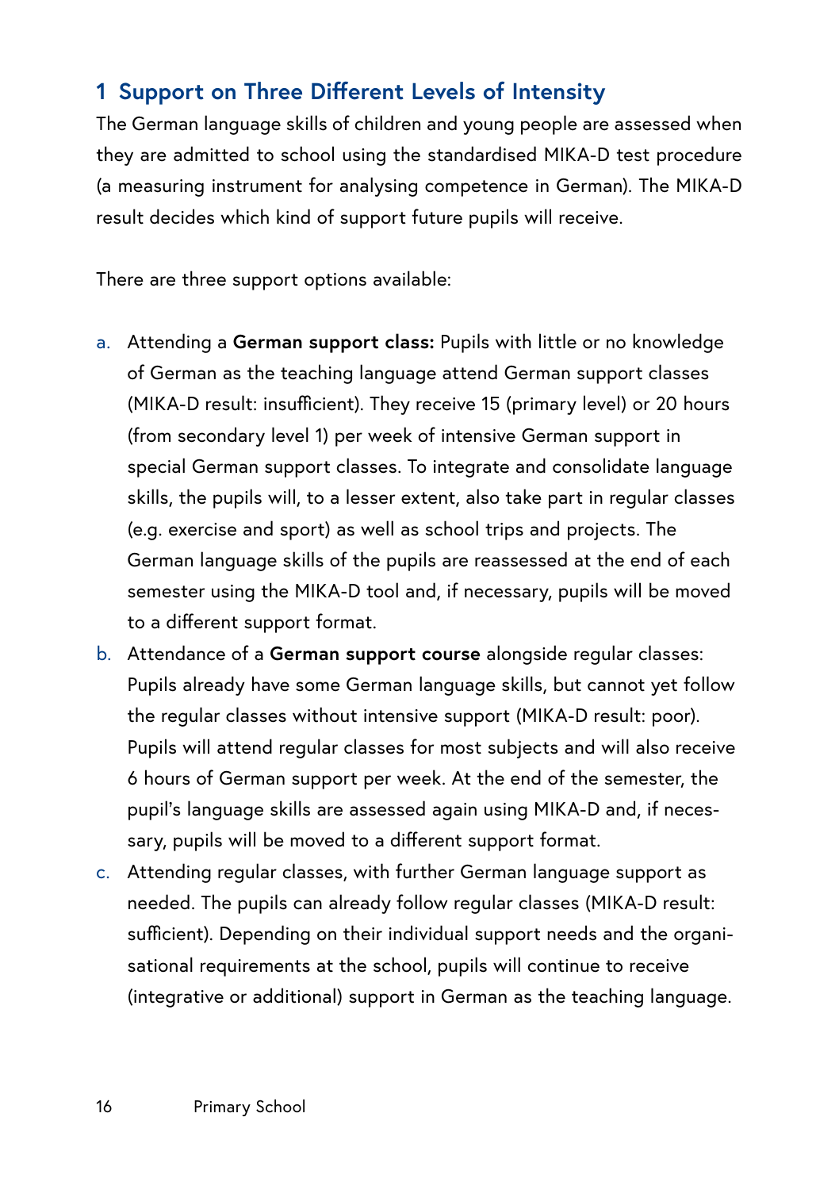## 1 Support on Three Different Levels of Intensity

The German language skills of children and young people are assessed when they are admitted to school using the standardised MIKA-D test procedure (a measuring instrument for analysing competence in German). The MIKA-D result decides which kind of support future pupils will receive.

There are three support options available:

a. Attending a **German support class:** Pupils with little or no knowledge of German as the teaching language attend German support classes (MIKA-D result: insufficient). They receive 15 (primary level) or 20 hours (from secondary level 1) per week of intensive German support in special German support classes. To integrate and consolidate language skills, the pupils will, to a lesser extent, also take part in regular classes (e.g. exercise and sport) as well as school trips and projects. The German language skills of the pupils are reassessed at the end of each semester using the MIKA-D tool and, if necessary, pupils will be moved to a different support format.

b. Attendance of a **German support course** alongside regular classes: Pupils already have some German language skills, but cannot yet follow the regular classes without intensive support (MIKA-D result: poor). Pupils will attend regular classes for most subjects and will also receive 6 hours of German support per week. At the end of the semester, the pupil's language skills are assessed again using MIKA-D and, if necessary, pupils will be moved to a different support format.

c. Attending regular classes, with further German language support as needed. The pupils can already follow regular classes (MIKA-D result: sufficient). Depending on their individual support needs and the organisational requirements at the school, pupils will continue to receive (integrative or additional) support in German as the teaching language.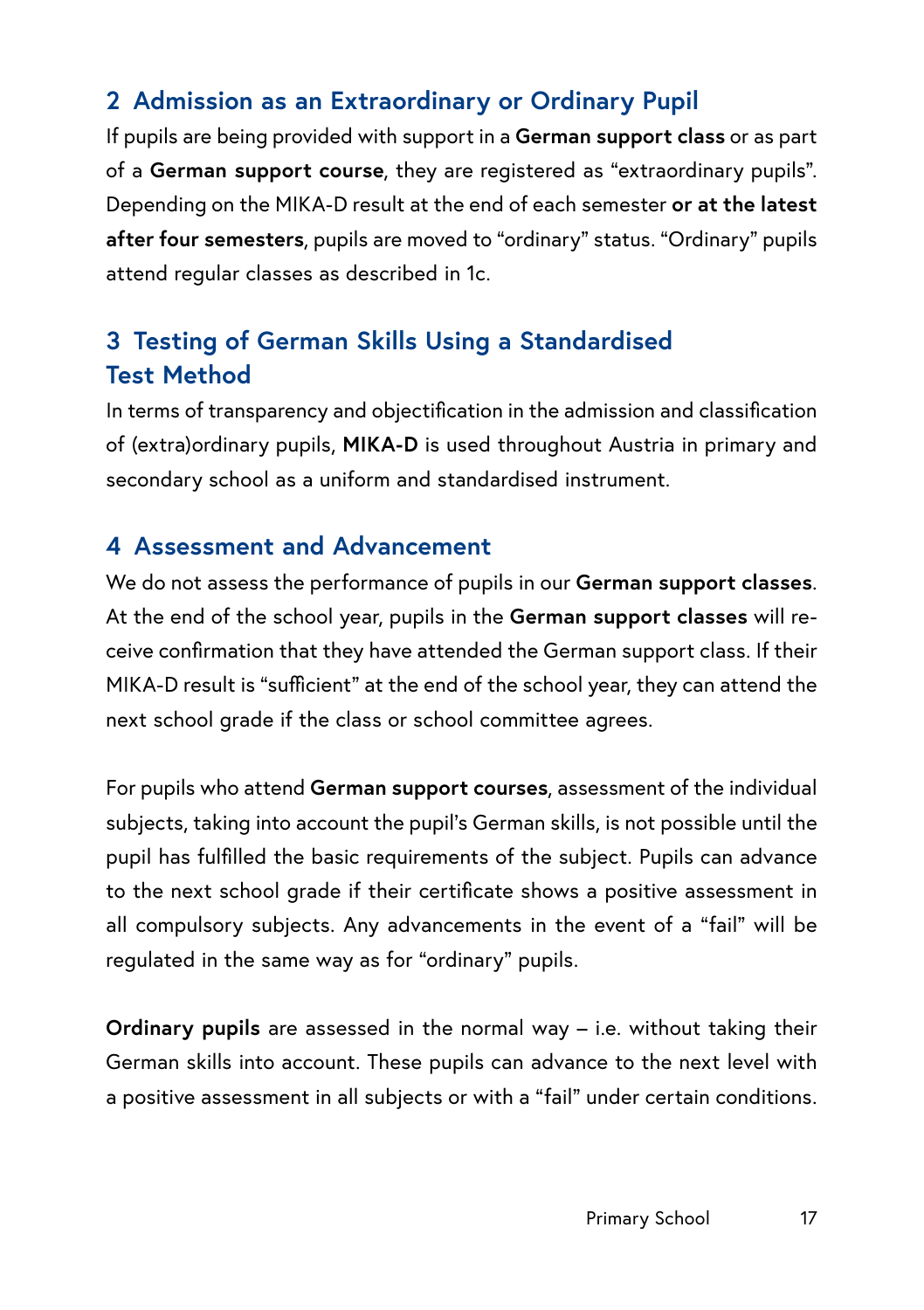## 2 Admission as an Extraordinary or Ordinary Pupil

If pupils are being provided with support in a **German support class** or as part of a **German support course**, they are registered as “extraordinary pupils”. Depending on the MIKA-D result at the end of each semester **or at the latest after four semesters**, pupils are moved to “ordinary” status. “Ordinary” pupils attend regular classes as described in 1c.

## 3 Testing of German Skills Using a Standardised Test Method

In terms of transparency and objectification in the admission and classification of (extra)ordinary pupils, **MIKA-D** is used throughout Austria in primary and secondary school as a uniform and standardised instrument.

## 4 Assessment and Advancement

We do not assess the performance of pupils in our **German support classes**. At the end of the school year, pupils in the **German support classes** will receive confirmation that they have attended the German support class. If their MIKA-D result is “sufficient” at the end of the school year, they can attend the next school grade if the class or school committee agrees.

For pupils who attend **German support courses**, assessment of the individual subjects, taking into account the pupil’s German skills, is not possible until the pupil has fulfilled the basic requirements of the subject. Pupils can advance to the next school grade if their certificate shows a positive assessment in all compulsory subjects. Any advancements in the event of a “fail” will be regulated in the same way as for “ordinary” pupils.

**Ordinary pupils** are assessed in the normal way – i.e. without taking their German skills into account. These pupils can advance to the next level with a positive assessment in all subjects or with a “fail” under certain conditions.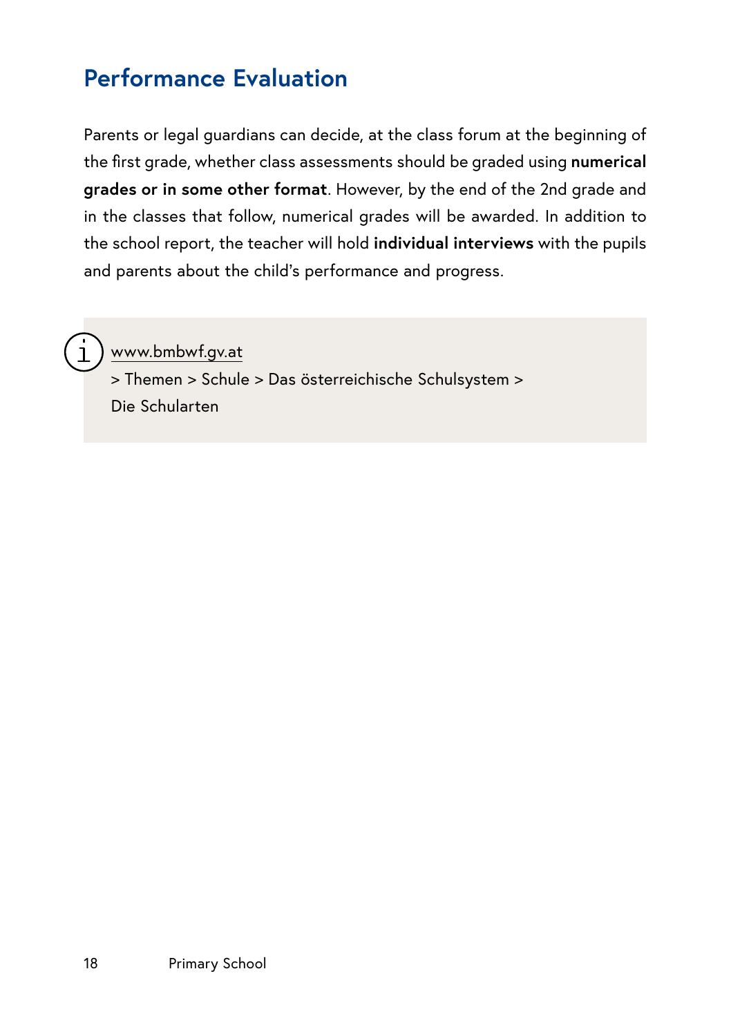## Performance Evaluation

Parents or legal guardians can decide, at the class forum at the beginning of the first grade, whether class assessments should be graded using **numerical grades or in some other format**. However, by the end of the 2nd grade and in the classes that follow, numerical grades will be awarded. In addition to the school report, the teacher will hold **individual interviews** with the pupils and parents about the child's performance and progress.

> www.bmbwf.gv.at
> > Themen > Schule > Das österreichische Schulsystem > Die Schularten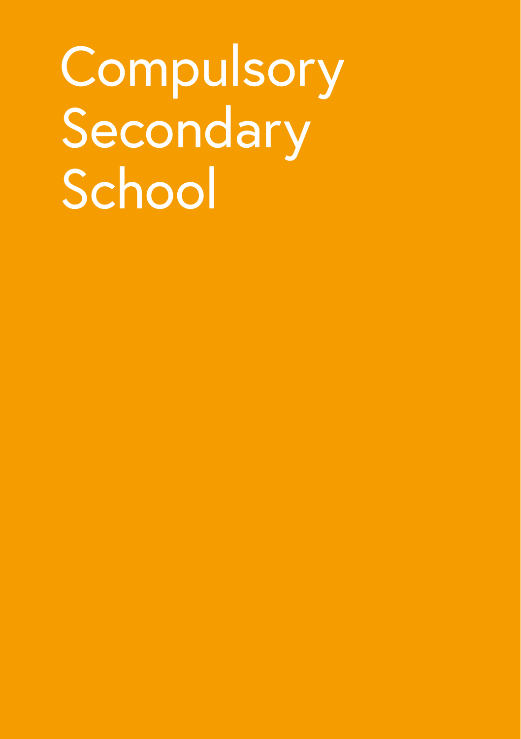# Compulsory Secondary School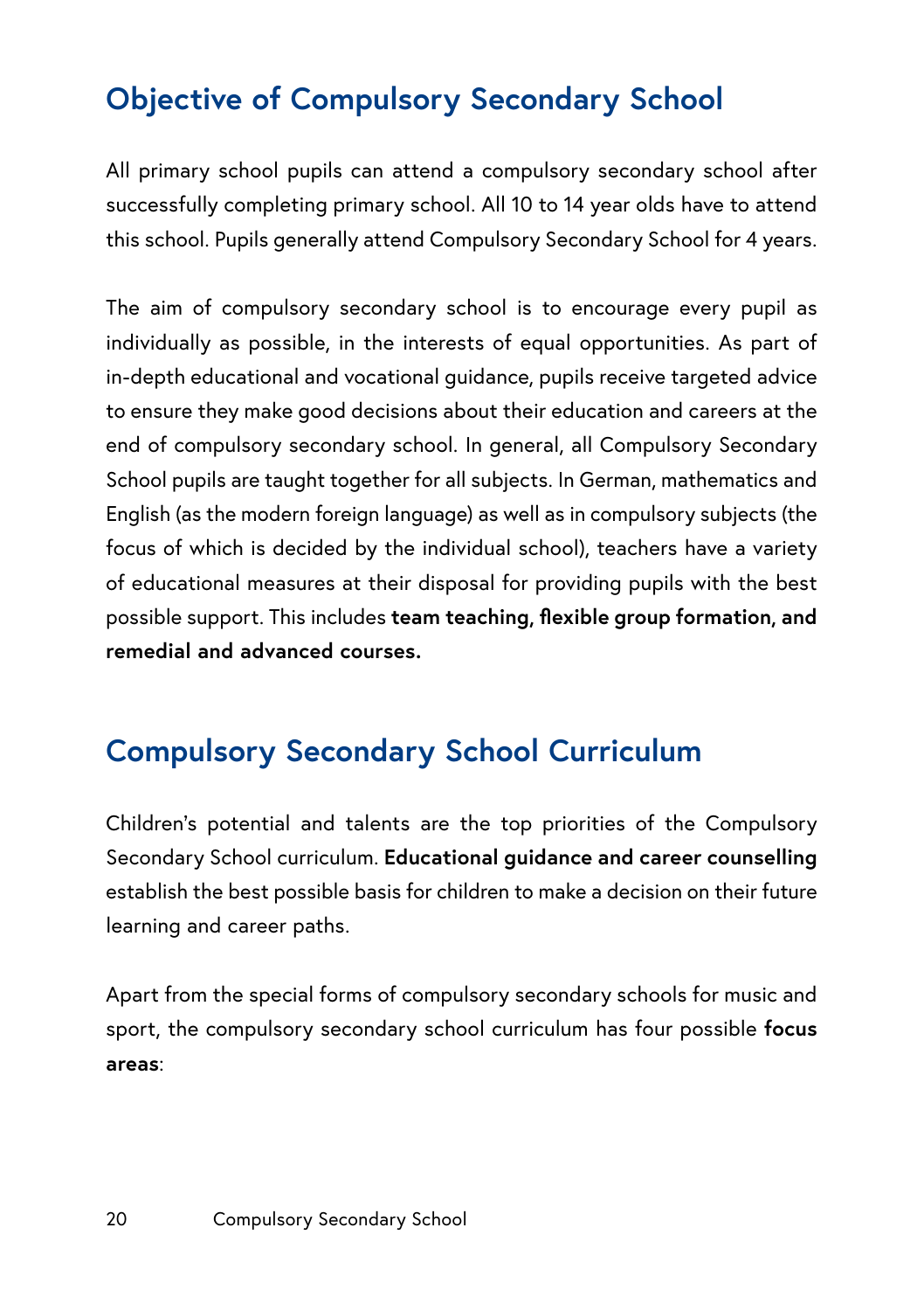## Objective of Compulsory Secondary School

All primary school pupils can attend a compulsory secondary school after successfully completing primary school. All 10 to 14 year olds have to attend this school. Pupils generally attend Compulsory Secondary School for 4 years.

The aim of compulsory secondary school is to encourage every pupil as individually as possible, in the interests of equal opportunities. As part of in-depth educational and vocational guidance, pupils receive targeted advice to ensure they make good decisions about their education and careers at the end of compulsory secondary school. In general, all Compulsory Secondary School pupils are taught together for all subjects. In German, mathematics and English (as the modern foreign language) as well as in compulsory subjects (the focus of which is decided by the individual school), teachers have a variety of educational measures at their disposal for providing pupils with the best possible support. This includes **team teaching, flexible group formation, and remedial and advanced courses.**

## Compulsory Secondary School Curriculum

Children's potential and talents are the top priorities of the Compulsory Secondary School curriculum. **Educational guidance and career counselling** establish the best possible basis for children to make a decision on their future learning and career paths.

Apart from the special forms of compulsory secondary schools for music and sport, the compulsory secondary school curriculum has four possible **focus areas**: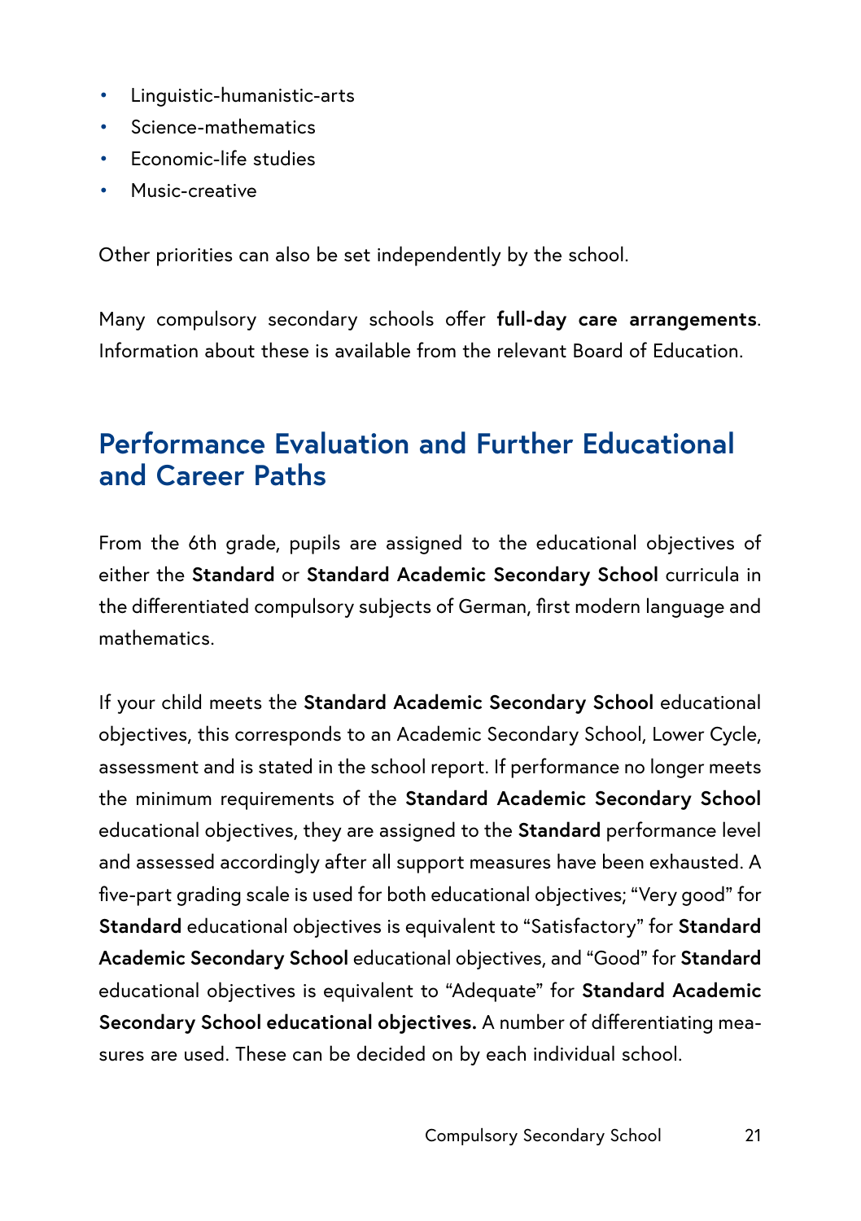- Linguistic-humanistic-arts
- Science-mathematics
- Economic-life studies
- Music-creative

Other priorities can also be set independently by the school.

Many compulsory secondary schools offer **full-day care arrangements**. Information about these is available from the relevant Board of Education.

## Performance Evaluation and Further Educational and Career Paths

From the 6th grade, pupils are assigned to the educational objectives of either the **Standard** or **Standard Academic Secondary School** curricula in the differentiated compulsory subjects of German, first modern language and mathematics.

If your child meets the **Standard Academic Secondary School** educational objectives, this corresponds to an Academic Secondary School, Lower Cycle, assessment and is stated in the school report. If performance no longer meets the minimum requirements of the **Standard Academic Secondary School** educational objectives, they are assigned to the **Standard** performance level and assessed accordingly after all support measures have been exhausted. A five-part grading scale is used for both educational objectives; "Very good" for **Standard** educational objectives is equivalent to "Satisfactory" for **Standard Academic Secondary School** educational objectives, and "Good" for **Standard** educational objectives is equivalent to "Adequate" for **Standard Academic Secondary School educational objectives.** A number of differentiating measures are used. These can be decided on by each individual school.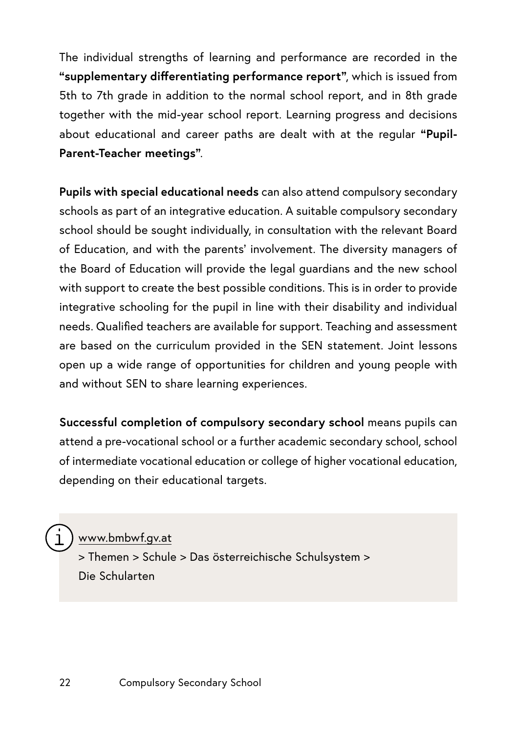The individual strengths of learning and performance are recorded in the **"supplementary differentiating performance report"**, which is issued from 5th to 7th grade in addition to the normal school report, and in 8th grade together with the mid-year school report. Learning progress and decisions about educational and career paths are dealt with at the regular **"Pupil-Parent-Teacher meetings"**.

**Pupils with special educational needs** can also attend compulsory secondary schools as part of an integrative education. A suitable compulsory secondary school should be sought individually, in consultation with the relevant Board of Education, and with the parents' involvement. The diversity managers of the Board of Education will provide the legal guardians and the new school with support to create the best possible conditions. This is in order to provide integrative schooling for the pupil in line with their disability and individual needs. Qualified teachers are available for support. Teaching and assessment are based on the curriculum provided in the SEN statement. Joint lessons open up a wide range of opportunities for children and young people with and without SEN to share learning experiences.

**Successful completion of compulsory secondary school** means pupils can attend a pre-vocational school or a further academic secondary school, school of intermediate vocational education or college of higher vocational education, depending on their educational targets.

> www.bmbwf.gv.at
> > Themen > Schule > Das österreichische Schulsystem > Die Schularten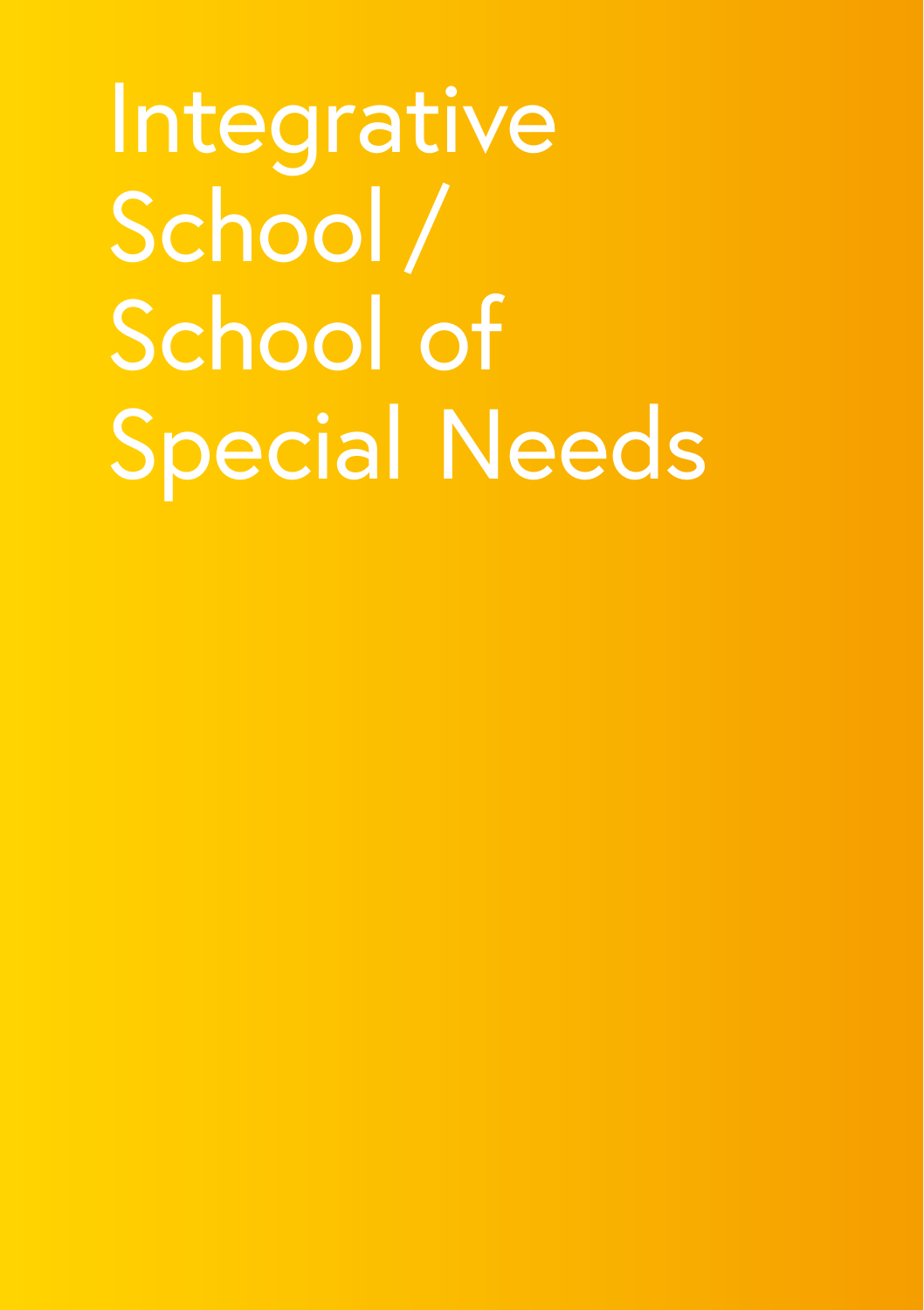# Integrative School / School of Special Needs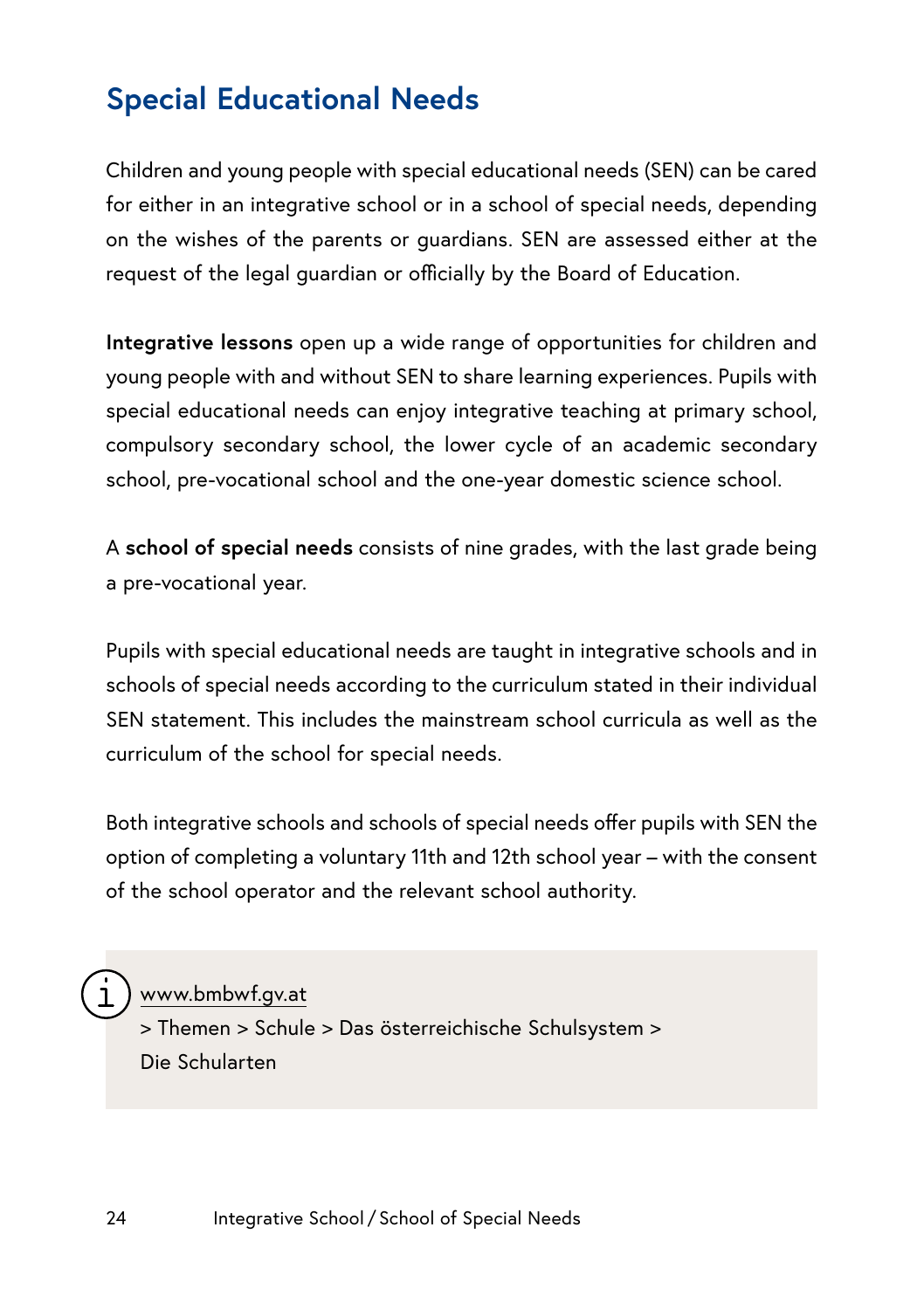## Special Educational Needs

Children and young people with special educational needs (SEN) can be cared for either in an integrative school or in a school of special needs, depending on the wishes of the parents or guardians. SEN are assessed either at the request of the legal guardian or officially by the Board of Education.

**Integrative lessons** open up a wide range of opportunities for children and young people with and without SEN to share learning experiences. Pupils with special educational needs can enjoy integrative teaching at primary school, compulsory secondary school, the lower cycle of an academic secondary school, pre-vocational school and the one-year domestic science school.

A **school of special needs** consists of nine grades, with the last grade being a pre-vocational year.

Pupils with special educational needs are taught in integrative schools and in schools of special needs according to the curriculum stated in their individual SEN statement. This includes the mainstream school curricula as well as the curriculum of the school for special needs.

Both integrative schools and schools of special needs offer pupils with SEN the option of completing a voluntary 11th and 12th school year – with the consent of the school operator and the relevant school authority.

www.bmbwf.gv.at
> Themen > Schule > Das österreichische Schulsystem > Die Schularten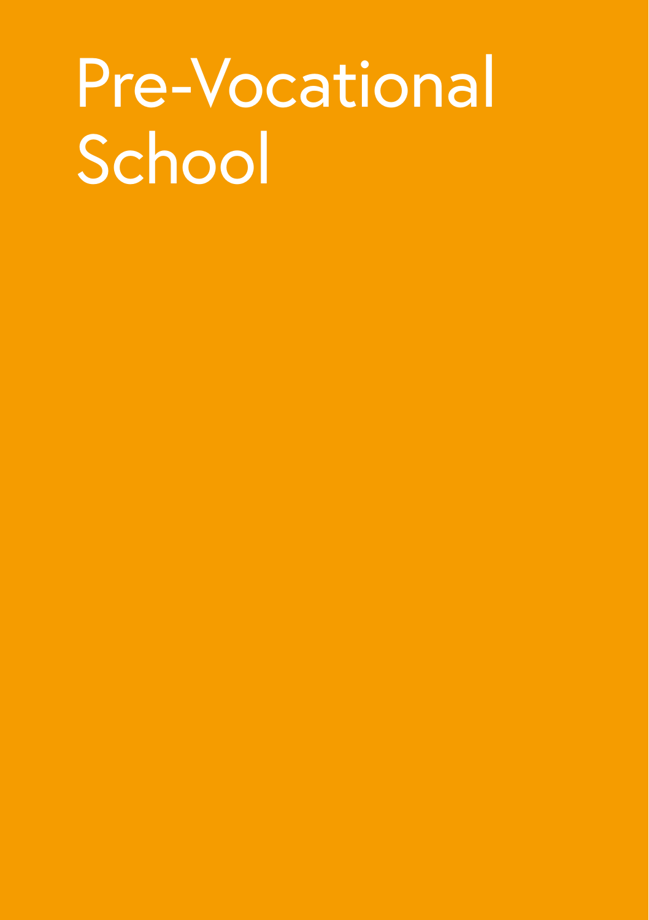# Pre-Vocational School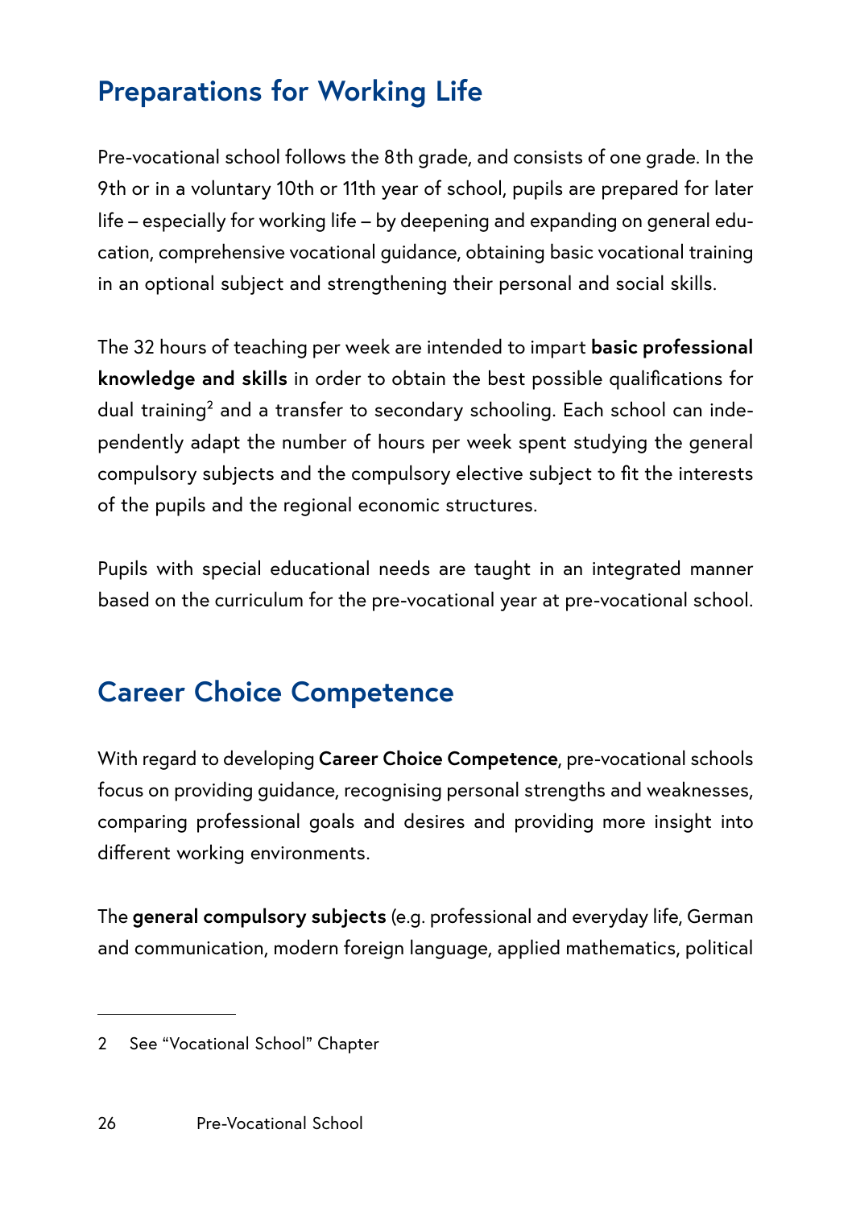## Preparations for Working Life

Pre-vocational school follows the 8th grade, and consists of one grade. In the 9th or in a voluntary 10th or 11th year of school, pupils are prepared for later life – especially for working life – by deepening and expanding on general education, comprehensive vocational guidance, obtaining basic vocational training in an optional subject and strengthening their personal and social skills.

The 32 hours of teaching per week are intended to impart **basic professional knowledge and skills** in order to obtain the best possible qualifications for dual training[2] and a transfer to secondary schooling. Each school can independently adapt the number of hours per week spent studying the general compulsory subjects and the compulsory elective subject to fit the interests of the pupils and the regional economic structures.

Pupils with special educational needs are taught in an integrated manner based on the curriculum for the pre-vocational year at pre-vocational school.

## Career Choice Competence

With regard to developing **Career Choice Competence**, pre-vocational schools focus on providing guidance, recognising personal strengths and weaknesses, comparing professional goals and desires and providing more insight into different working environments.

The **general compulsory subjects** (e.g. professional and everyday life, German and communication, modern foreign language, applied mathematics, political

---

2 See "Vocational School" Chapter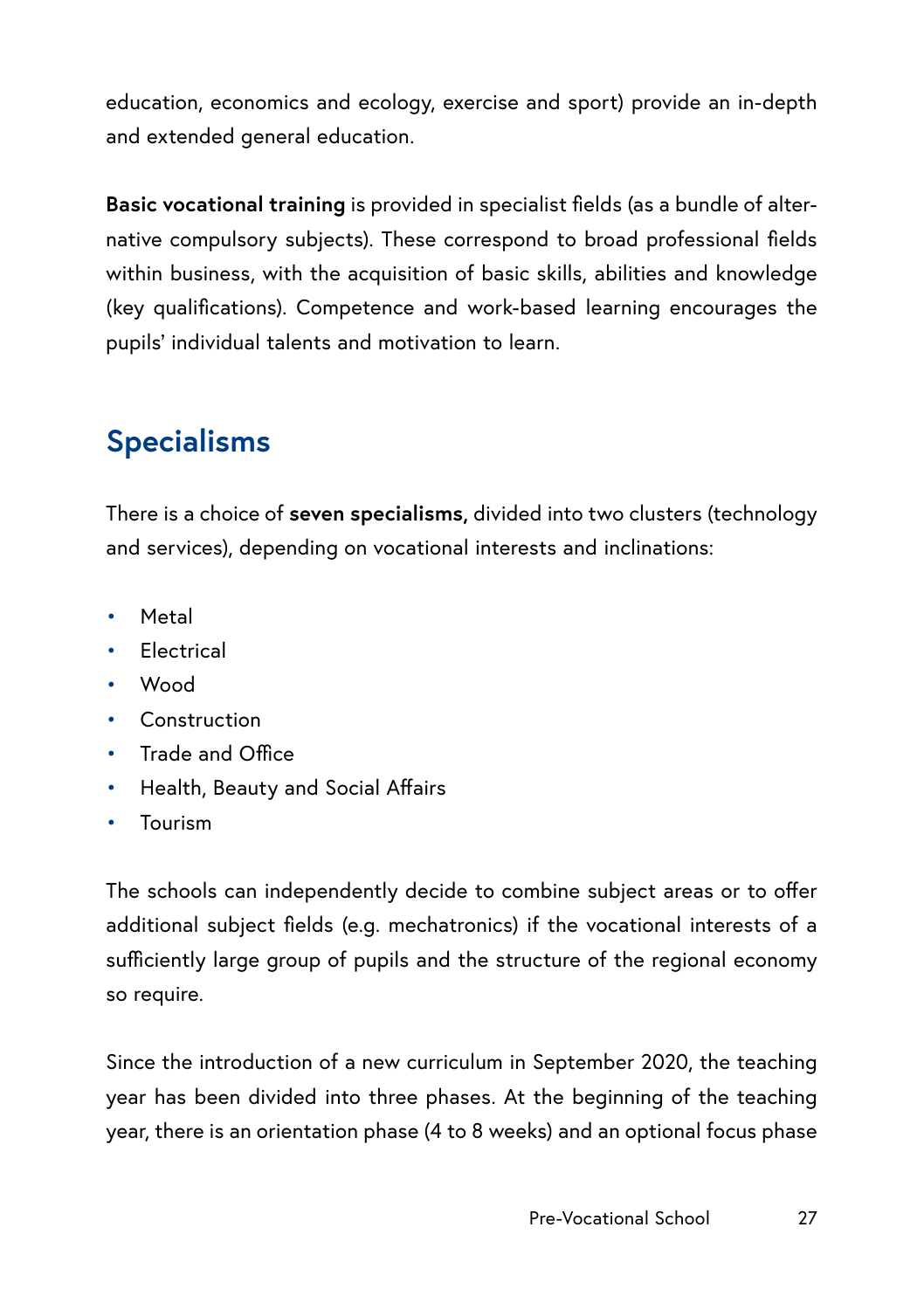education, economics and ecology, exercise and sport) provide an in-depth and extended general education.

**Basic vocational training** is provided in specialist fields (as a bundle of alternative compulsory subjects). These correspond to broad professional fields within business, with the acquisition of basic skills, abilities and knowledge (key qualifications). Competence and work-based learning encourages the pupils' individual talents and motivation to learn.

## Specialisms

There is a choice of **seven specialisms,** divided into two clusters (technology and services), depending on vocational interests and inclinations:

- Metal
- Electrical
- Wood
- Construction
- Trade and Office
- Health, Beauty and Social Affairs
- Tourism

The schools can independently decide to combine subject areas or to offer additional subject fields (e.g. mechatronics) if the vocational interests of a sufficiently large group of pupils and the structure of the regional economy so require.

Since the introduction of a new curriculum in September 2020, the teaching year has been divided into three phases. At the beginning of the teaching year, there is an orientation phase (4 to 8 weeks) and an optional focus phase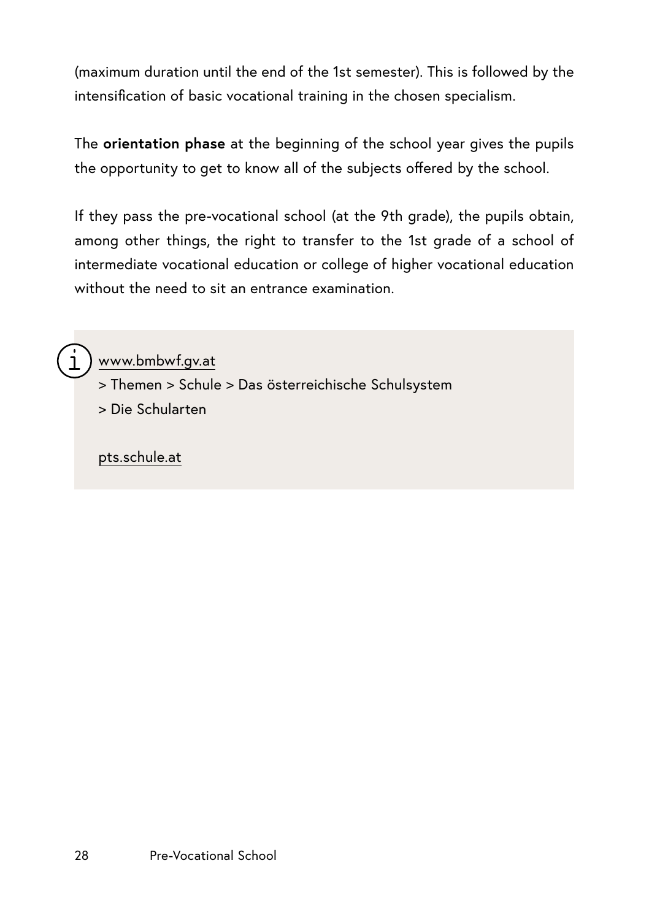(maximum duration until the end of the 1st semester). This is followed by the intensification of basic vocational training in the chosen specialism.

The **orientation phase** at the beginning of the school year gives the pupils the opportunity to get to know all of the subjects offered by the school.

If they pass the pre-vocational school (at the 9th grade), the pupils obtain, among other things, the right to transfer to the 1st grade of a school of intermediate vocational education or college of higher vocational education without the need to sit an entrance examination.

> www.bmbwf.gv.at
> > Themen > Schule > Das österreichische Schulsystem
> > Die Schularten
>
> pts.schule.at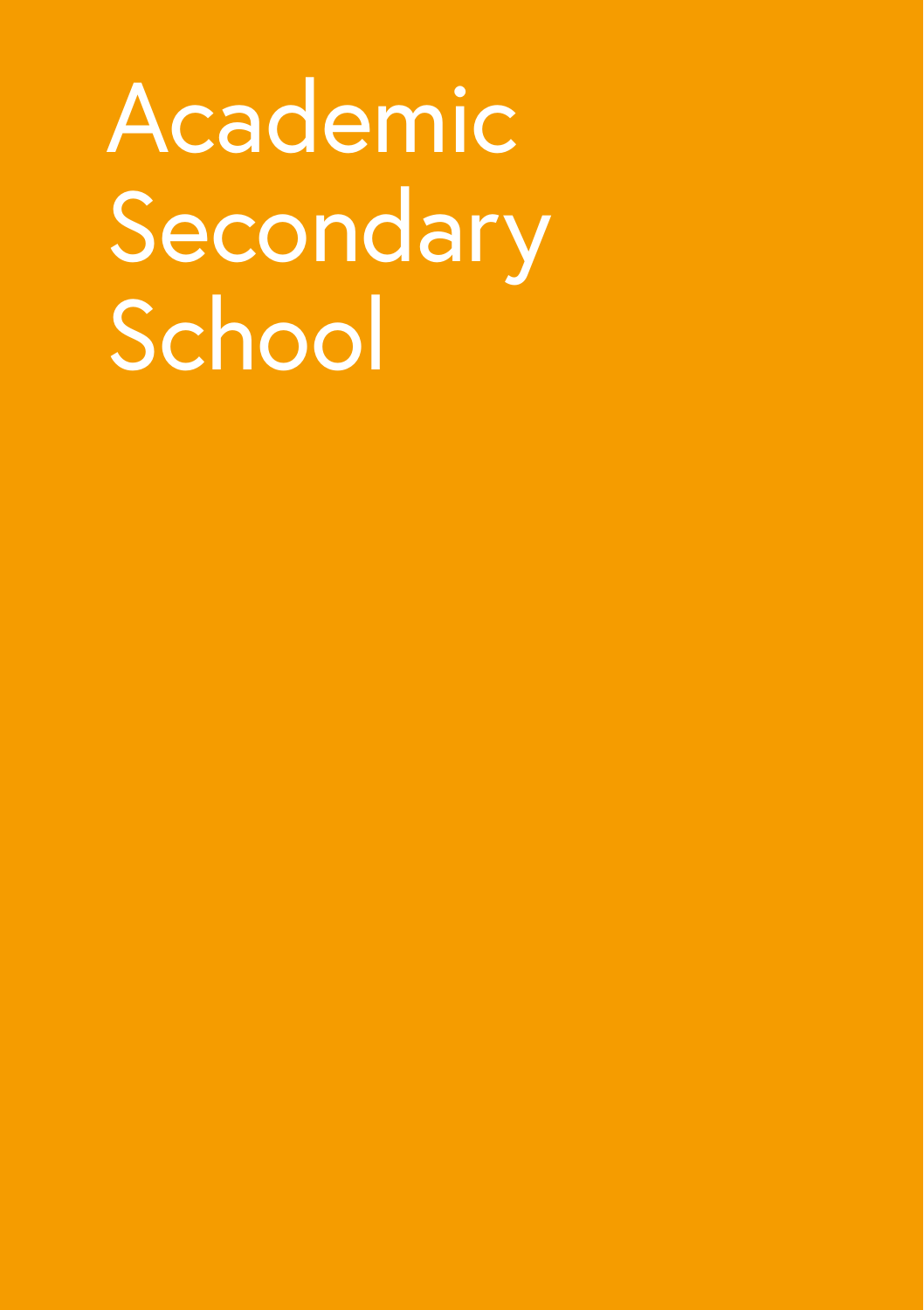# Academic Secondary School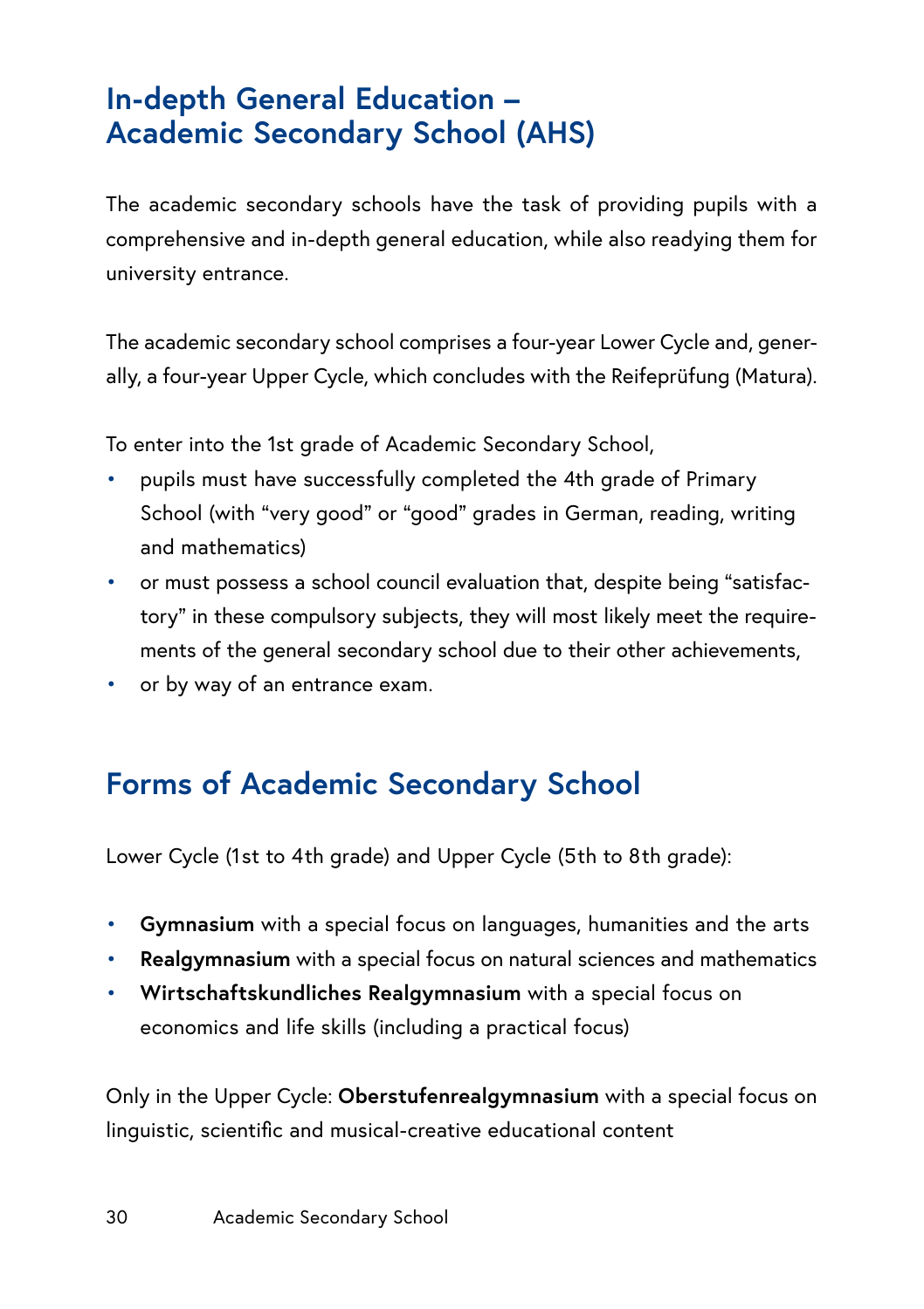## In-depth General Education – Academic Secondary School (AHS)

The academic secondary schools have the task of providing pupils with a comprehensive and in-depth general education, while also readying them for university entrance.

The academic secondary school comprises a four-year Lower Cycle and, generally, a four-year Upper Cycle, which concludes with the Reifeprüfung (Matura).

To enter into the 1st grade of Academic Secondary School,

- pupils must have successfully completed the 4th grade of Primary School (with "very good" or "good" grades in German, reading, writing and mathematics)
- or must possess a school council evaluation that, despite being "satisfactory" in these compulsory subjects, they will most likely meet the requirements of the general secondary school due to their other achievements,
- or by way of an entrance exam.

## Forms of Academic Secondary School

Lower Cycle (1st to 4th grade) and Upper Cycle (5th to 8th grade):

- **Gymnasium** with a special focus on languages, humanities and the arts
- **Realgymnasium** with a special focus on natural sciences and mathematics
- **Wirtschaftskundliches Realgymnasium** with a special focus on economics and life skills (including a practical focus)

Only in the Upper Cycle: **Oberstufenrealgymnasium** with a special focus on linguistic, scientific and musical-creative educational content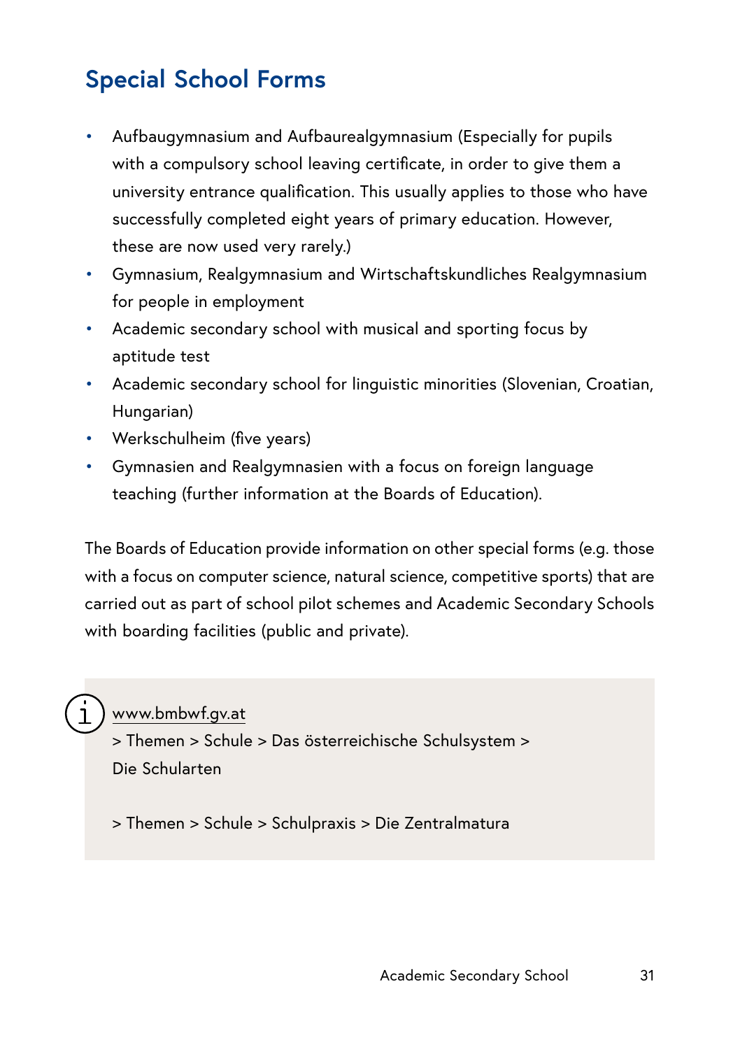## Special School Forms

- Aufbaugymnasium and Aufbaurealgymnasium (Especially for pupils with a compulsory school leaving certificate, in order to give them a university entrance qualification. This usually applies to those who have successfully completed eight years of primary education. However, these are now used very rarely.)
- Gymnasium, Realgymnasium and Wirtschaftskundliches Realgymnasium for people in employment
- Academic secondary school with musical and sporting focus by aptitude test
- Academic secondary school for linguistic minorities (Slovenian, Croatian, Hungarian)
- Werkschulheim (five years)
- Gymnasien and Realgymnasien with a focus on foreign language teaching (further information at the Boards of Education).

The Boards of Education provide information on other special forms (e.g. those with a focus on computer science, natural science, competitive sports) that are carried out as part of school pilot schemes and Academic Secondary Schools with boarding facilities (public and private).

www.bmbwf.gv.at
> Themen > Schule > Das österreichische Schulsystem > Die Schularten

> Themen > Schule > Schulpraxis > Die Zentralmatura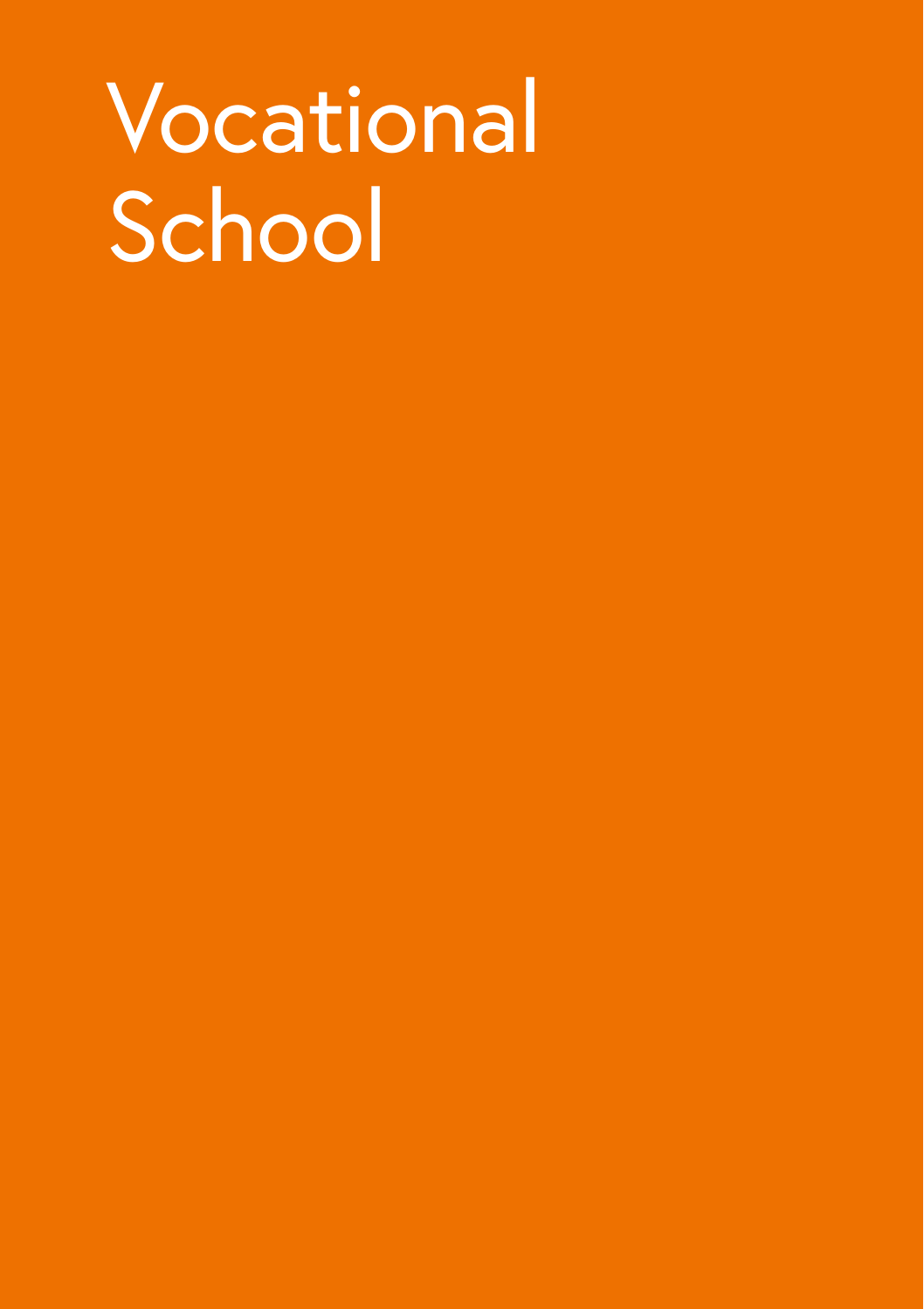# Vocational School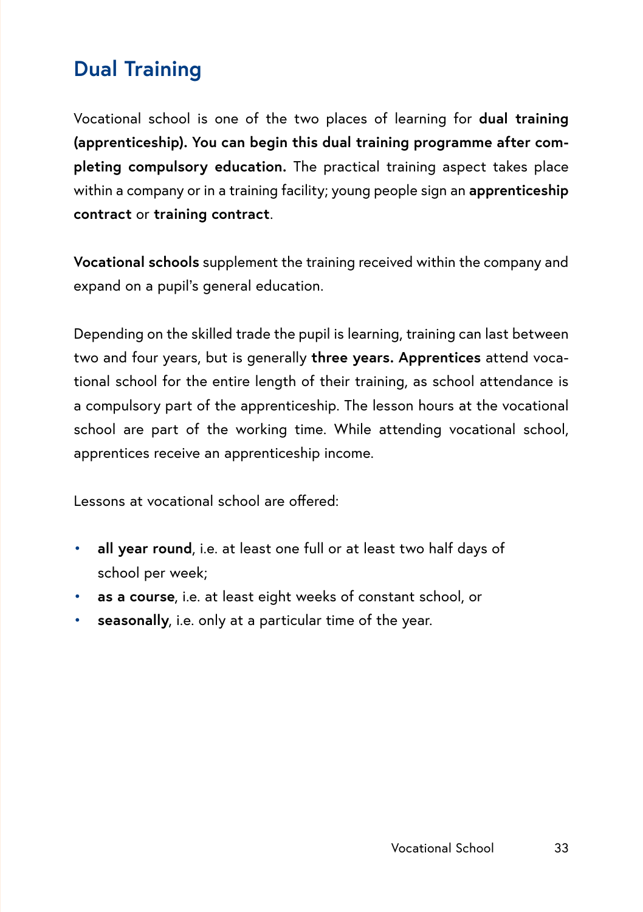## Dual Training

Vocational school is one of the two places of learning for **dual training (apprenticeship). You can begin this dual training programme after completing compulsory education.** The practical training aspect takes place within a company or in a training facility; young people sign an **apprenticeship contract** or **training contract**.

**Vocational schools** supplement the training received within the company and expand on a pupil's general education.

Depending on the skilled trade the pupil is learning, training can last between two and four years, but is generally **three years. Apprentices** attend vocational school for the entire length of their training, as school attendance is a compulsory part of the apprenticeship. The lesson hours at the vocational school are part of the working time. While attending vocational school, apprentices receive an apprenticeship income.

Lessons at vocational school are offered:

- **all year round**, i.e. at least one full or at least two half days of school per week;
- **as a course**, i.e. at least eight weeks of constant school, or
- **seasonally**, i.e. only at a particular time of the year.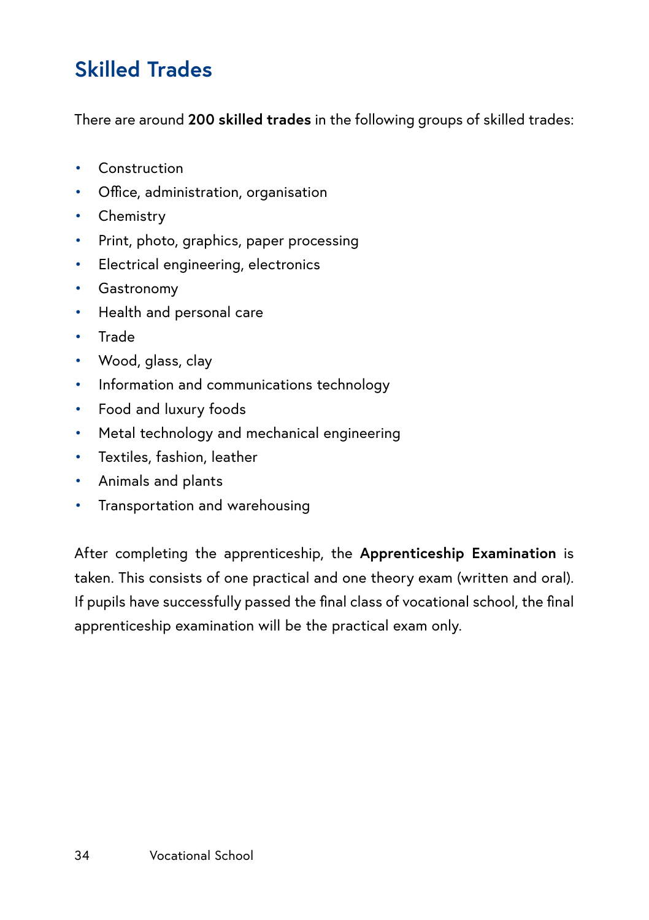## Skilled Trades

There are around **200 skilled trades** in the following groups of skilled trades:

- Construction
- Office, administration, organisation
- Chemistry
- Print, photo, graphics, paper processing
- Electrical engineering, electronics
- Gastronomy
- Health and personal care
- Trade
- Wood, glass, clay
- Information and communications technology
- Food and luxury foods
- Metal technology and mechanical engineering
- Textiles, fashion, leather
- Animals and plants
- Transportation and warehousing

After completing the apprenticeship, the **Apprenticeship Examination** is taken. This consists of one practical and one theory exam (written and oral). If pupils have successfully passed the final class of vocational school, the final apprenticeship examination will be the practical exam only.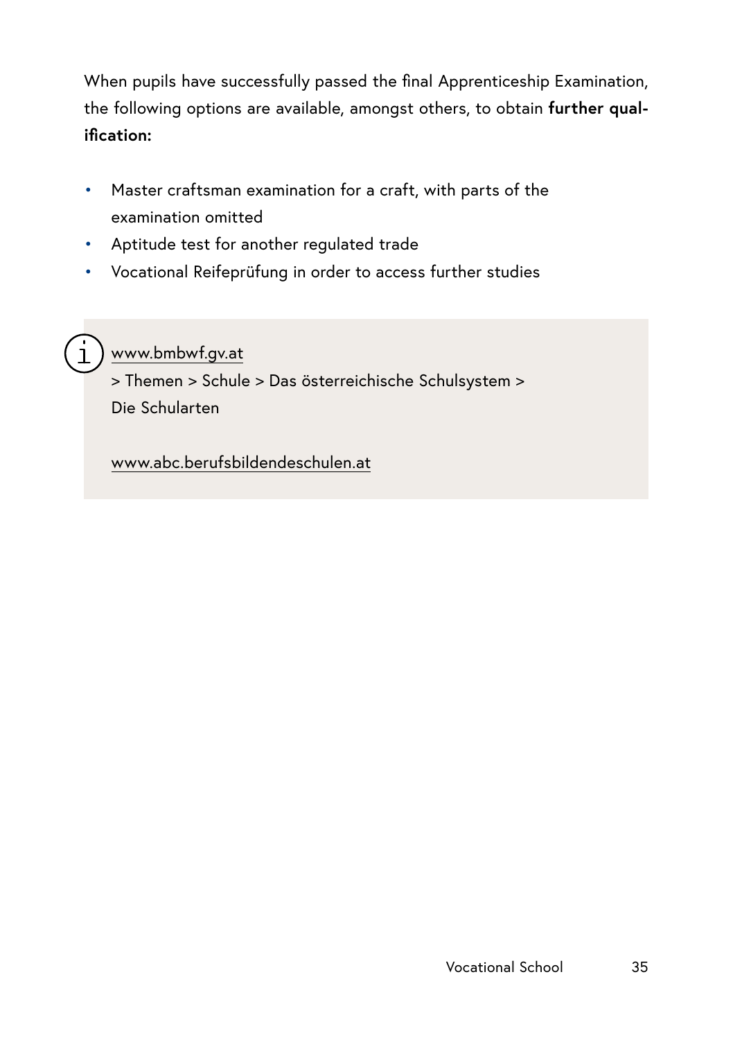When pupils have successfully passed the final Apprenticeship Examination, the following options are available, amongst others, to obtain **further qualification:**

- Master craftsman examination for a craft, with parts of the examination omitted
- Aptitude test for another regulated trade
- Vocational Reifeprüfung in order to access further studies

www.bmbwf.gv.at
> Themen > Schule > Das österreichische Schulsystem > Die Schularten

www.abc.berufsbildendeschulen.at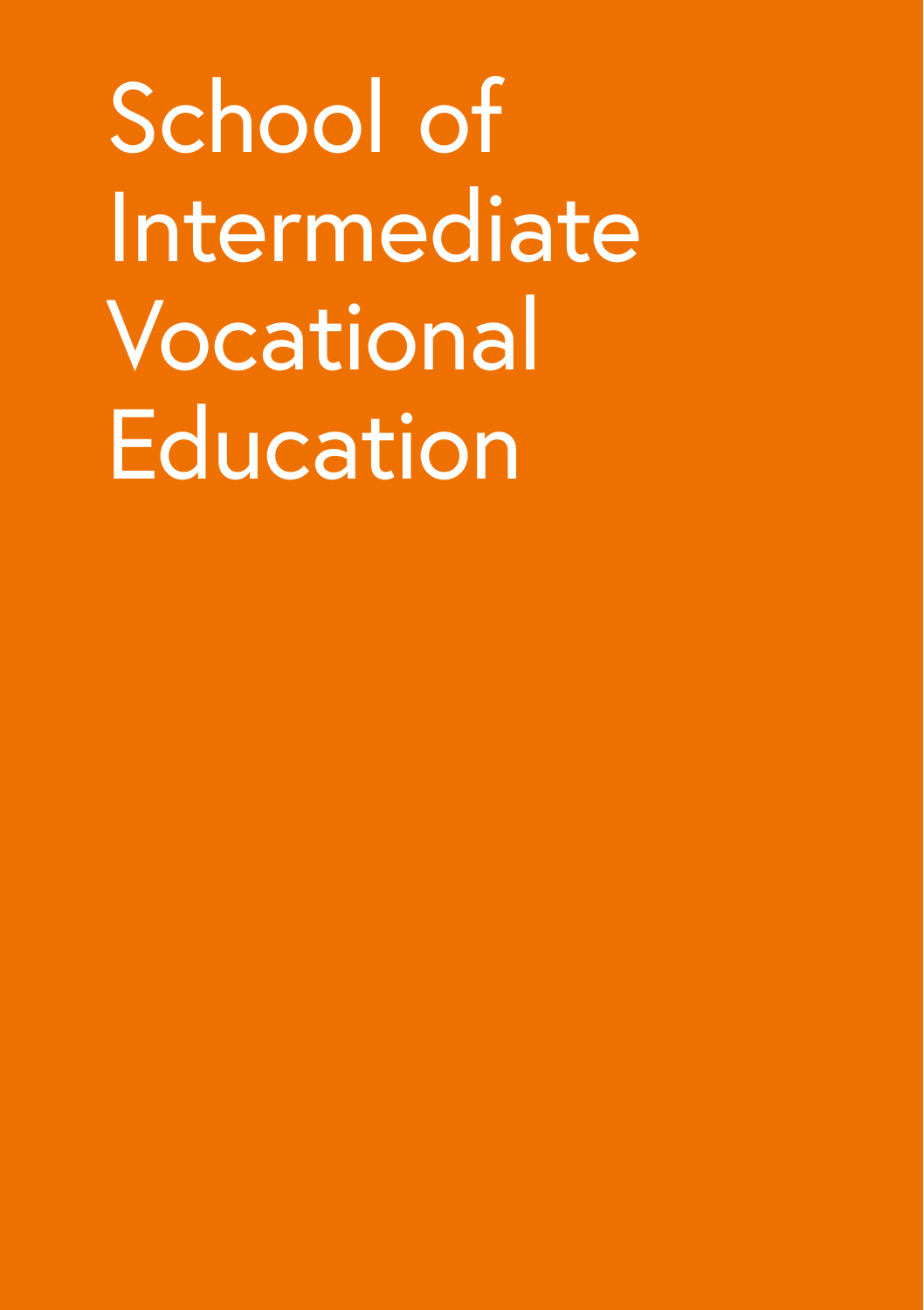# School of Intermediate Vocational Education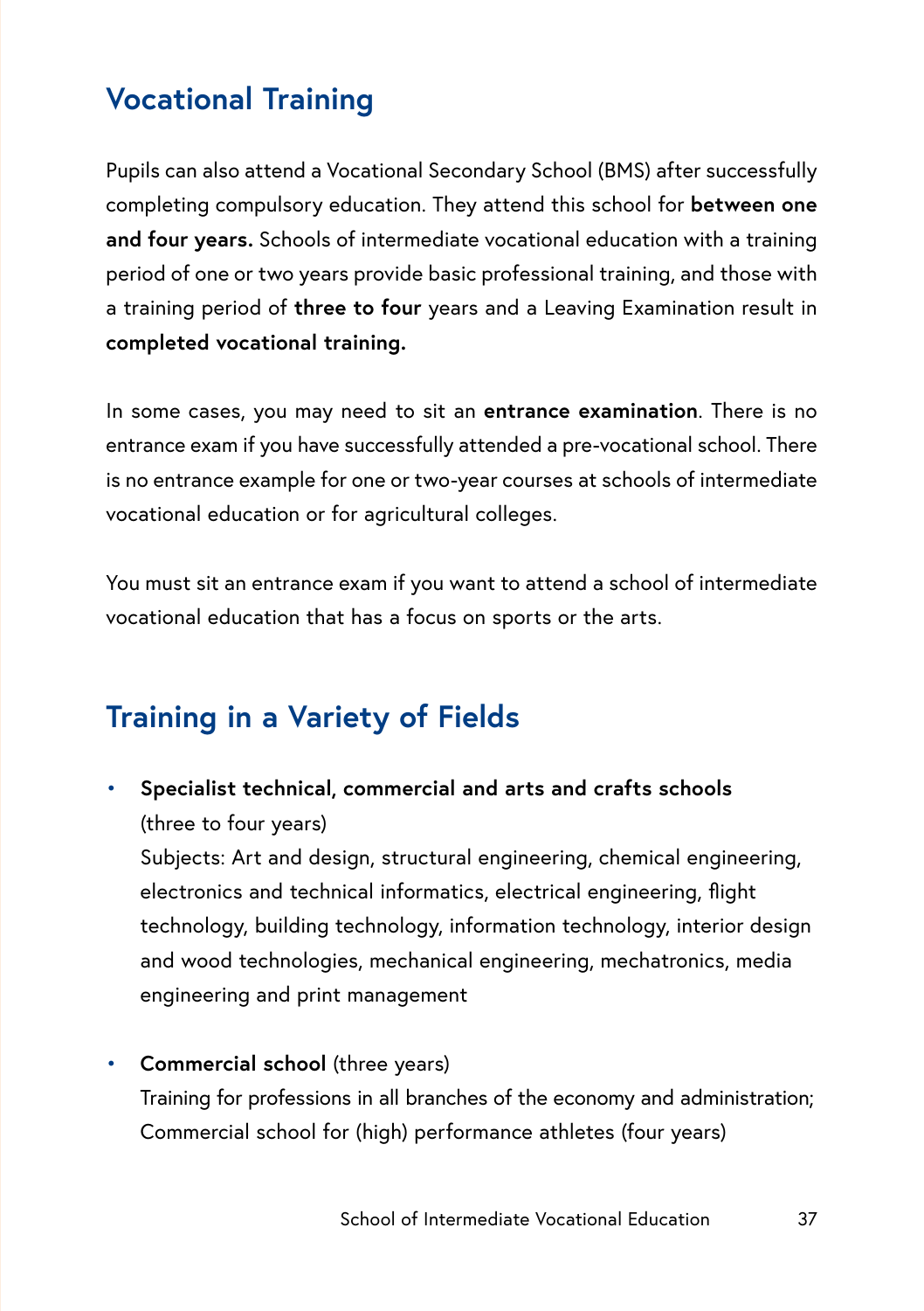## Vocational Training

Pupils can also attend a Vocational Secondary School (BMS) after successfully completing compulsory education. They attend this school for **between one and four years.** Schools of intermediate vocational education with a training period of one or two years provide basic professional training, and those with a training period of **three to four** years and a Leaving Examination result in **completed vocational training.**

In some cases, you may need to sit an **entrance examination**. There is no entrance exam if you have successfully attended a pre-vocational school. There is no entrance example for one or two-year courses at schools of intermediate vocational education or for agricultural colleges.

You must sit an entrance exam if you want to attend a school of intermediate vocational education that has a focus on sports or the arts.

## Training in a Variety of Fields

- **Specialist technical, commercial and arts and crafts schools** (three to four years)
  Subjects: Art and design, structural engineering, chemical engineering, electronics and technical informatics, electrical engineering, flight technology, building technology, information technology, interior design and wood technologies, mechanical engineering, mechatronics, media engineering and print management

- **Commercial school** (three years)
  Training for professions in all branches of the economy and administration; Commercial school for (high) performance athletes (four years)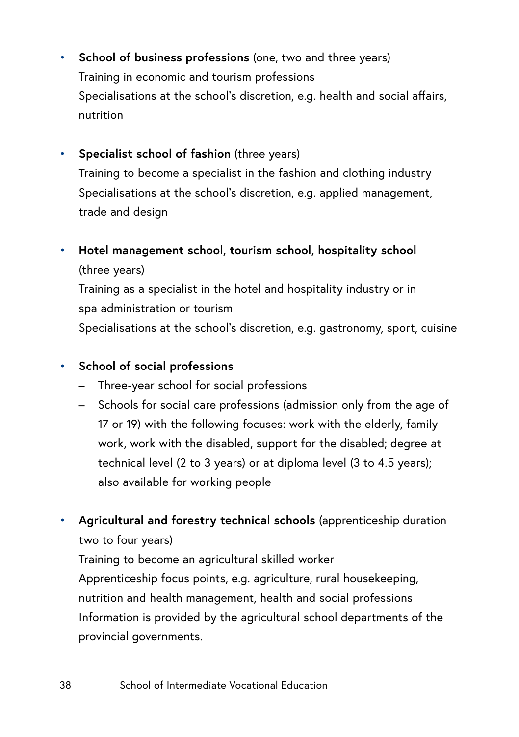- **School of business professions** (one, two and three years)
  Training in economic and tourism professions
  Specialisations at the school's discretion, e.g. health and social affairs, nutrition

- **Specialist school of fashion** (three years)
  Training to become a specialist in the fashion and clothing industry
  Specialisations at the school's discretion, e.g. applied management, trade and design

- **Hotel management school, tourism school, hospitality school** (three years)
  Training as a specialist in the hotel and hospitality industry or in spa administration or tourism
  Specialisations at the school's discretion, e.g. gastronomy, sport, cuisine

- **School of social professions**
  - Three-year school for social professions
  - Schools for social care professions (admission only from the age of 17 or 19) with the following focuses: work with the elderly, family work, work with the disabled, support for the disabled; degree at technical level (2 to 3 years) or at diploma level (3 to 4.5 years); also available for working people

- **Agricultural and forestry technical schools** (apprenticeship duration two to four years)
  Training to become an agricultural skilled worker
  Apprenticeship focus points, e.g. agriculture, rural housekeeping, nutrition and health management, health and social professions
  Information is provided by the agricultural school departments of the provincial governments.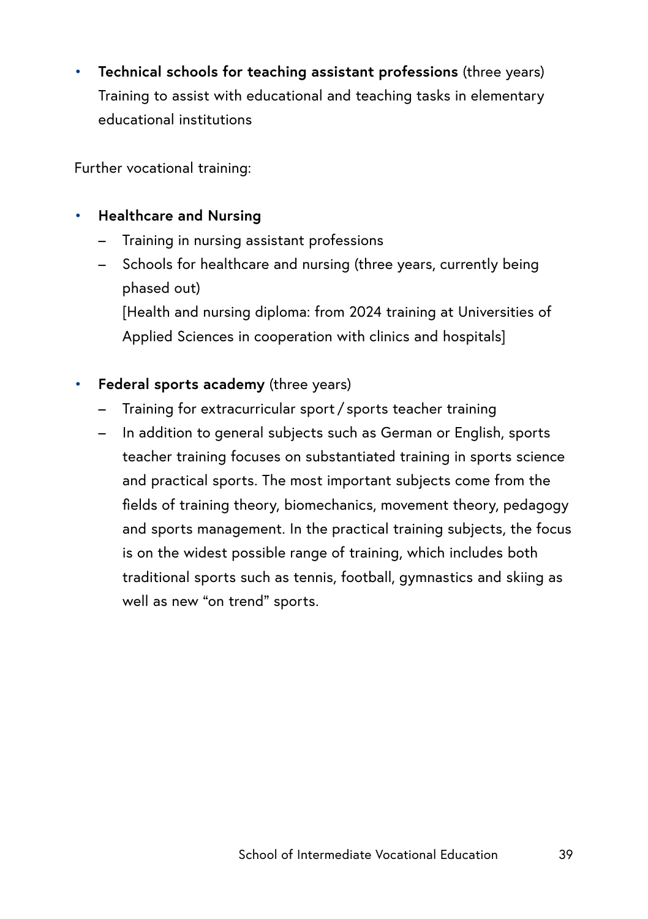- **Technical schools for teaching assistant professions** (three years)
  Training to assist with educational and teaching tasks in elementary educational institutions

Further vocational training:

- **Healthcare and Nursing**
  - Training in nursing assistant professions
  - Schools for healthcare and nursing (three years, currently being phased out)
    [Health and nursing diploma: from 2024 training at Universities of Applied Sciences in cooperation with clinics and hospitals]

- **Federal sports academy** (three years)
  - Training for extracurricular sport / sports teacher training
  - In addition to general subjects such as German or English, sports teacher training focuses on substantiated training in sports science and practical sports. The most important subjects come from the fields of training theory, biomechanics, movement theory, pedagogy and sports management. In the practical training subjects, the focus is on the widest possible range of training, which includes both traditional sports such as tennis, football, gymnastics and skiing as well as new "on trend" sports.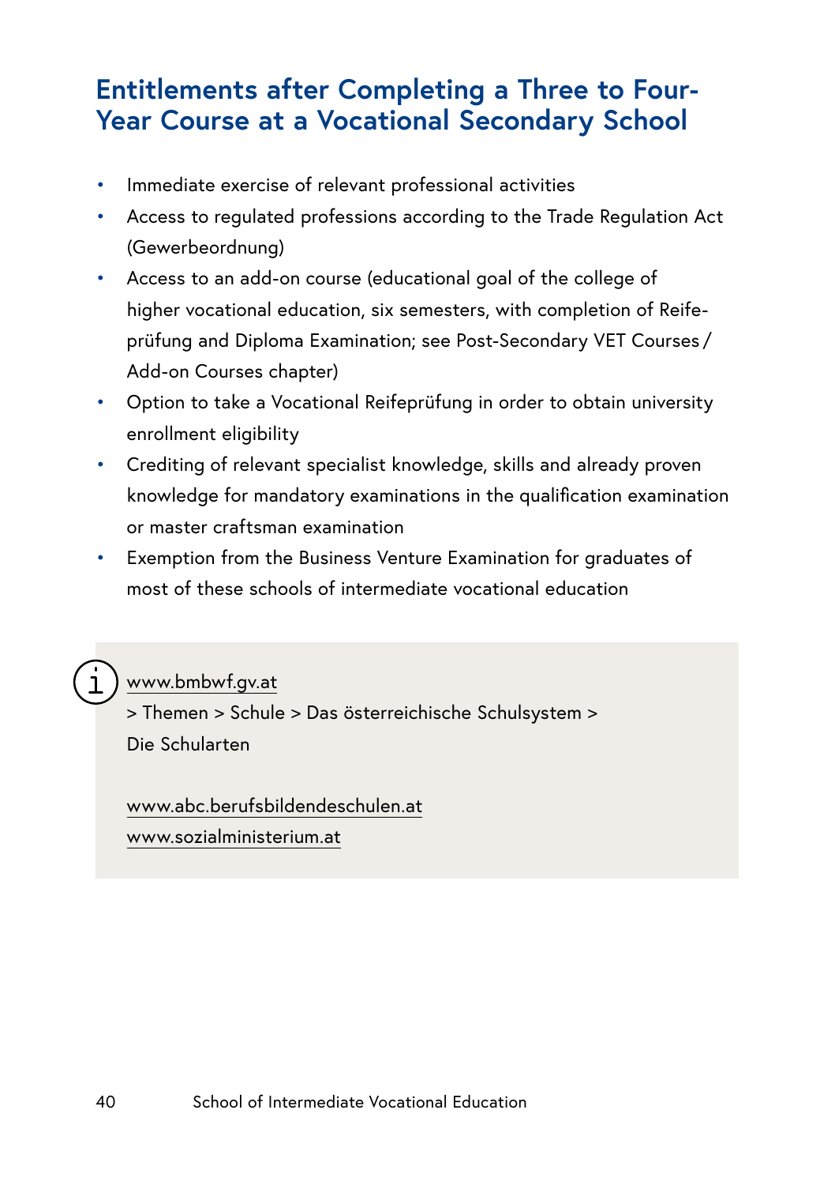## Entitlements after Completing a Three to Four-Year Course at a Vocational Secondary School

- Immediate exercise of relevant professional activities
- Access to regulated professions according to the Trade Regulation Act (Gewerbeordnung)
- Access to an add-on course (educational goal of the college of higher vocational education, six semesters, with completion of Reifeprüfung and Diploma Examination; see Post-Secondary VET Courses / Add-on Courses chapter)
- Option to take a Vocational Reifeprüfung in order to obtain university enrollment eligibility
- Crediting of relevant specialist knowledge, skills and already proven knowledge for mandatory examinations in the qualification examination or master craftsman examination
- Exemption from the Business Venture Examination for graduates of most of these schools of intermediate vocational education

www.bmbwf.gv.at
> Themen > Schule > Das österreichische Schulsystem > Die Schularten

www.abc.berufsbildendeschulen.at
www.sozialministerium.at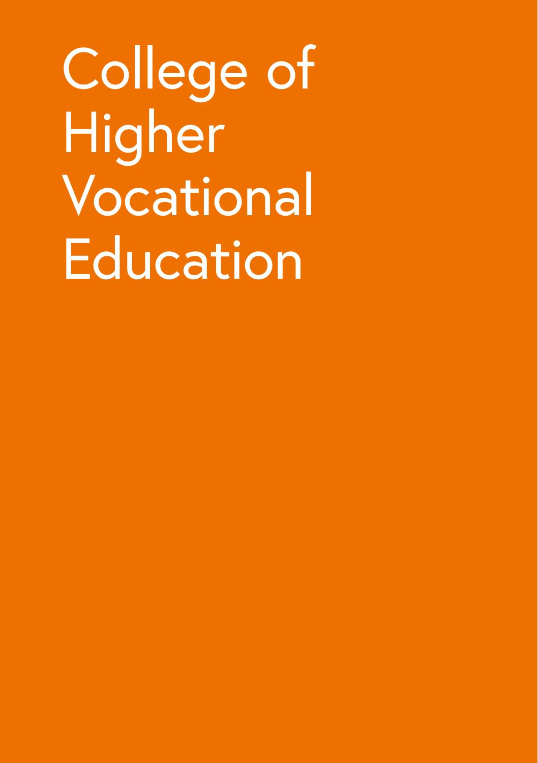# College of Higher Vocational Education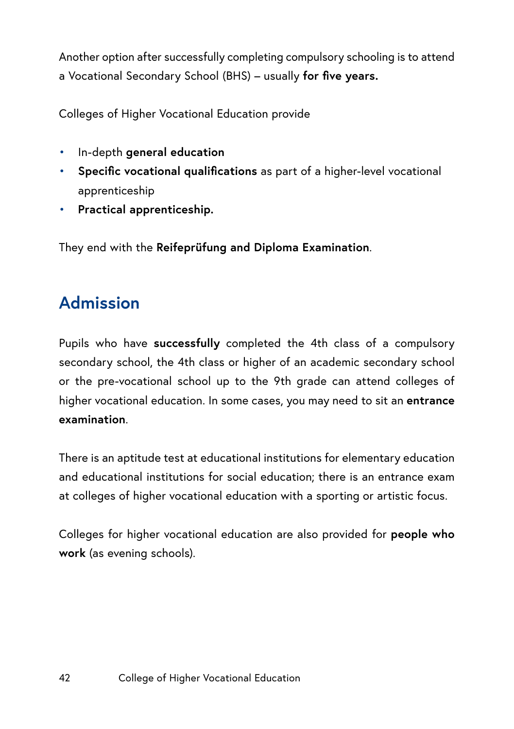Another option after successfully completing compulsory schooling is to attend a Vocational Secondary School (BHS) – usually **for five years.**

Colleges of Higher Vocational Education provide

- In-depth **general education**
- **Specific vocational qualifications** as part of a higher-level vocational apprenticeship
- **Practical apprenticeship.**

They end with the **Reifeprüfung and Diploma Examination**.

## Admission

Pupils who have **successfully** completed the 4th class of a compulsory secondary school, the 4th class or higher of an academic secondary school or the pre-vocational school up to the 9th grade can attend colleges of higher vocational education. In some cases, you may need to sit an **entrance examination**.

There is an aptitude test at educational institutions for elementary education and educational institutions for social education; there is an entrance exam at colleges of higher vocational education with a sporting or artistic focus.

Colleges for higher vocational education are also provided for **people who work** (as evening schools).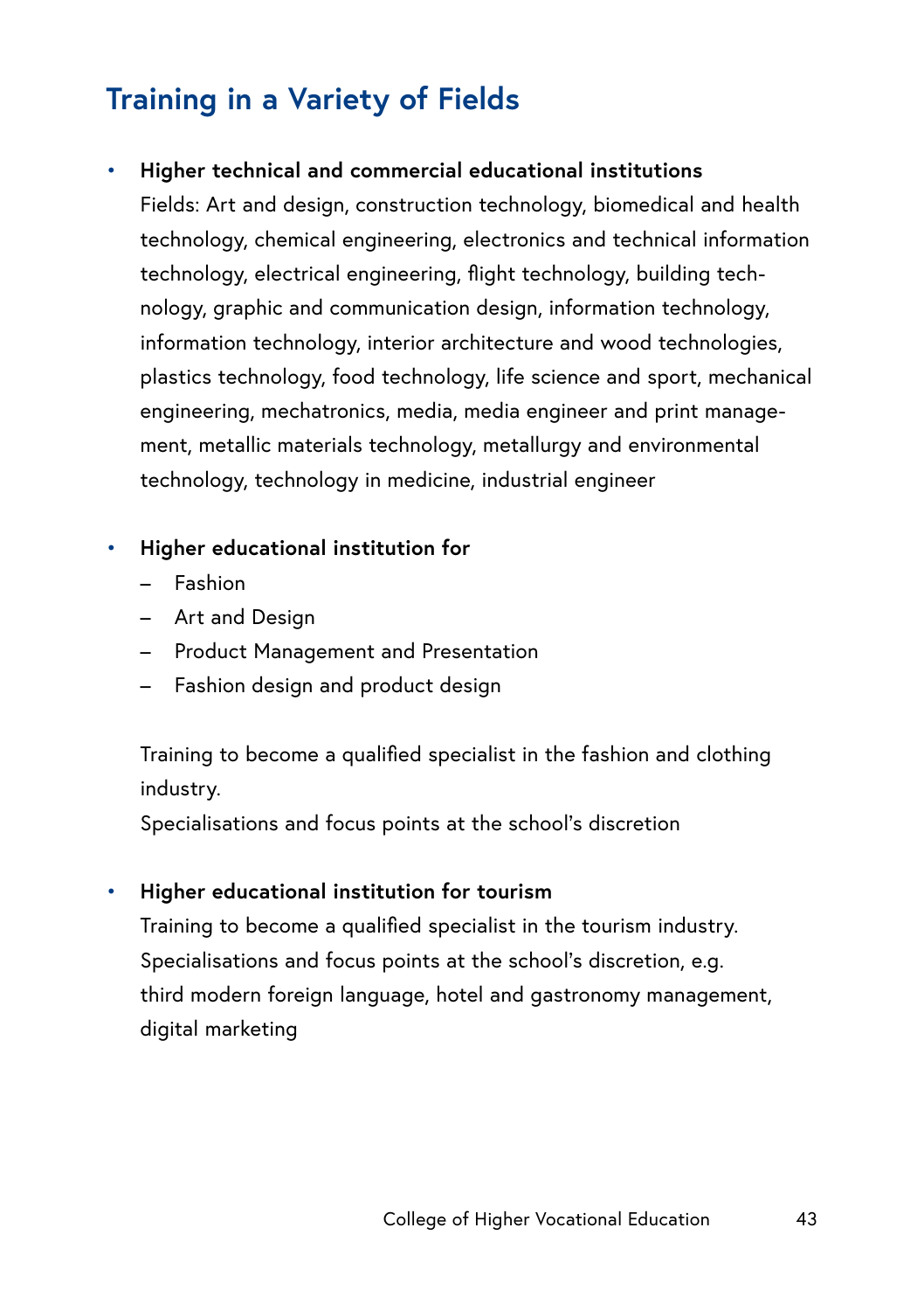## Training in a Variety of Fields

- **Higher technical and commercial educational institutions**
  Fields: Art and design, construction technology, biomedical and health technology, chemical engineering, electronics and technical information technology, electrical engineering, flight technology, building technology, graphic and communication design, information technology, information technology, interior architecture and wood technologies, plastics technology, food technology, life science and sport, mechanical engineering, mechatronics, media, media engineer and print management, metallic materials technology, metallurgy and environmental technology, technology in medicine, industrial engineer

- **Higher educational institution for**
  - Fashion
  - Art and Design
  - Product Management and Presentation
  - Fashion design and product design

  Training to become a qualified specialist in the fashion and clothing industry.
  Specialisations and focus points at the school's discretion

- **Higher educational institution for tourism**
  Training to become a qualified specialist in the tourism industry.
  Specialisations and focus points at the school's discretion, e.g. third modern foreign language, hotel and gastronomy management, digital marketing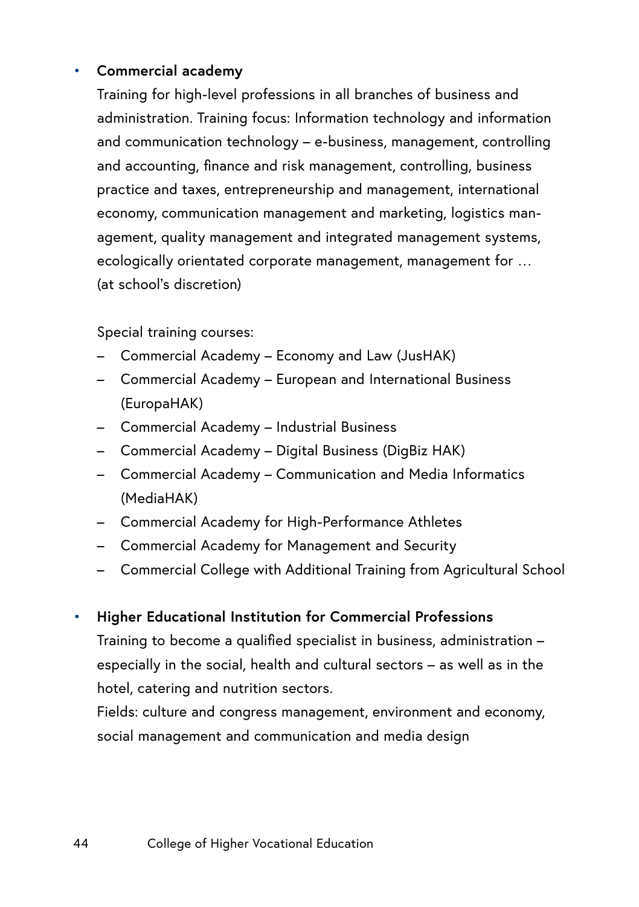- **Commercial academy**

  Training for high-level professions in all branches of business and administration. Training focus: Information technology and information and communication technology – e-business, management, controlling and accounting, finance and risk management, controlling, business practice and taxes, entrepreneurship and management, international economy, communication management and marketing, logistics management, quality management and integrated management systems, ecologically orientated corporate management, management for … (at school's discretion)

  Special training courses:

  - Commercial Academy – Economy and Law (JusHAK)
  - Commercial Academy – European and International Business (EuropaHAK)
  - Commercial Academy – Industrial Business
  - Commercial Academy – Digital Business (DigBiz HAK)
  - Commercial Academy – Communication and Media Informatics (MediaHAK)
  - Commercial Academy for High-Performance Athletes
  - Commercial Academy for Management and Security
  - Commercial College with Additional Training from Agricultural School

- **Higher Educational Institution for Commercial Professions**

  Training to become a qualified specialist in business, administration – especially in the social, health and cultural sectors – as well as in the hotel, catering and nutrition sectors.

  Fields: culture and congress management, environment and economy, social management and communication and media design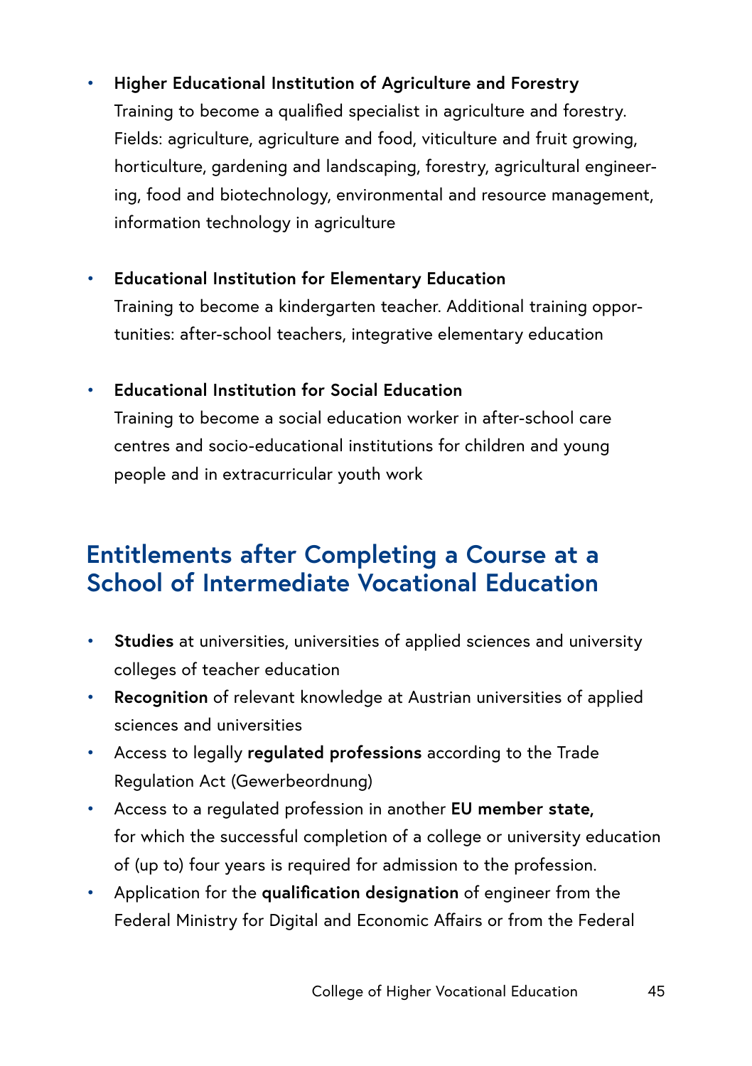- **Higher Educational Institution of Agriculture and Forestry**
  Training to become a qualified specialist in agriculture and forestry. Fields: agriculture, agriculture and food, viticulture and fruit growing, horticulture, gardening and landscaping, forestry, agricultural engineering, food and biotechnology, environmental and resource management, information technology in agriculture

- **Educational Institution for Elementary Education**
  Training to become a kindergarten teacher. Additional training opportunities: after-school teachers, integrative elementary education

- **Educational Institution for Social Education**
  Training to become a social education worker in after-school care centres and socio-educational institutions for children and young people and in extracurricular youth work

## Entitlements after Completing a Course at a School of Intermediate Vocational Education

- **Studies** at universities, universities of applied sciences and university colleges of teacher education
- **Recognition** of relevant knowledge at Austrian universities of applied sciences and universities
- Access to legally **regulated professions** according to the Trade Regulation Act (Gewerbeordnung)
- Access to a regulated profession in another **EU member state,** for which the successful completion of a college or university education of (up to) four years is required for admission to the profession.
- Application for the **qualification designation** of engineer from the Federal Ministry for Digital and Economic Affairs or from the Federal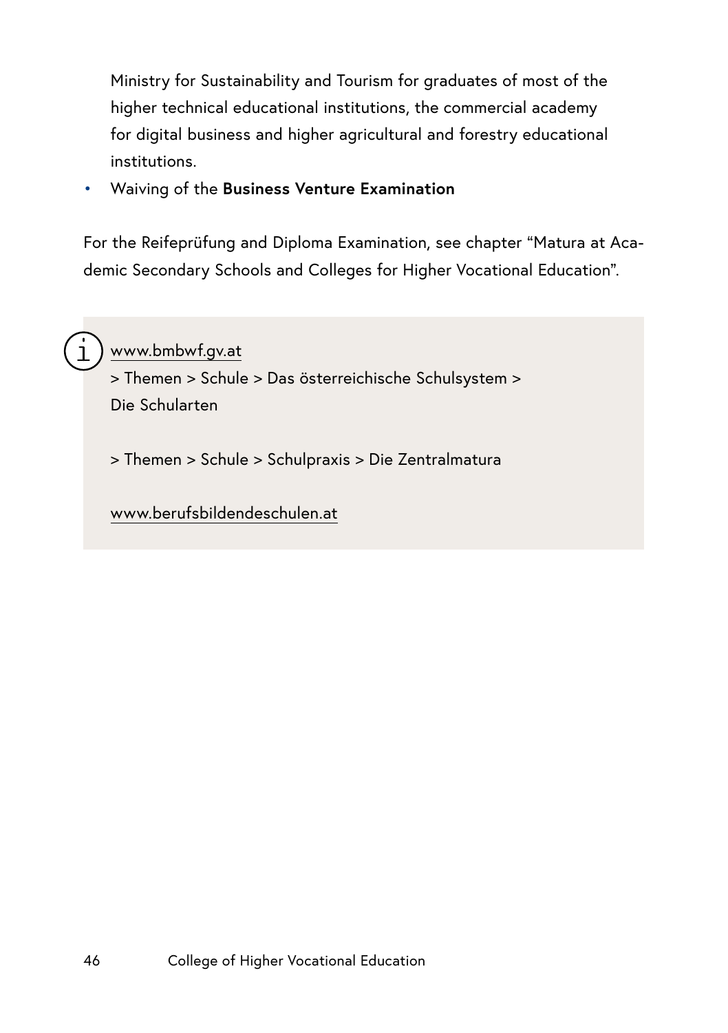Ministry for Sustainability and Tourism for graduates of most of the higher technical educational institutions, the commercial academy for digital business and higher agricultural and forestry educational institutions.

- Waiving of the **Business Venture Examination**

For the Reifeprüfung and Diploma Examination, see chapter "Matura at Academic Secondary Schools and Colleges for Higher Vocational Education".

> www.bmbwf.gv.at
> > Themen > Schule > Das österreichische Schulsystem > Die Schularten
>
> > Themen > Schule > Schulpraxis > Die Zentralmatura
>
> www.berufsbildendeschulen.at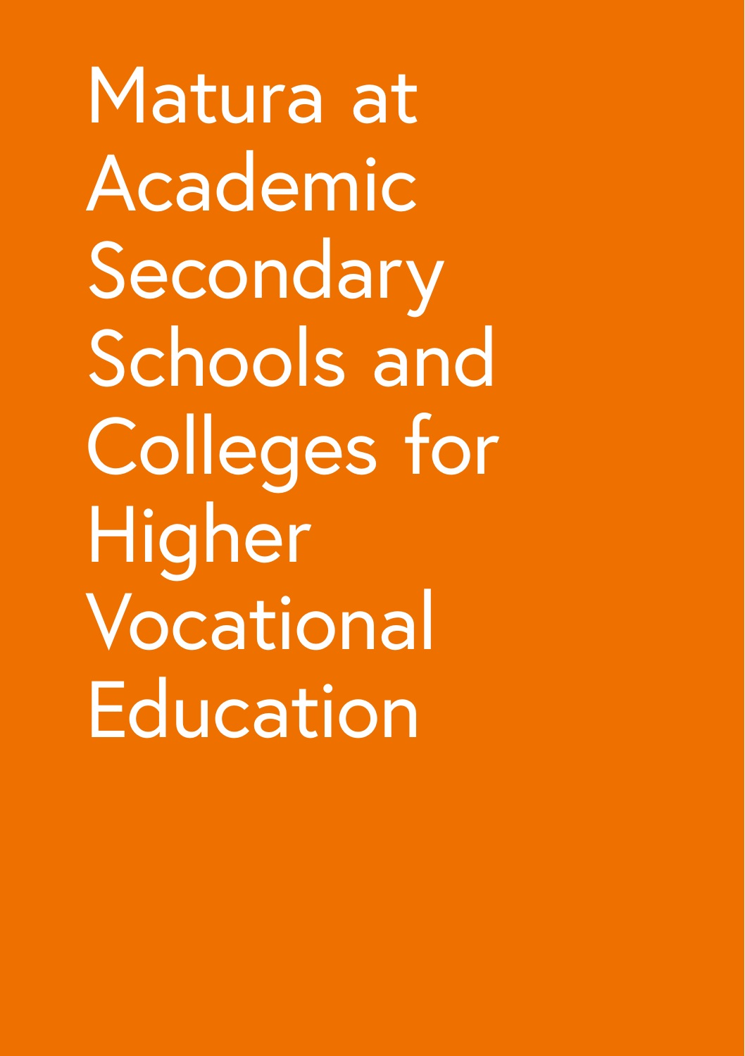# Matura at Academic Secondary Schools and Colleges for Higher Vocational Education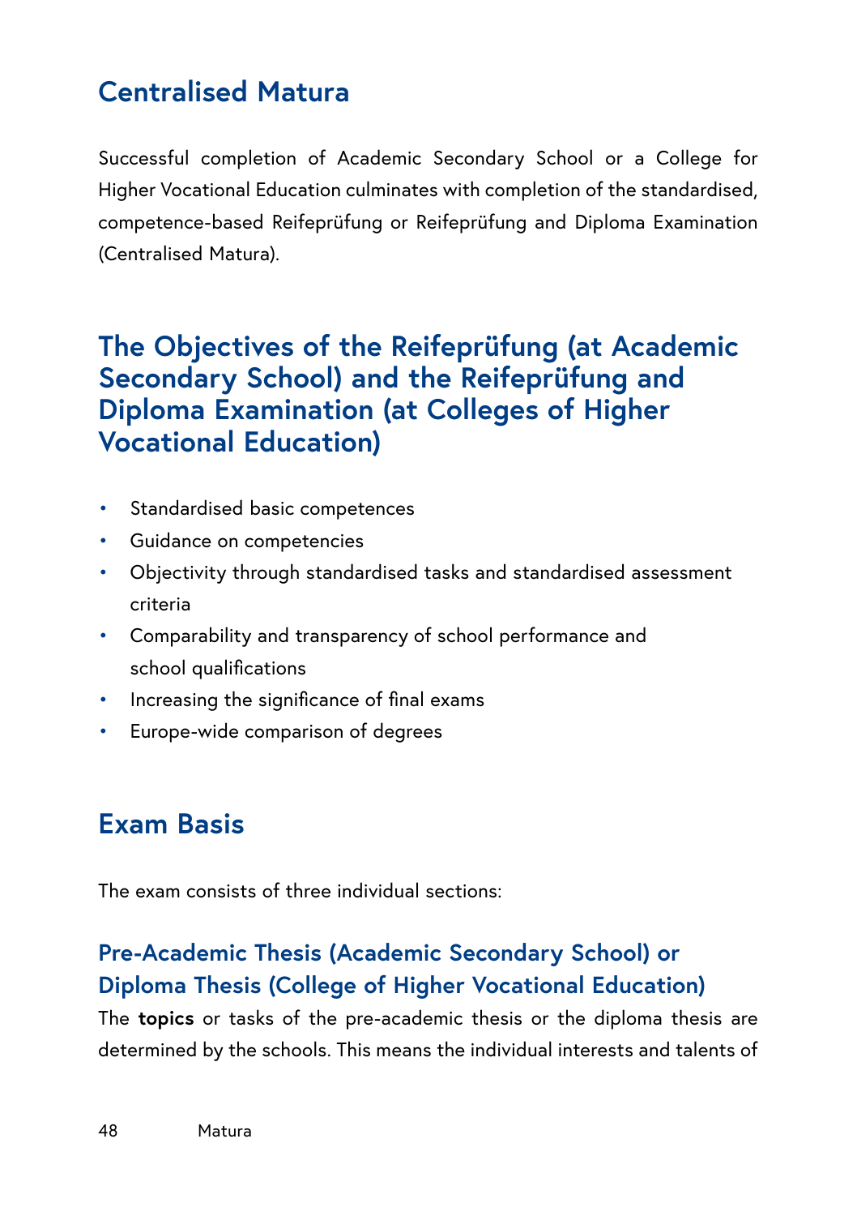## Centralised Matura

Successful completion of Academic Secondary School or a College for Higher Vocational Education culminates with completion of the standardised, competence-based Reifeprüfung or Reifeprüfung and Diploma Examination (Centralised Matura).

## The Objectives of the Reifeprüfung (at Academic Secondary School) and the Reifeprüfung and Diploma Examination (at Colleges of Higher Vocational Education)

- Standardised basic competences
- Guidance on competencies
- Objectivity through standardised tasks and standardised assessment criteria
- Comparability and transparency of school performance and school qualifications
- Increasing the significance of final exams
- Europe-wide comparison of degrees

## Exam Basis

The exam consists of three individual sections:

### Pre-Academic Thesis (Academic Secondary School) or Diploma Thesis (College of Higher Vocational Education)

The **topics** or tasks of the pre-academic thesis or the diploma thesis are determined by the schools. This means the individual interests and talents of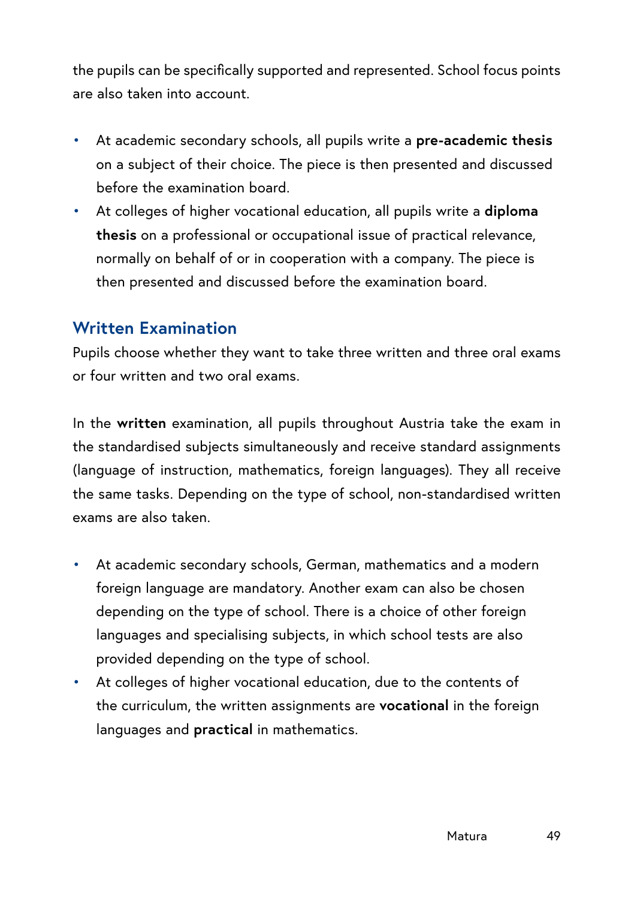the pupils can be specifically supported and represented. School focus points are also taken into account.

- At academic secondary schools, all pupils write a **pre-academic thesis** on a subject of their choice. The piece is then presented and discussed before the examination board.
- At colleges of higher vocational education, all pupils write a **diploma thesis** on a professional or occupational issue of practical relevance, normally on behalf of or in cooperation with a company. The piece is then presented and discussed before the examination board.

## Written Examination

Pupils choose whether they want to take three written and three oral exams or four written and two oral exams.

In the **written** examination, all pupils throughout Austria take the exam in the standardised subjects simultaneously and receive standard assignments (language of instruction, mathematics, foreign languages). They all receive the same tasks. Depending on the type of school, non-standardised written exams are also taken.

- At academic secondary schools, German, mathematics and a modern foreign language are mandatory. Another exam can also be chosen depending on the type of school. There is a choice of other foreign languages and specialising subjects, in which school tests are also provided depending on the type of school.
- At colleges of higher vocational education, due to the contents of the curriculum, the written assignments are **vocational** in the foreign languages and **practical** in mathematics.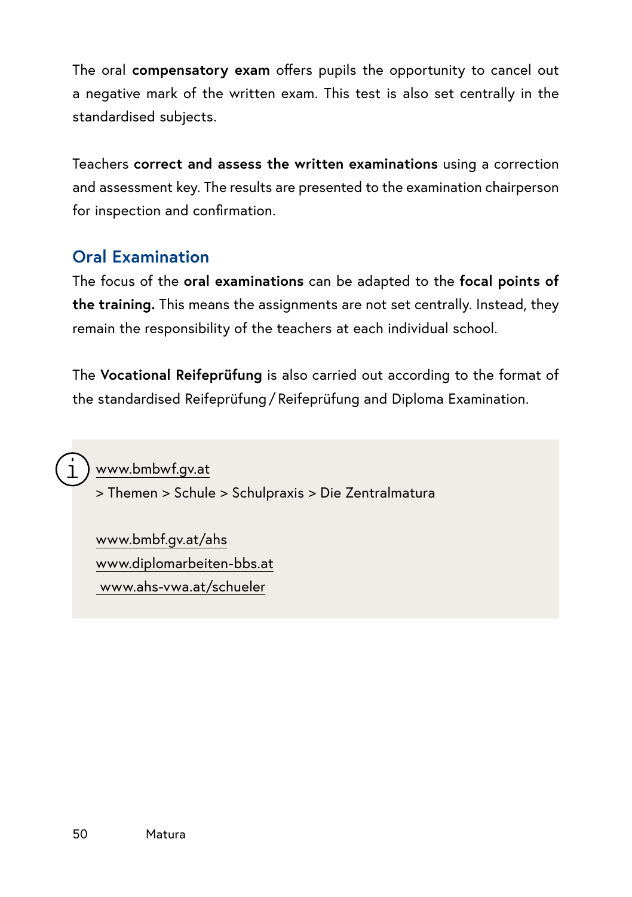The oral **compensatory exam** offers pupils the opportunity to cancel out a negative mark of the written exam. This test is also set centrally in the standardised subjects.

Teachers **correct and assess the written examinations** using a correction and assessment key. The results are presented to the examination chairperson for inspection and confirmation.

## Oral Examination

The focus of the **oral examinations** can be adapted to the **focal points of the training.** This means the assignments are not set centrally. Instead, they remain the responsibility of the teachers at each individual school.

The **Vocational Reifeprüfung** is also carried out according to the format of the standardised Reifeprüfung / Reifeprüfung and Diploma Examination.

> www.bmbwf.gv.at
> \> Themen > Schule > Schulpraxis > Die Zentralmatura
>
> www.bmbf.gv.at/ahs
> www.diplomarbeiten-bbs.at
> www.ahs-vwa.at/schueler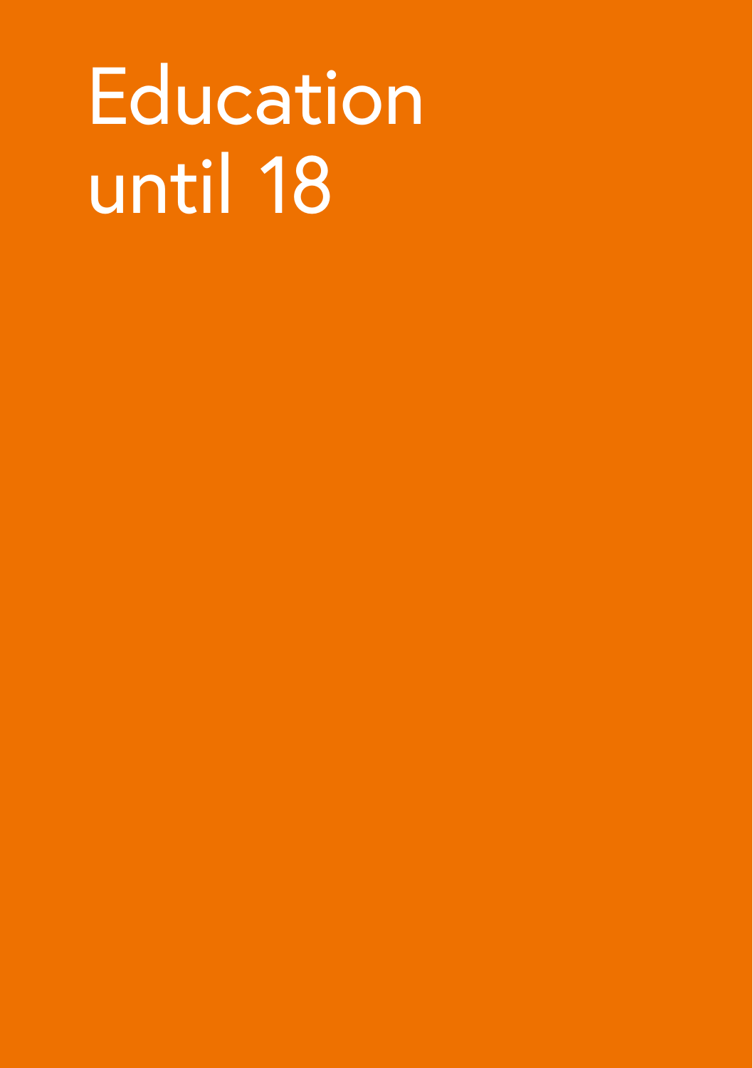# Education until 18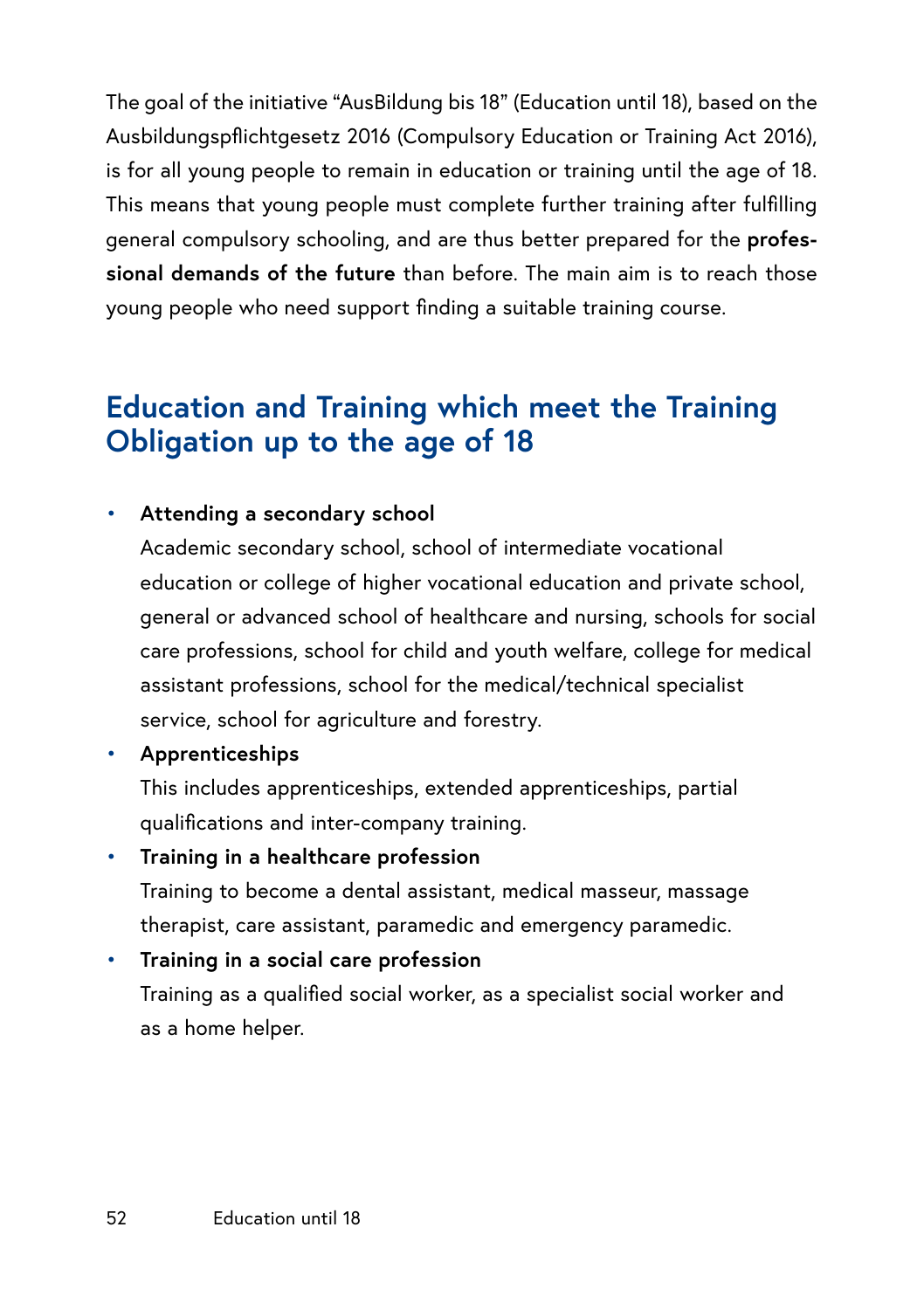The goal of the initiative "AusBildung bis 18" (Education until 18), based on the Ausbildungspflichtgesetz 2016 (Compulsory Education or Training Act 2016), is for all young people to remain in education or training until the age of 18. This means that young people must complete further training after fulfilling general compulsory schooling, and are thus better prepared for the **professional demands of the future** than before. The main aim is to reach those young people who need support finding a suitable training course.

## Education and Training which meet the Training Obligation up to the age of 18

- **Attending a secondary school**
  Academic secondary school, school of intermediate vocational education or college of higher vocational education and private school, general or advanced school of healthcare and nursing, schools for social care professions, school for child and youth welfare, college for medical assistant professions, school for the medical/technical specialist service, school for agriculture and forestry.
- **Apprenticeships**
  This includes apprenticeships, extended apprenticeships, partial qualifications and inter-company training.
- **Training in a healthcare profession**
  Training to become a dental assistant, medical masseur, massage therapist, care assistant, paramedic and emergency paramedic.
- **Training in a social care profession**
  Training as a qualified social worker, as a specialist social worker and as a home helper.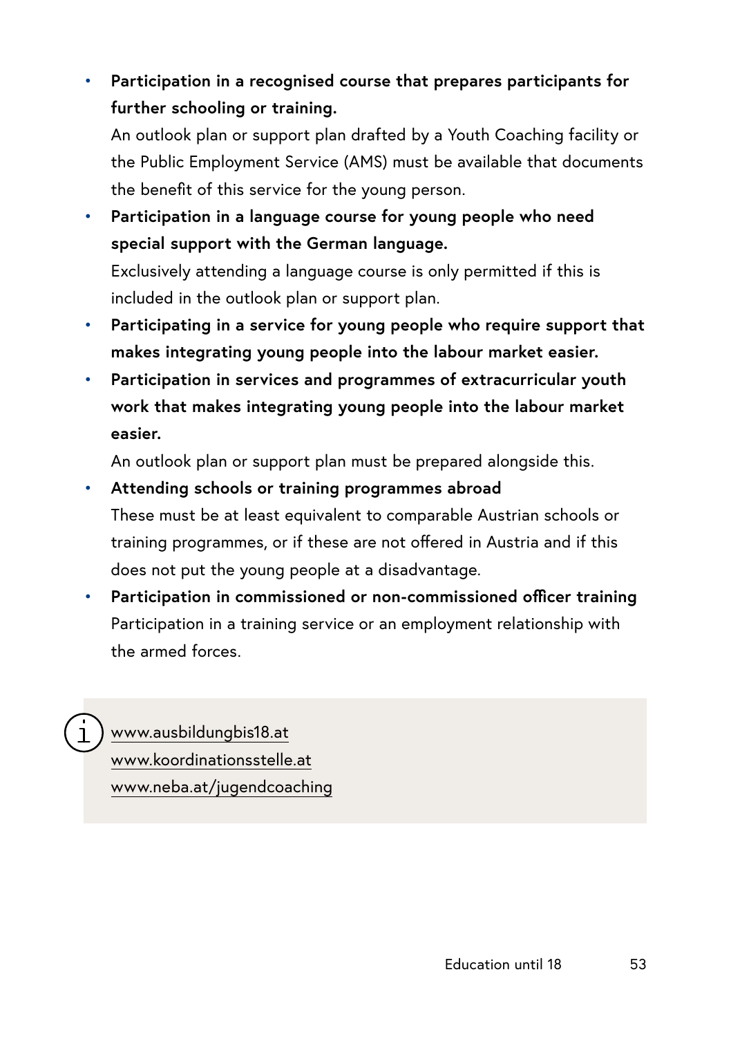- **Participation in a recognised course that prepares participants for further schooling or training.**
  An outlook plan or support plan drafted by a Youth Coaching facility or the Public Employment Service (AMS) must be available that documents the benefit of this service for the young person.
- **Participation in a language course for young people who need special support with the German language.**
  Exclusively attending a language course is only permitted if this is included in the outlook plan or support plan.
- **Participating in a service for young people who require support that makes integrating young people into the labour market easier.**
- **Participation in services and programmes of extracurricular youth work that makes integrating young people into the labour market easier.**
  An outlook plan or support plan must be prepared alongside this.
- **Attending schools or training programmes abroad**
  These must be at least equivalent to comparable Austrian schools or training programmes, or if these are not offered in Austria and if this does not put the young people at a disadvantage.
- **Participation in commissioned or non-commissioned officer training**
  Participation in a training service or an employment relationship with the armed forces.

www.ausbildungbis18.at
www.koordinationsstelle.at
www.neba.at/jugendcoaching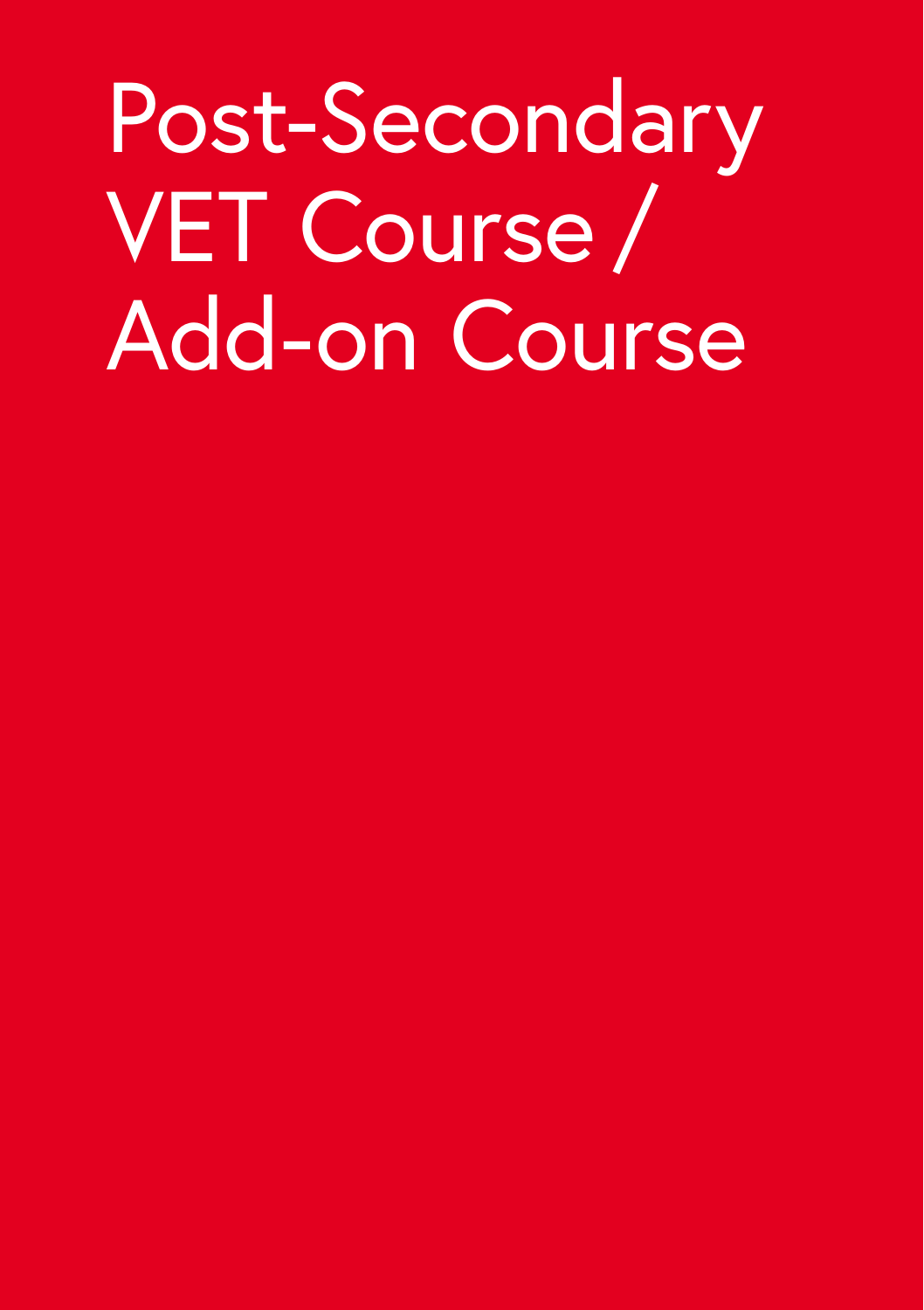# Post-Secondary VET Course / Add-on Course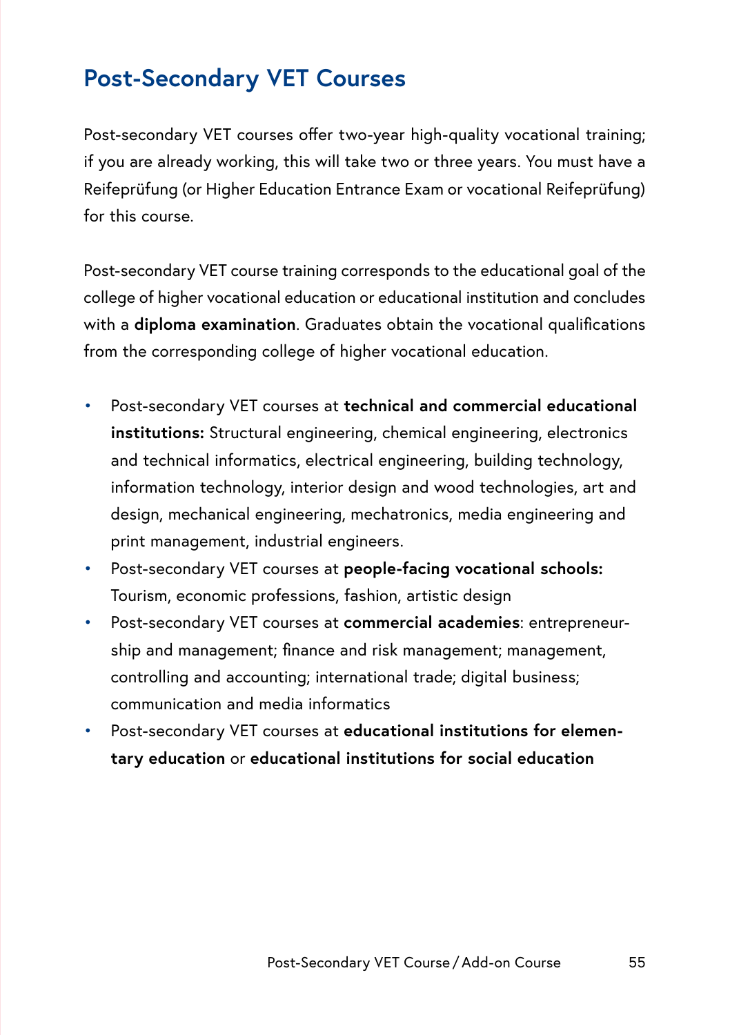## Post-Secondary VET Courses

Post-secondary VET courses offer two-year high-quality vocational training; if you are already working, this will take two or three years. You must have a Reifeprüfung (or Higher Education Entrance Exam or vocational Reifeprüfung) for this course.

Post-secondary VET course training corresponds to the educational goal of the college of higher vocational education or educational institution and concludes with a **diploma examination**. Graduates obtain the vocational qualifications from the corresponding college of higher vocational education.

- Post-secondary VET courses at **technical and commercial educational institutions:** Structural engineering, chemical engineering, electronics and technical informatics, electrical engineering, building technology, information technology, interior design and wood technologies, art and design, mechanical engineering, mechatronics, media engineering and print management, industrial engineers.
- Post-secondary VET courses at **people-facing vocational schools:** Tourism, economic professions, fashion, artistic design
- Post-secondary VET courses at **commercial academies**: entrepreneurship and management; finance and risk management; management, controlling and accounting; international trade; digital business; communication and media informatics
- Post-secondary VET courses at **educational institutions for elementary education** or **educational institutions for social education**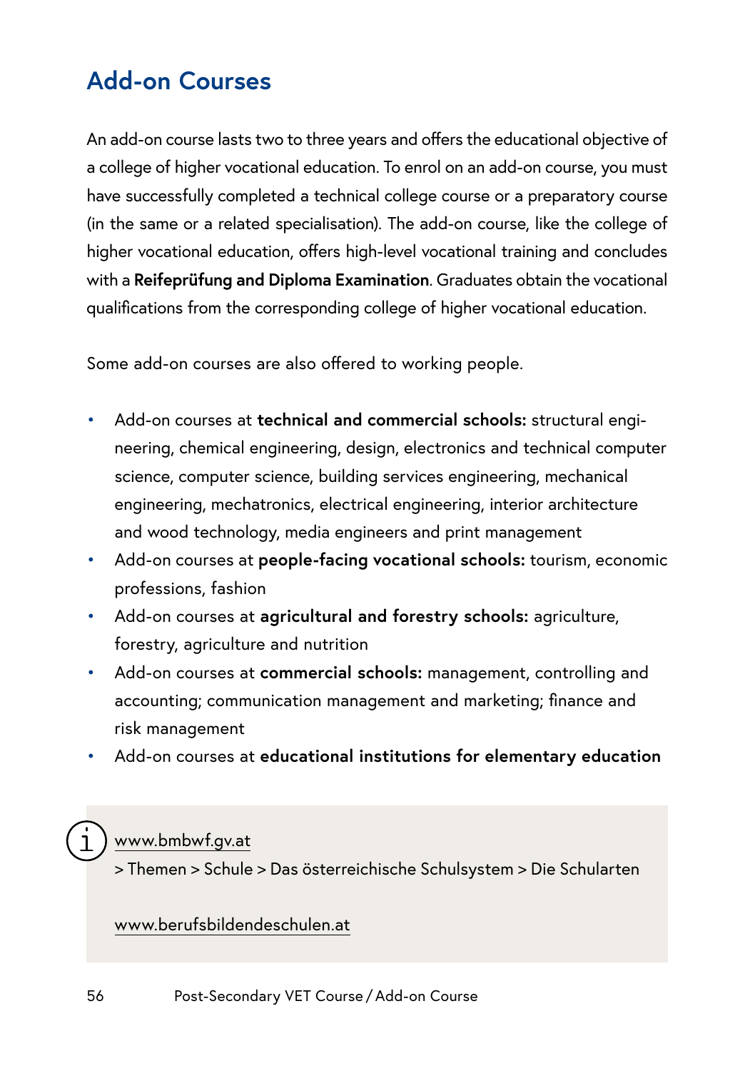## Add-on Courses

An add-on course lasts two to three years and offers the educational objective of a college of higher vocational education. To enrol on an add-on course, you must have successfully completed a technical college course or a preparatory course (in the same or a related specialisation). The add-on course, like the college of higher vocational education, offers high-level vocational training and concludes with a **Reifeprüfung and Diploma Examination**. Graduates obtain the vocational qualifications from the corresponding college of higher vocational education.

Some add-on courses are also offered to working people.

- Add-on courses at **technical and commercial schools:** structural engineering, chemical engineering, design, electronics and technical computer science, computer science, building services engineering, mechanical engineering, mechatronics, electrical engineering, interior architecture and wood technology, media engineers and print management
- Add-on courses at **people-facing vocational schools:** tourism, economic professions, fashion
- Add-on courses at **agricultural and forestry schools:** agriculture, forestry, agriculture and nutrition
- Add-on courses at **commercial schools:** management, controlling and accounting; communication management and marketing; finance and risk management
- Add-on courses at **educational institutions for elementary education**

www.bmbwf.gv.at
> Themen > Schule > Das österreichische Schulsystem > Die Schularten

www.berufsbildendeschulen.at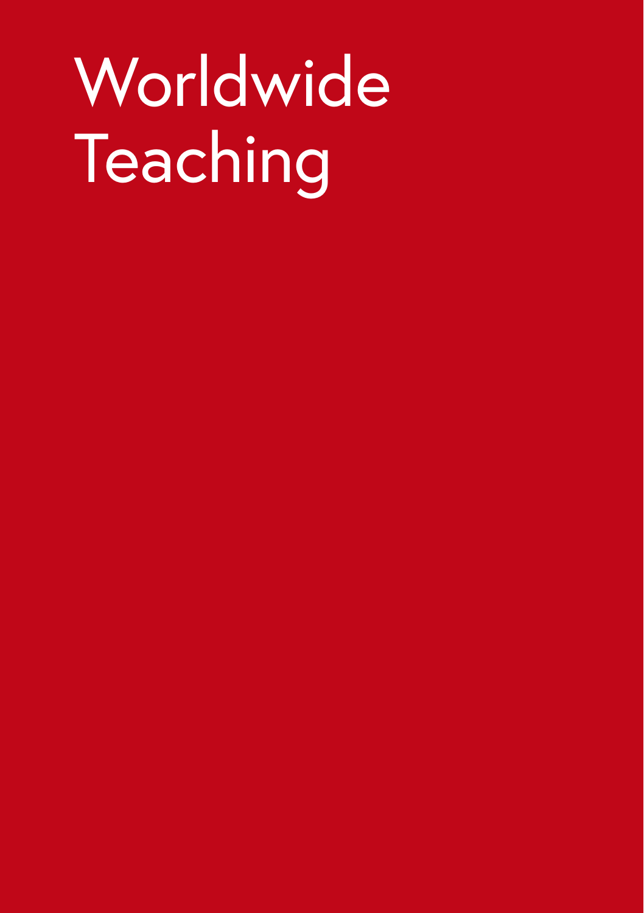# Worldwide Teaching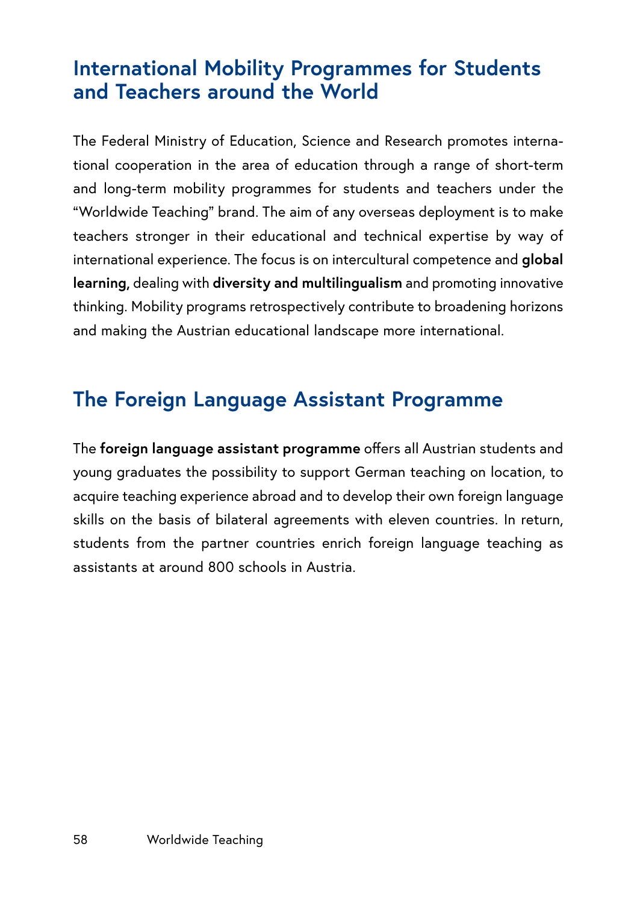## International Mobility Programmes for Students and Teachers around the World

The Federal Ministry of Education, Science and Research promotes international cooperation in the area of education through a range of short-term and long-term mobility programmes for students and teachers under the "Worldwide Teaching" brand. The aim of any overseas deployment is to make teachers stronger in their educational and technical expertise by way of international experience. The focus is on intercultural competence and **global learning,** dealing with **diversity and multilingualism** and promoting innovative thinking. Mobility programs retrospectively contribute to broadening horizons and making the Austrian educational landscape more international.

## The Foreign Language Assistant Programme

The **foreign language assistant programme** offers all Austrian students and young graduates the possibility to support German teaching on location, to acquire teaching experience abroad and to develop their own foreign language skills on the basis of bilateral agreements with eleven countries. In return, students from the partner countries enrich foreign language teaching as assistants at around 800 schools in Austria.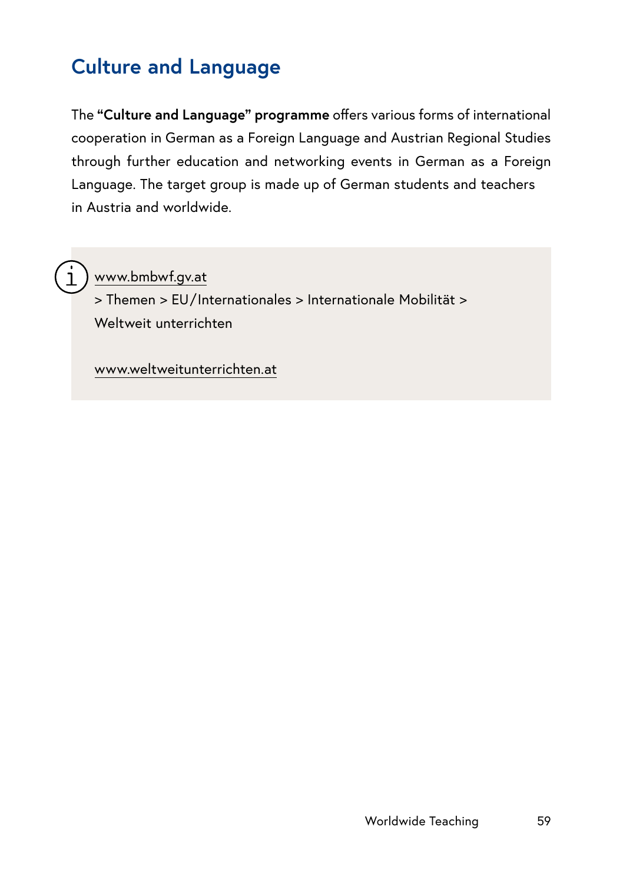## Culture and Language

The **“Culture and Language” programme** offers various forms of international cooperation in German as a Foreign Language and Austrian Regional Studies through further education and networking events in German as a Foreign Language. The target group is made up of German students and teachers in Austria and worldwide.

www.bmbwf.gv.at
> Themen > EU/Internationales > Internationale Mobilität > Weltweit unterrichten

www.weltweitunterrichten.at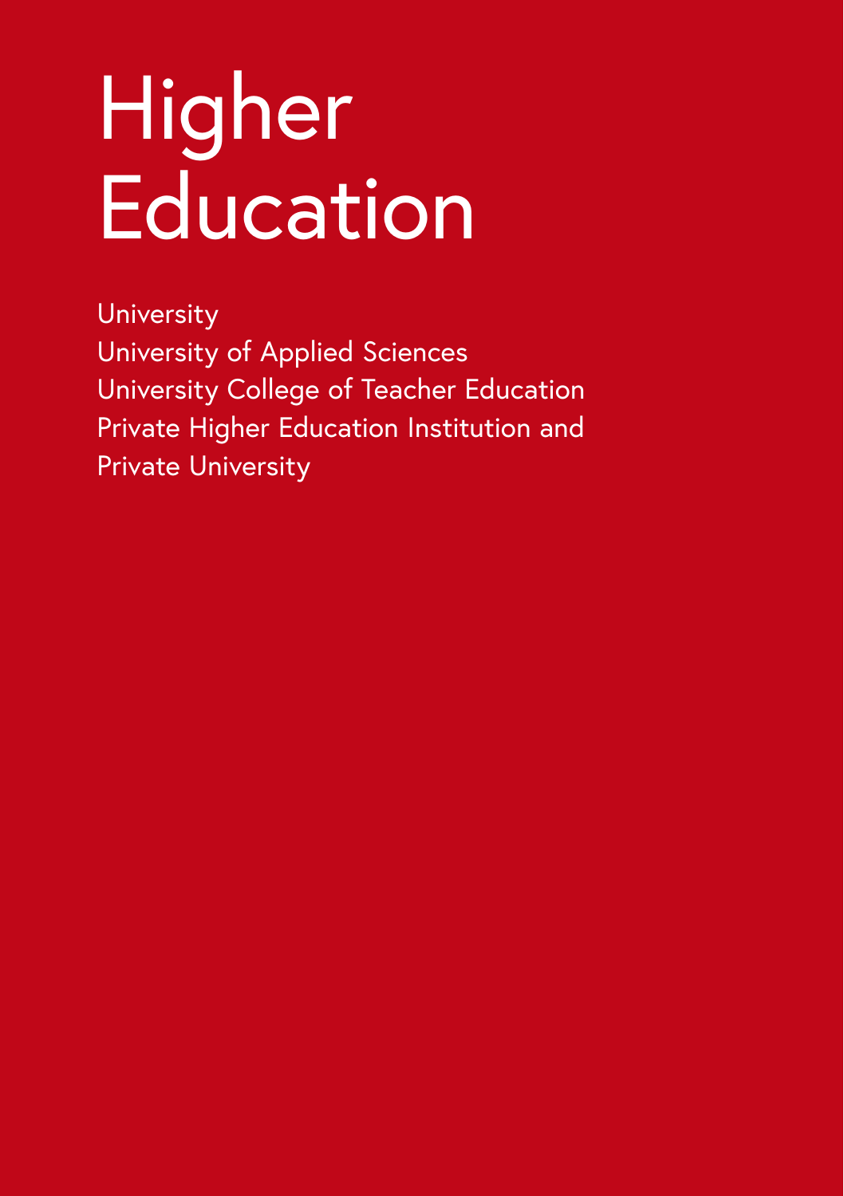# Higher Education

University
University of Applied Sciences
University College of Teacher Education
Private Higher Education Institution and
Private University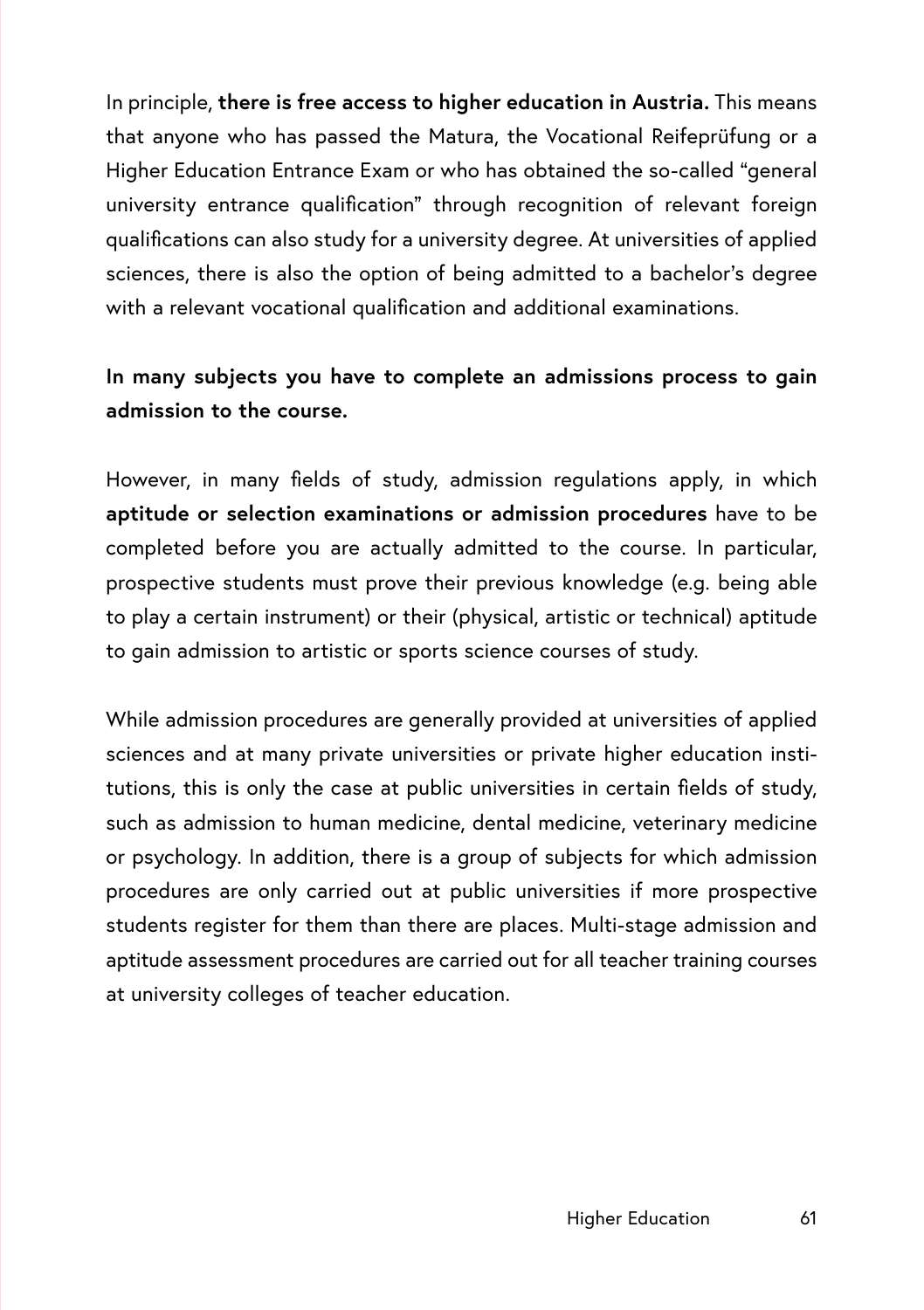In principle, **there is free access to higher education in Austria.** This means that anyone who has passed the Matura, the Vocational Reifeprüfung or a Higher Education Entrance Exam or who has obtained the so-called "general university entrance qualification" through recognition of relevant foreign qualifications can also study for a university degree. At universities of applied sciences, there is also the option of being admitted to a bachelor's degree with a relevant vocational qualification and additional examinations.

**In many subjects you have to complete an admissions process to gain admission to the course.**

However, in many fields of study, admission regulations apply, in which **aptitude or selection examinations or admission procedures** have to be completed before you are actually admitted to the course. In particular, prospective students must prove their previous knowledge (e.g. being able to play a certain instrument) or their (physical, artistic or technical) aptitude to gain admission to artistic or sports science courses of study.

While admission procedures are generally provided at universities of applied sciences and at many private universities or private higher education institutions, this is only the case at public universities in certain fields of study, such as admission to human medicine, dental medicine, veterinary medicine or psychology. In addition, there is a group of subjects for which admission procedures are only carried out at public universities if more prospective students register for them than there are places. Multi-stage admission and aptitude assessment procedures are carried out for all teacher training courses at university colleges of teacher education.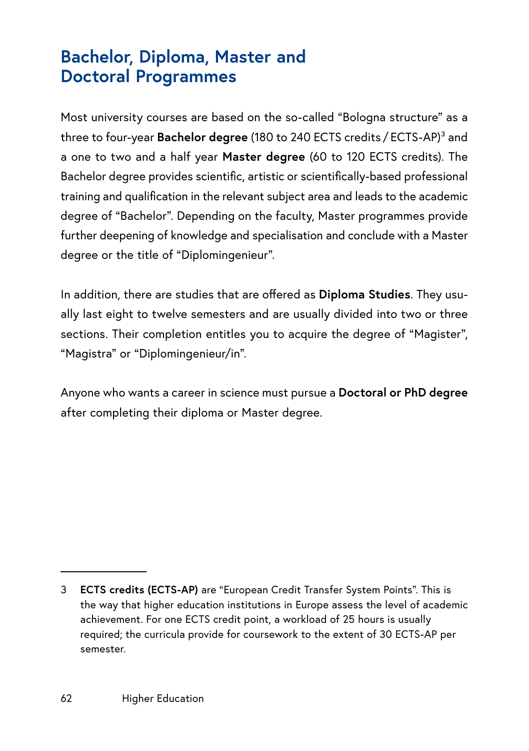## Bachelor, Diploma, Master and Doctoral Programmes

Most university courses are based on the so-called "Bologna structure" as a three to four-year **Bachelor degree** (180 to 240 ECTS credits / ECTS-AP)[3] and a one to two and a half year **Master degree** (60 to 120 ECTS credits). The Bachelor degree provides scientific, artistic or scientifically-based professional training and qualification in the relevant subject area and leads to the academic degree of "Bachelor". Depending on the faculty, Master programmes provide further deepening of knowledge and specialisation and conclude with a Master degree or the title of "Diplomingenieur".

In addition, there are studies that are offered as **Diploma Studies**. They usually last eight to twelve semesters and are usually divided into two or three sections. Their completion entitles you to acquire the degree of "Magister", "Magistra" or "Diplomingenieur/in".

Anyone who wants a career in science must pursue a **Doctoral or PhD degree** after completing their diploma or Master degree.

---

3 **ECTS credits (ECTS-AP)** are "European Credit Transfer System Points". This is the way that higher education institutions in Europe assess the level of academic achievement. For one ECTS credit point, a workload of 25 hours is usually required; the curricula provide for coursework to the extent of 30 ECTS-AP per semester.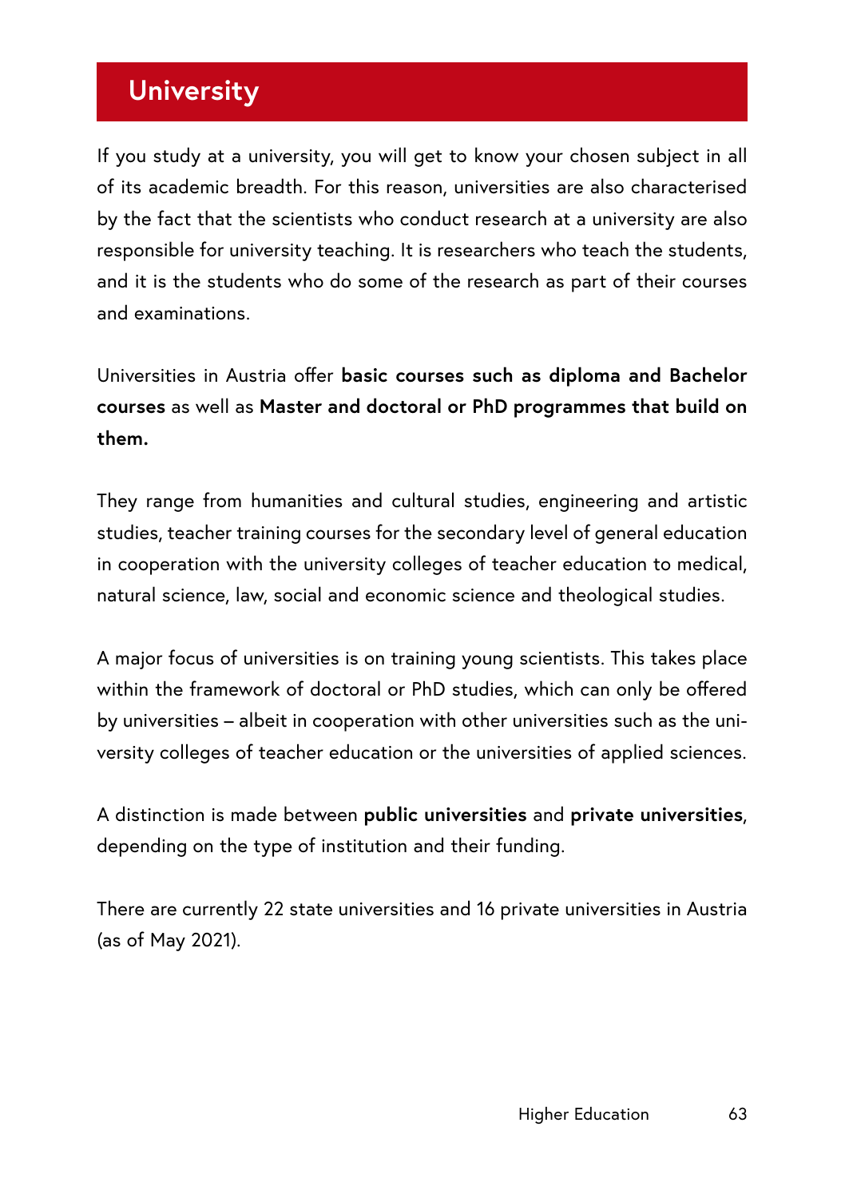# University

If you study at a university, you will get to know your chosen subject in all of its academic breadth. For this reason, universities are also characterised by the fact that the scientists who conduct research at a university are also responsible for university teaching. It is researchers who teach the students, and it is the students who do some of the research as part of their courses and examinations.

Universities in Austria offer **basic courses such as diploma and Bachelor courses** as well as **Master and doctoral or PhD programmes that build on them.**

They range from humanities and cultural studies, engineering and artistic studies, teacher training courses for the secondary level of general education in cooperation with the university colleges of teacher education to medical, natural science, law, social and economic science and theological studies.

A major focus of universities is on training young scientists. This takes place within the framework of doctoral or PhD studies, which can only be offered by universities – albeit in cooperation with other universities such as the university colleges of teacher education or the universities of applied sciences.

A distinction is made between **public universities** and **private universities**, depending on the type of institution and their funding.

There are currently 22 state universities and 16 private universities in Austria (as of May 2021).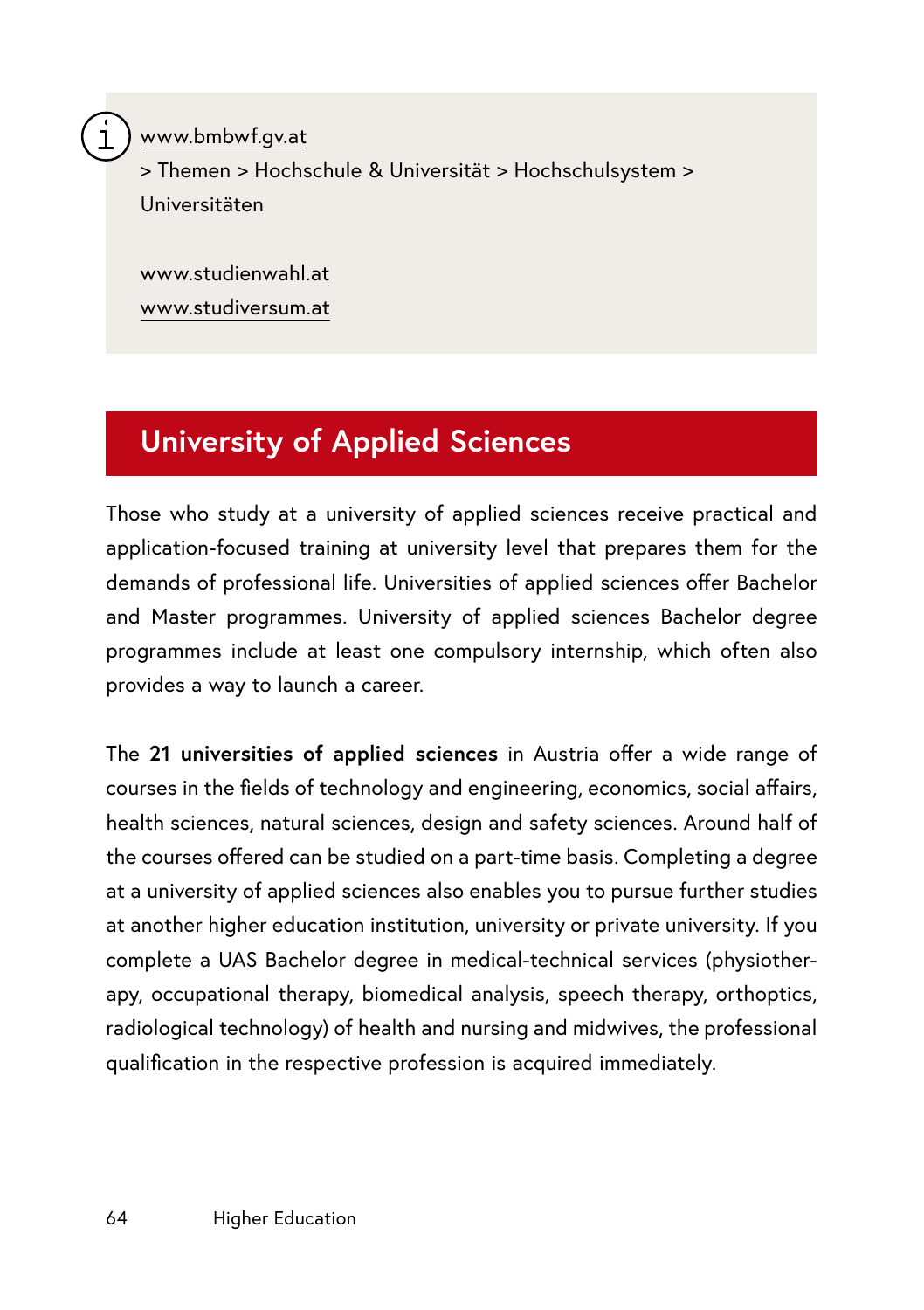www.bmbwf.gv.at
> Themen > Hochschule & Universität > Hochschulsystem > Universitäten

www.studienwahl.at
www.studiversum.at

## University of Applied Sciences

Those who study at a university of applied sciences receive practical and application-focused training at university level that prepares them for the demands of professional life. Universities of applied sciences offer Bachelor and Master programmes. University of applied sciences Bachelor degree programmes include at least one compulsory internship, which often also provides a way to launch a career.

The **21 universities of applied sciences** in Austria offer a wide range of courses in the fields of technology and engineering, economics, social affairs, health sciences, natural sciences, design and safety sciences. Around half of the courses offered can be studied on a part-time basis. Completing a degree at a university of applied sciences also enables you to pursue further studies at another higher education institution, university or private university. If you complete a UAS Bachelor degree in medical-technical services (physiotherapy, occupational therapy, biomedical analysis, speech therapy, orthoptics, radiological technology) of health and nursing and midwives, the professional qualification in the respective profession is acquired immediately.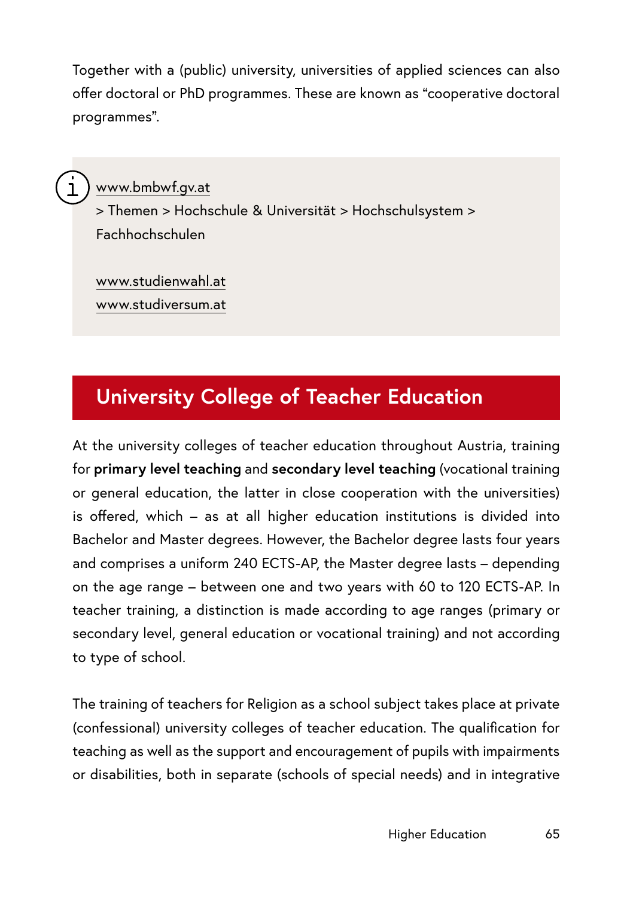Together with a (public) university, universities of applied sciences can also offer doctoral or PhD programmes. These are known as “cooperative doctoral programmes”.

> www.bmbwf.gv.at
> \> Themen > Hochschule & Universität > Hochschulsystem > Fachhochschulen
>
> www.studienwahl.at
> www.studiversum.at

## University College of Teacher Education

At the university colleges of teacher education throughout Austria, training for **primary level teaching** and **secondary level teaching** (vocational training or general education, the latter in close cooperation with the universities) is offered, which – as at all higher education institutions is divided into Bachelor and Master degrees. However, the Bachelor degree lasts four years and comprises a uniform 240 ECTS-AP, the Master degree lasts – depending on the age range – between one and two years with 60 to 120 ECTS-AP. In teacher training, a distinction is made according to age ranges (primary or secondary level, general education or vocational training) and not according to type of school.

The training of teachers for Religion as a school subject takes place at private (confessional) university colleges of teacher education. The qualification for teaching as well as the support and encouragement of pupils with impairments or disabilities, both in separate (schools of special needs) and in integrative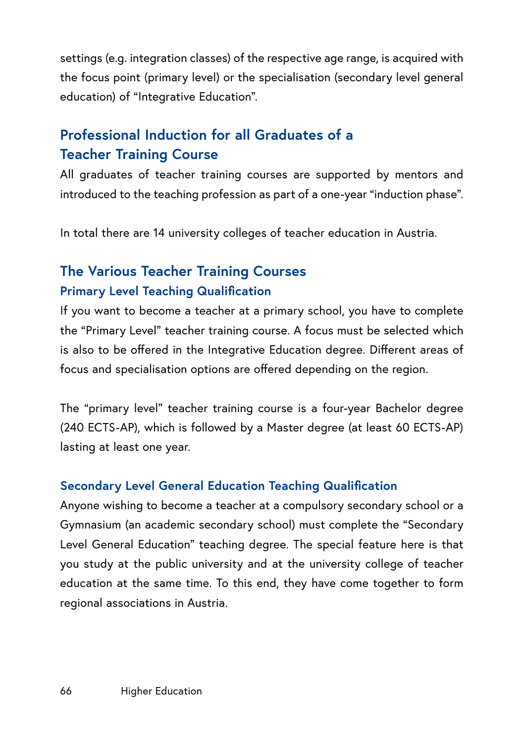settings (e.g. integration classes) of the respective age range, is acquired with the focus point (primary level) or the specialisation (secondary level general education) of "Integrative Education".

## Professional Induction for all Graduates of a Teacher Training Course

All graduates of teacher training courses are supported by mentors and introduced to the teaching profession as part of a one-year "induction phase".

In total there are 14 university colleges of teacher education in Austria.

## The Various Teacher Training Courses

### Primary Level Teaching Qualification

If you want to become a teacher at a primary school, you have to complete the "Primary Level" teacher training course. A focus must be selected which is also to be offered in the Integrative Education degree. Different areas of focus and specialisation options are offered depending on the region.

The "primary level" teacher training course is a four-year Bachelor degree (240 ECTS-AP), which is followed by a Master degree (at least 60 ECTS-AP) lasting at least one year.

### Secondary Level General Education Teaching Qualification

Anyone wishing to become a teacher at a compulsory secondary school or a Gymnasium (an academic secondary school) must complete the "Secondary Level General Education" teaching degree. The special feature here is that you study at the public university and at the university college of teacher education at the same time. To this end, they have come together to form regional associations in Austria.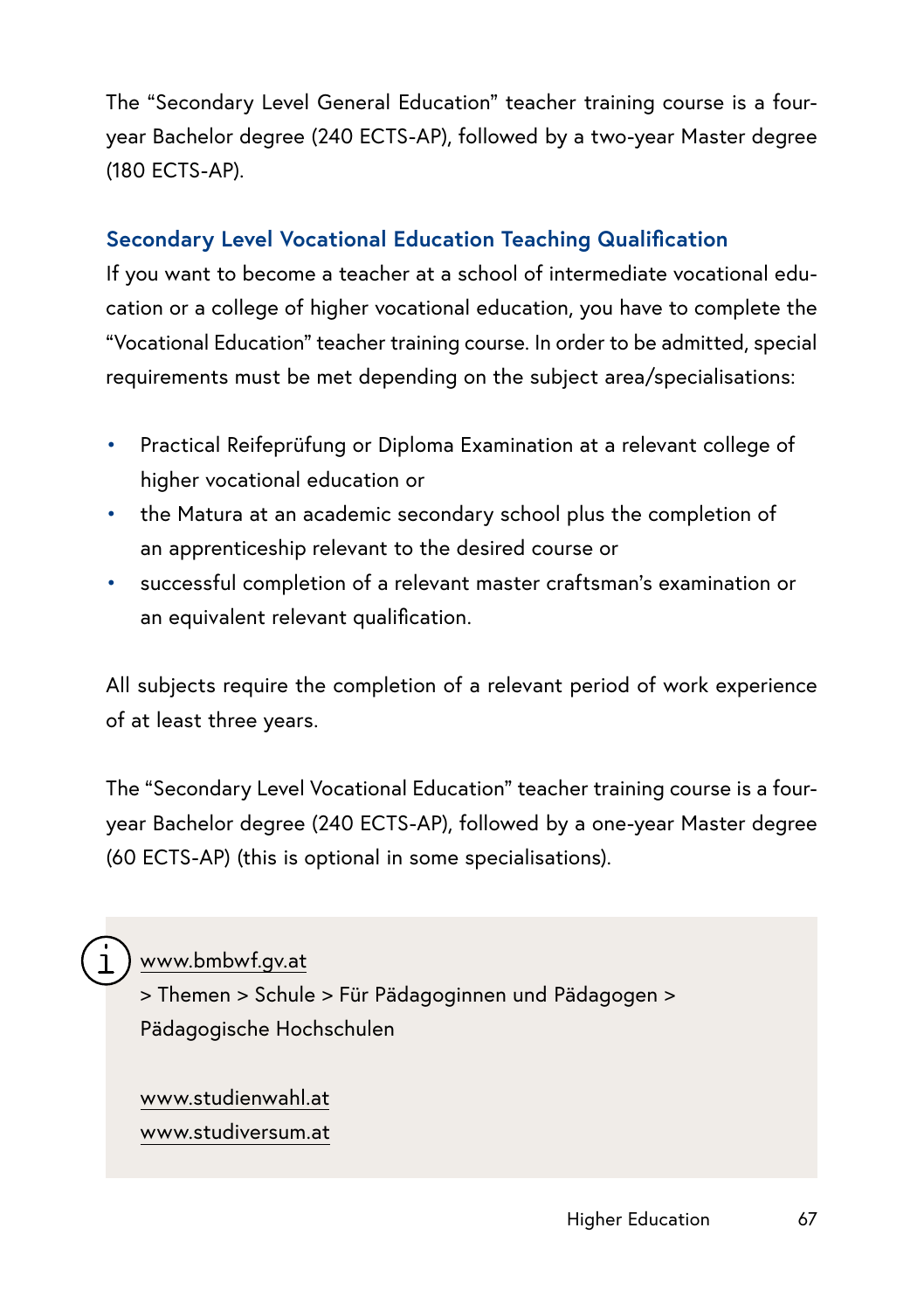The "Secondary Level General Education" teacher training course is a four-year Bachelor degree (240 ECTS-AP), followed by a two-year Master degree (180 ECTS-AP).

### Secondary Level Vocational Education Teaching Qualification

If you want to become a teacher at a school of intermediate vocational education or a college of higher vocational education, you have to complete the "Vocational Education" teacher training course. In order to be admitted, special requirements must be met depending on the subject area/specialisations:

- Practical Reifeprüfung or Diploma Examination at a relevant college of higher vocational education or
- the Matura at an academic secondary school plus the completion of an apprenticeship relevant to the desired course or
- successful completion of a relevant master craftsman's examination or an equivalent relevant qualification.

All subjects require the completion of a relevant period of work experience of at least three years.

The "Secondary Level Vocational Education" teacher training course is a four-year Bachelor degree (240 ECTS-AP), followed by a one-year Master degree (60 ECTS-AP) (this is optional in some specialisations).

> www.bmbwf.gv.at
> > Themen > Schule > Für Pädagoginnen und Pädagogen > Pädagogische Hochschulen
>
> www.studienwahl.at
> www.studiversum.at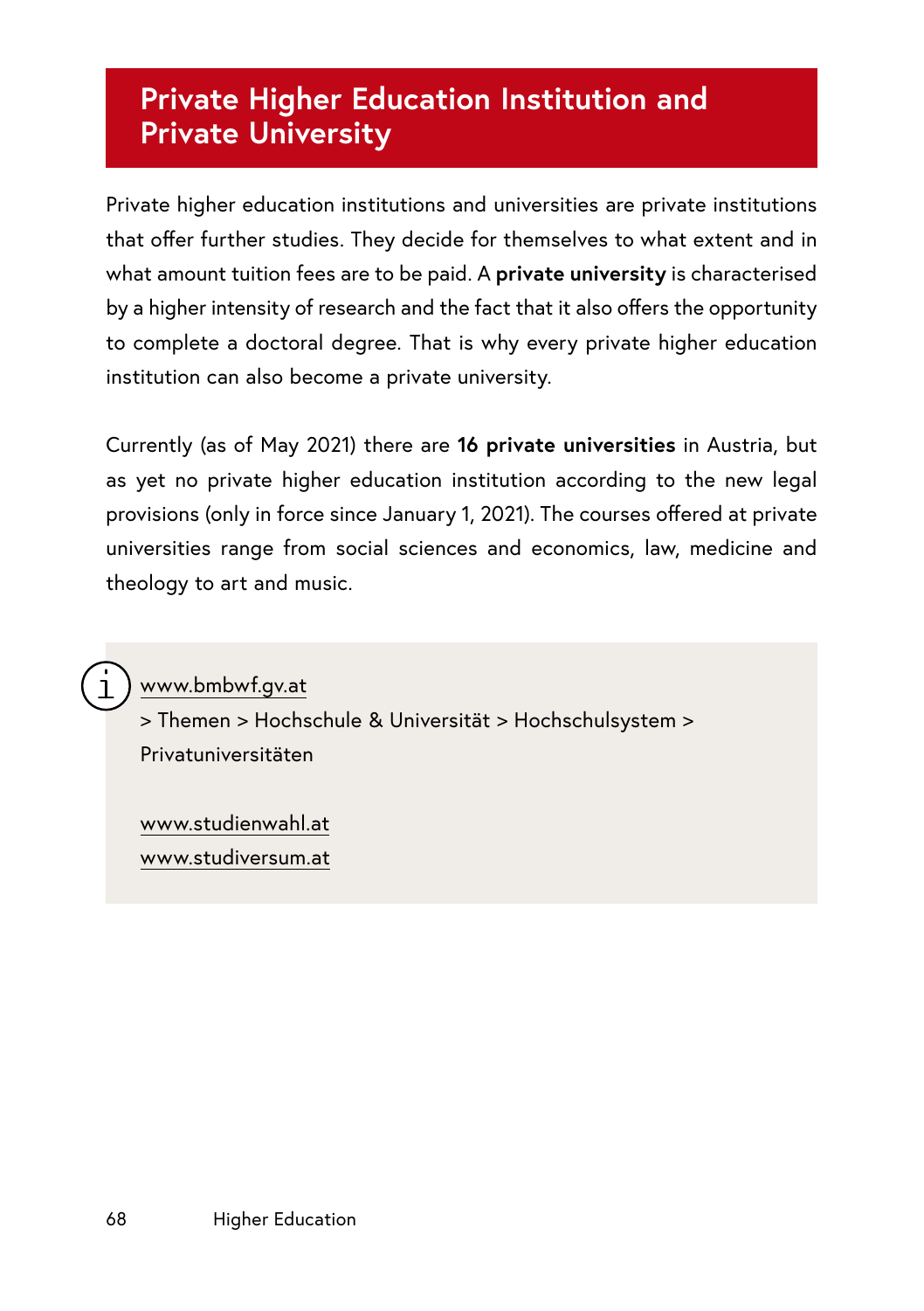## Private Higher Education Institution and Private University

Private higher education institutions and universities are private institutions that offer further studies. They decide for themselves to what extent and in what amount tuition fees are to be paid. A **private university** is characterised by a higher intensity of research and the fact that it also offers the opportunity to complete a doctoral degree. That is why every private higher education institution can also become a private university.

Currently (as of May 2021) there are **16 private universities** in Austria, but as yet no private higher education institution according to the new legal provisions (only in force since January 1, 2021). The courses offered at private universities range from social sciences and economics, law, medicine and theology to art and music.

> www.bmbwf.gv.at
> > Themen > Hochschule & Universität > Hochschulsystem > Privatuniversitäten
>
> www.studienwahl.at
> www.studiversum.at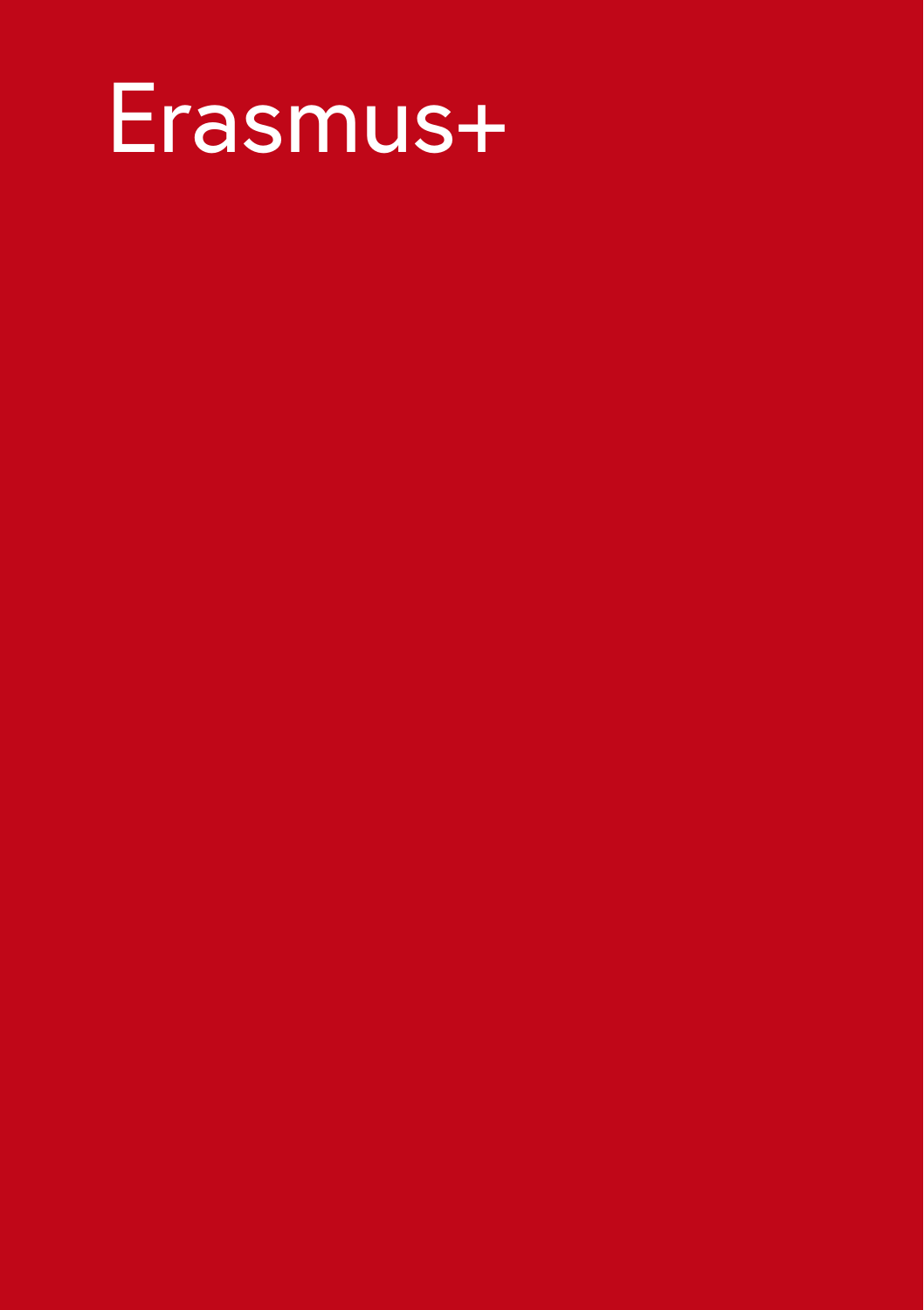# Erasmus+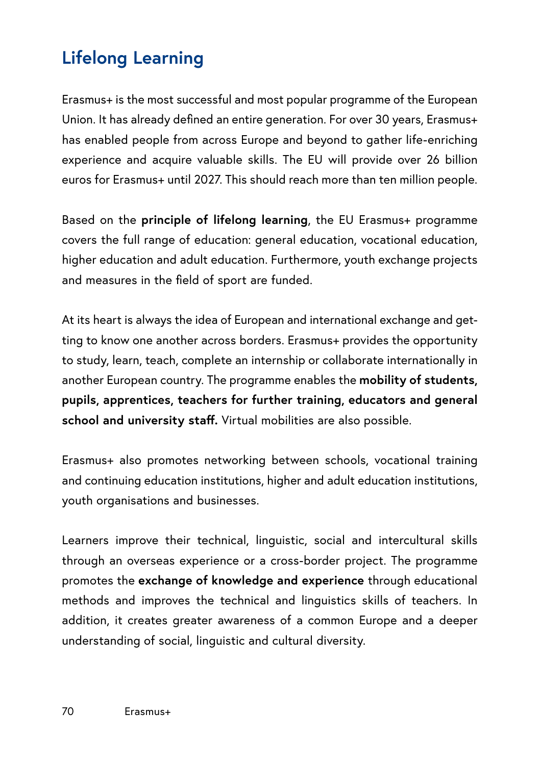## Lifelong Learning

Erasmus+ is the most successful and most popular programme of the European Union. It has already defined an entire generation. For over 30 years, Erasmus+ has enabled people from across Europe and beyond to gather life-enriching experience and acquire valuable skills. The EU will provide over 26 billion euros for Erasmus+ until 2027. This should reach more than ten million people.

Based on the **principle of lifelong learning**, the EU Erasmus+ programme covers the full range of education: general education, vocational education, higher education and adult education. Furthermore, youth exchange projects and measures in the field of sport are funded.

At its heart is always the idea of European and international exchange and getting to know one another across borders. Erasmus+ provides the opportunity to study, learn, teach, complete an internship or collaborate internationally in another European country. The programme enables the **mobility of students, pupils, apprentices, teachers for further training, educators and general school and university staff.** Virtual mobilities are also possible.

Erasmus+ also promotes networking between schools, vocational training and continuing education institutions, higher and adult education institutions, youth organisations and businesses.

Learners improve their technical, linguistic, social and intercultural skills through an overseas experience or a cross-border project. The programme promotes the **exchange of knowledge and experience** through educational methods and improves the technical and linguistics skills of teachers. In addition, it creates greater awareness of a common Europe and a deeper understanding of social, linguistic and cultural diversity.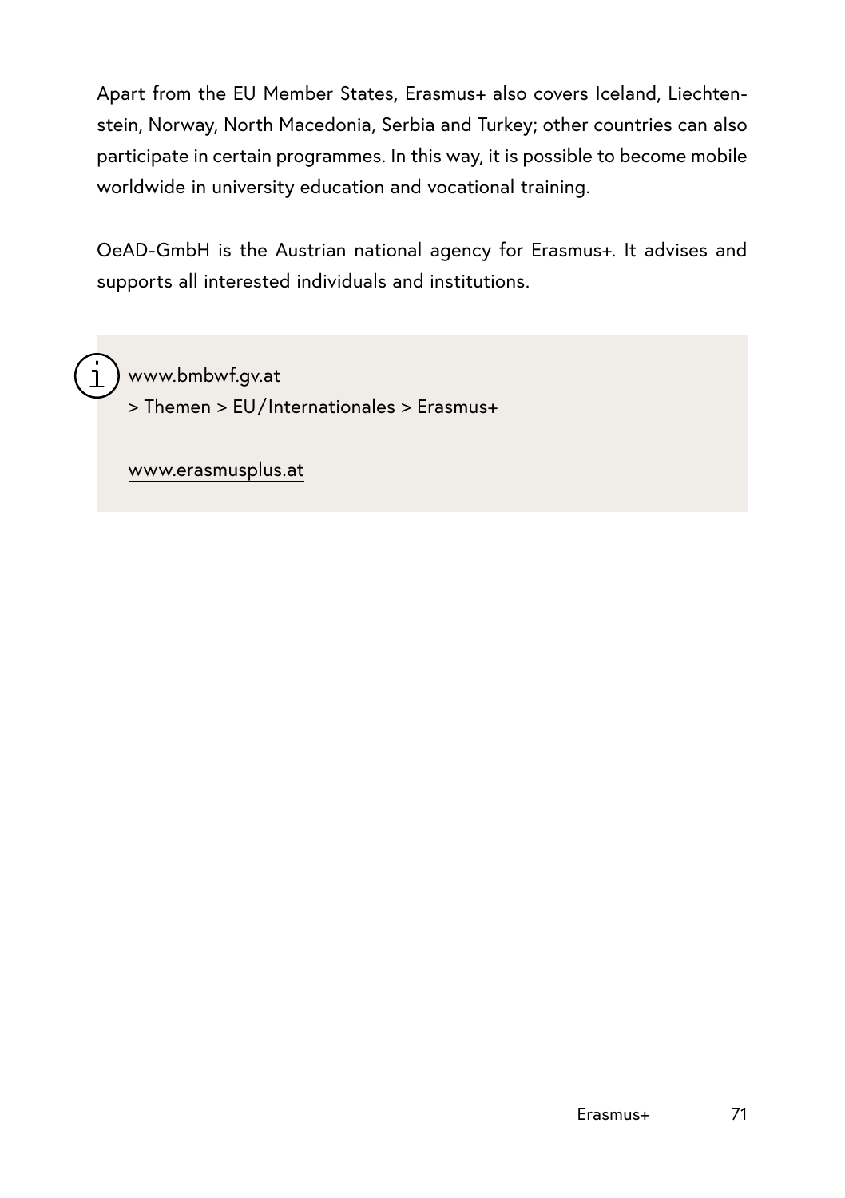Apart from the EU Member States, Erasmus+ also covers Iceland, Liechtenstein, Norway, North Macedonia, Serbia and Turkey; other countries can also participate in certain programmes. In this way, it is possible to become mobile worldwide in university education and vocational training.

OeAD-GmbH is the Austrian national agency for Erasmus+. It advises and supports all interested individuals and institutions.

> www.bmbwf.gv.at
> \> Themen > EU/Internationales > Erasmus+
>
> www.erasmusplus.at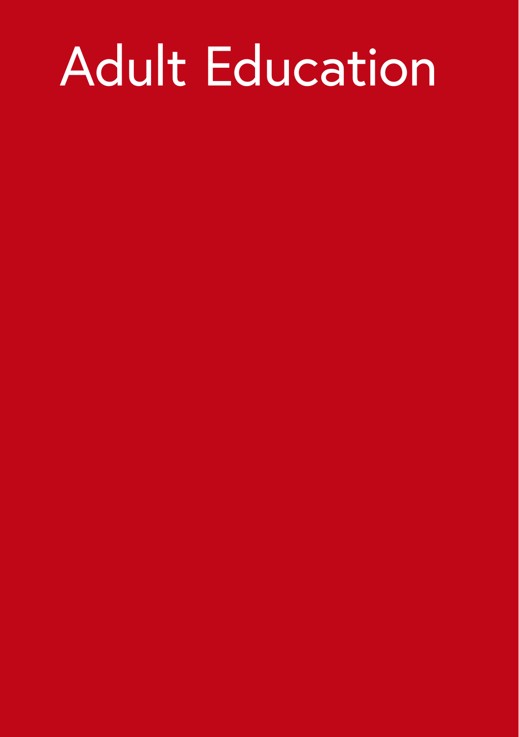# Adult Education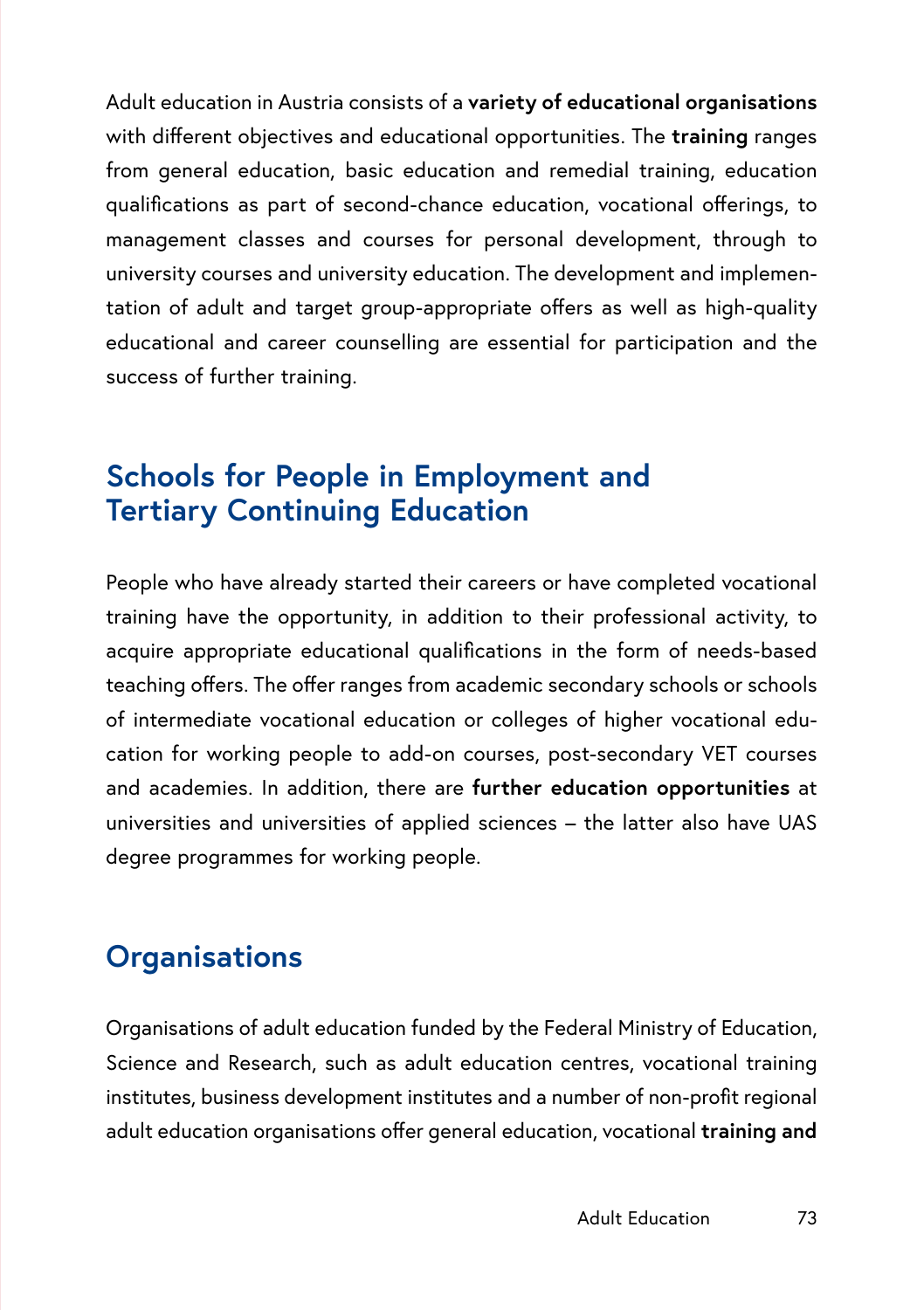Adult education in Austria consists of a **variety of educational organisations** with different objectives and educational opportunities. The **training** ranges from general education, basic education and remedial training, education qualifications as part of second-chance education, vocational offerings, to management classes and courses for personal development, through to university courses and university education. The development and implementation of adult and target group-appropriate offers as well as high-quality educational and career counselling are essential for participation and the success of further training.

## Schools for People in Employment and Tertiary Continuing Education

People who have already started their careers or have completed vocational training have the opportunity, in addition to their professional activity, to acquire appropriate educational qualifications in the form of needs-based teaching offers. The offer ranges from academic secondary schools or schools of intermediate vocational education or colleges of higher vocational education for working people to add-on courses, post-secondary VET courses and academies. In addition, there are **further education opportunities** at universities and universities of applied sciences – the latter also have UAS degree programmes for working people.

## Organisations

Organisations of adult education funded by the Federal Ministry of Education, Science and Research, such as adult education centres, vocational training institutes, business development institutes and a number of non-profit regional adult education organisations offer general education, vocational **training and**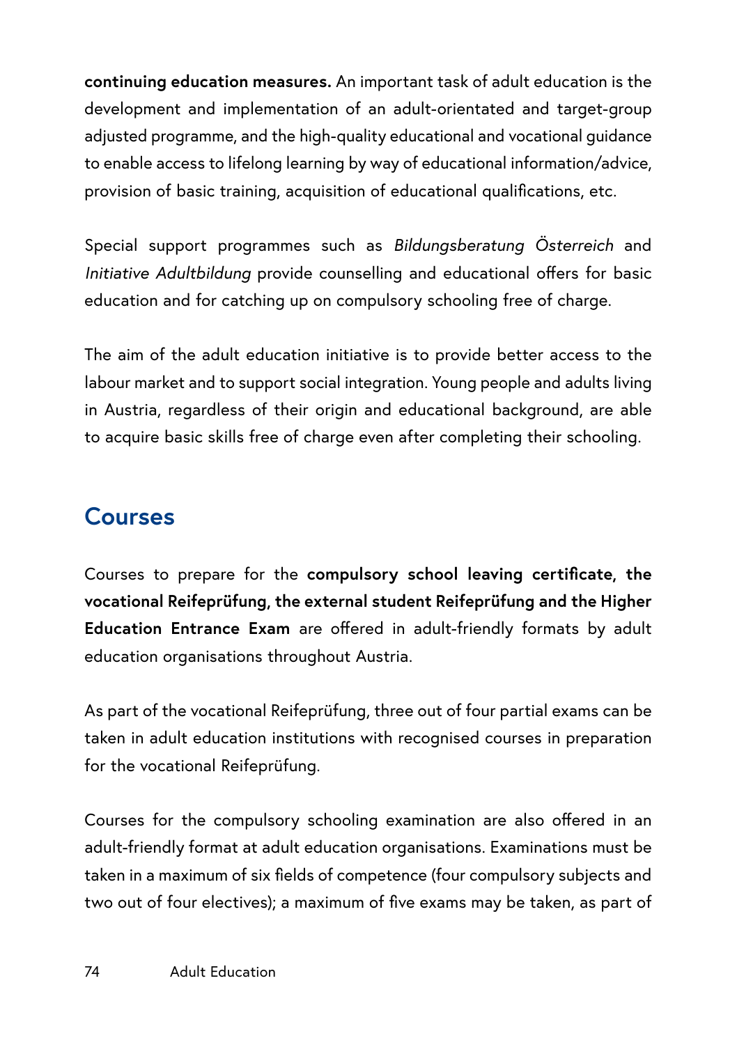**continuing education measures.** An important task of adult education is the development and implementation of an adult-orientated and target-group adjusted programme, and the high-quality educational and vocational guidance to enable access to lifelong learning by way of educational information/advice, provision of basic training, acquisition of educational qualifications, etc.

Special support programmes such as *Bildungsberatung Österreich* and *Initiative Adultbildung* provide counselling and educational offers for basic education and for catching up on compulsory schooling free of charge.

The aim of the adult education initiative is to provide better access to the labour market and to support social integration. Young people and adults living in Austria, regardless of their origin and educational background, are able to acquire basic skills free of charge even after completing their schooling.

## Courses

Courses to prepare for the **compulsory school leaving certificate, the vocational Reifeprüfung, the external student Reifeprüfung and the Higher Education Entrance Exam** are offered in adult-friendly formats by adult education organisations throughout Austria.

As part of the vocational Reifeprüfung, three out of four partial exams can be taken in adult education institutions with recognised courses in preparation for the vocational Reifeprüfung.

Courses for the compulsory schooling examination are also offered in an adult-friendly format at adult education organisations. Examinations must be taken in a maximum of six fields of competence (four compulsory subjects and two out of four electives); a maximum of five exams may be taken, as part of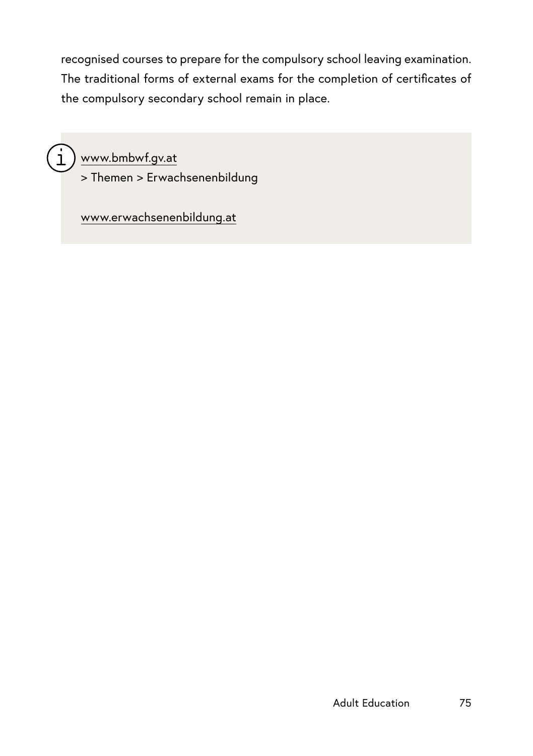recognised courses to prepare for the compulsory school leaving examination. The traditional forms of external exams for the completion of certificates of the compulsory secondary school remain in place.

www.bmbwf.gv.at
> Themen > Erwachsenenbildung

www.erwachsenenbildung.at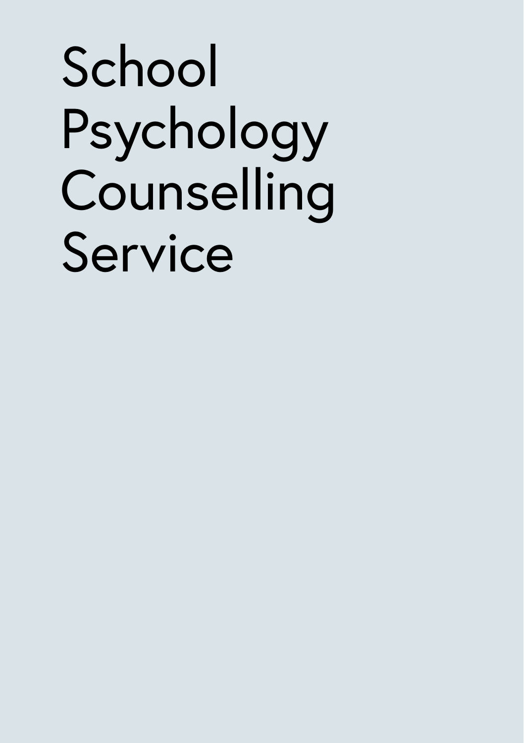# School Psychology Counselling Service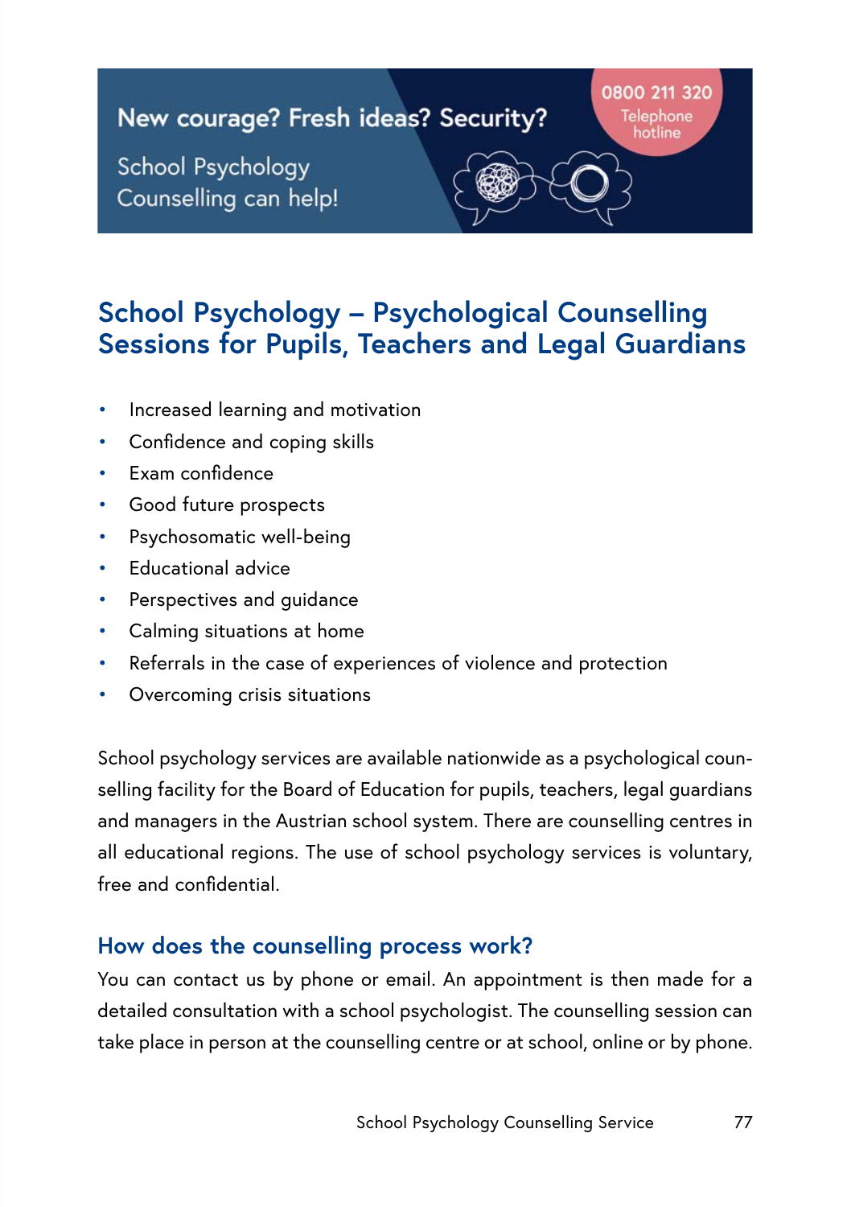New courage? Fresh ideas? Security?

School Psychology Counselling can help!

0800 211 320 Telephone hotline

## School Psychology – Psychological Counselling Sessions for Pupils, Teachers and Legal Guardians

- Increased learning and motivation
- Confidence and coping skills
- Exam confidence
- Good future prospects
- Psychosomatic well-being
- Educational advice
- Perspectives and guidance
- Calming situations at home
- Referrals in the case of experiences of violence and protection
- Overcoming crisis situations

School psychology services are available nationwide as a psychological counselling facility for the Board of Education for pupils, teachers, legal guardians and managers in the Austrian school system. There are counselling centres in all educational regions. The use of school psychology services is voluntary, free and confidential.

### How does the counselling process work?

You can contact us by phone or email. An appointment is then made for a detailed consultation with a school psychologist. The counselling session can take place in person at the counselling centre or at school, online or by phone.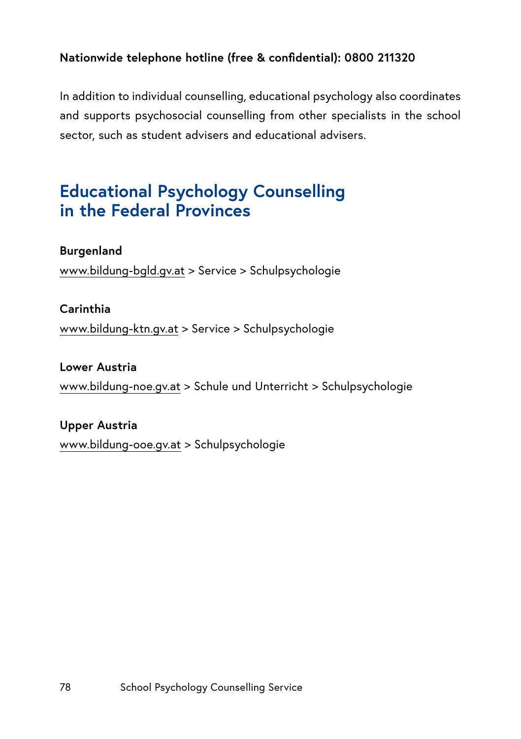**Nationwide telephone hotline (free & confidential): 0800 211320**

In addition to individual counselling, educational psychology also coordinates and supports psychosocial counselling from other specialists in the school sector, such as student advisers and educational advisers.

## Educational Psychology Counselling in the Federal Provinces

**Burgenland**
www.bildung-bgld.gv.at > Service > Schulpsychologie

**Carinthia**
www.bildung-ktn.gv.at > Service > Schulpsychologie

**Lower Austria**
www.bildung-noe.gv.at > Schule und Unterricht > Schulpsychologie

**Upper Austria**
www.bildung-ooe.gv.at > Schulpsychologie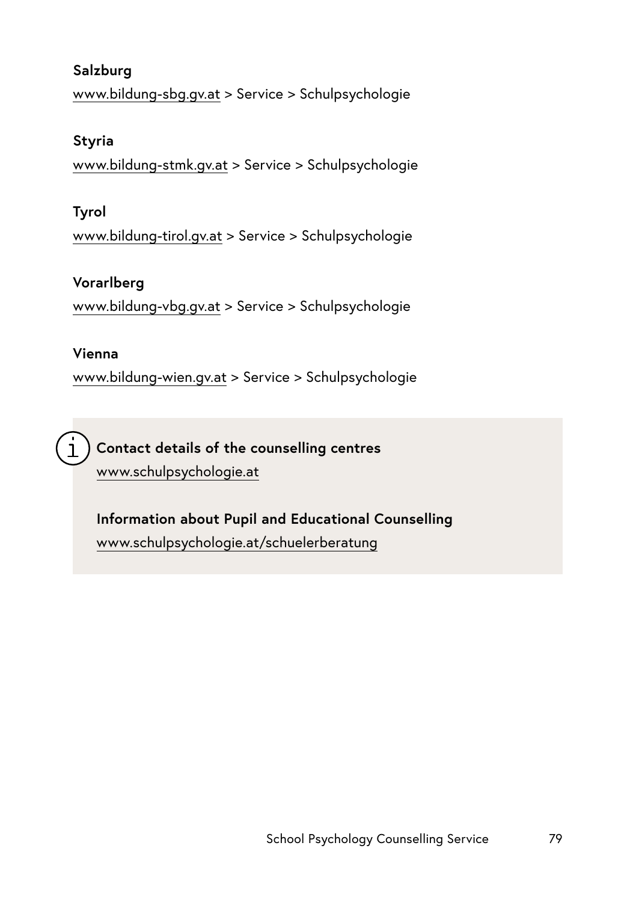**Salzburg**
www.bildung-sbg.gv.at > Service > Schulpsychologie

**Styria**
www.bildung-stmk.gv.at > Service > Schulpsychologie

**Tyrol**
www.bildung-tirol.gv.at > Service > Schulpsychologie

**Vorarlberg**
www.bildung-vbg.gv.at > Service > Schulpsychologie

**Vienna**
www.bildung-wien.gv.at > Service > Schulpsychologie

**Contact details of the counselling centres**
www.schulpsychologie.at

**Information about Pupil and Educational Counselling**
www.schulpsychologie.at/schuelerberatung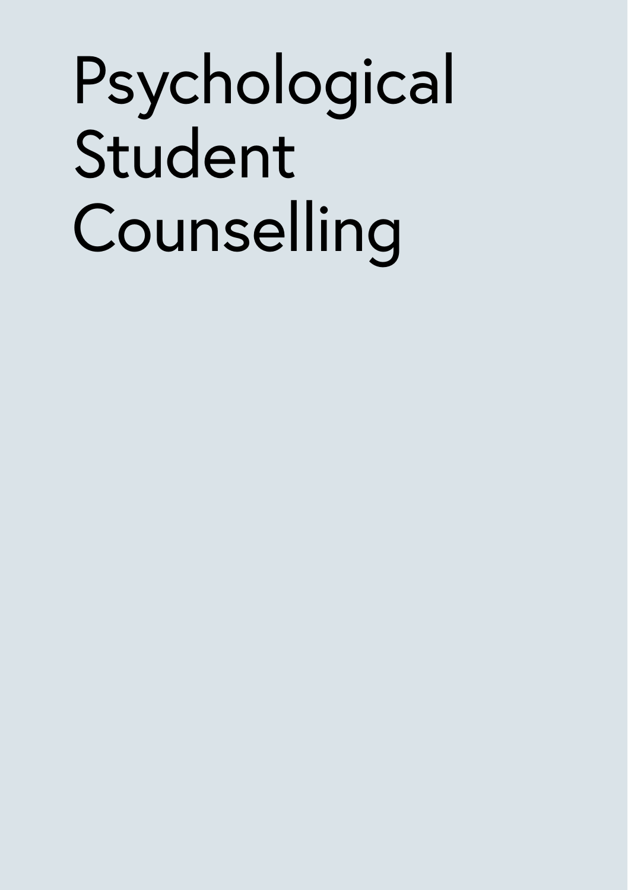# Psychological Student Counselling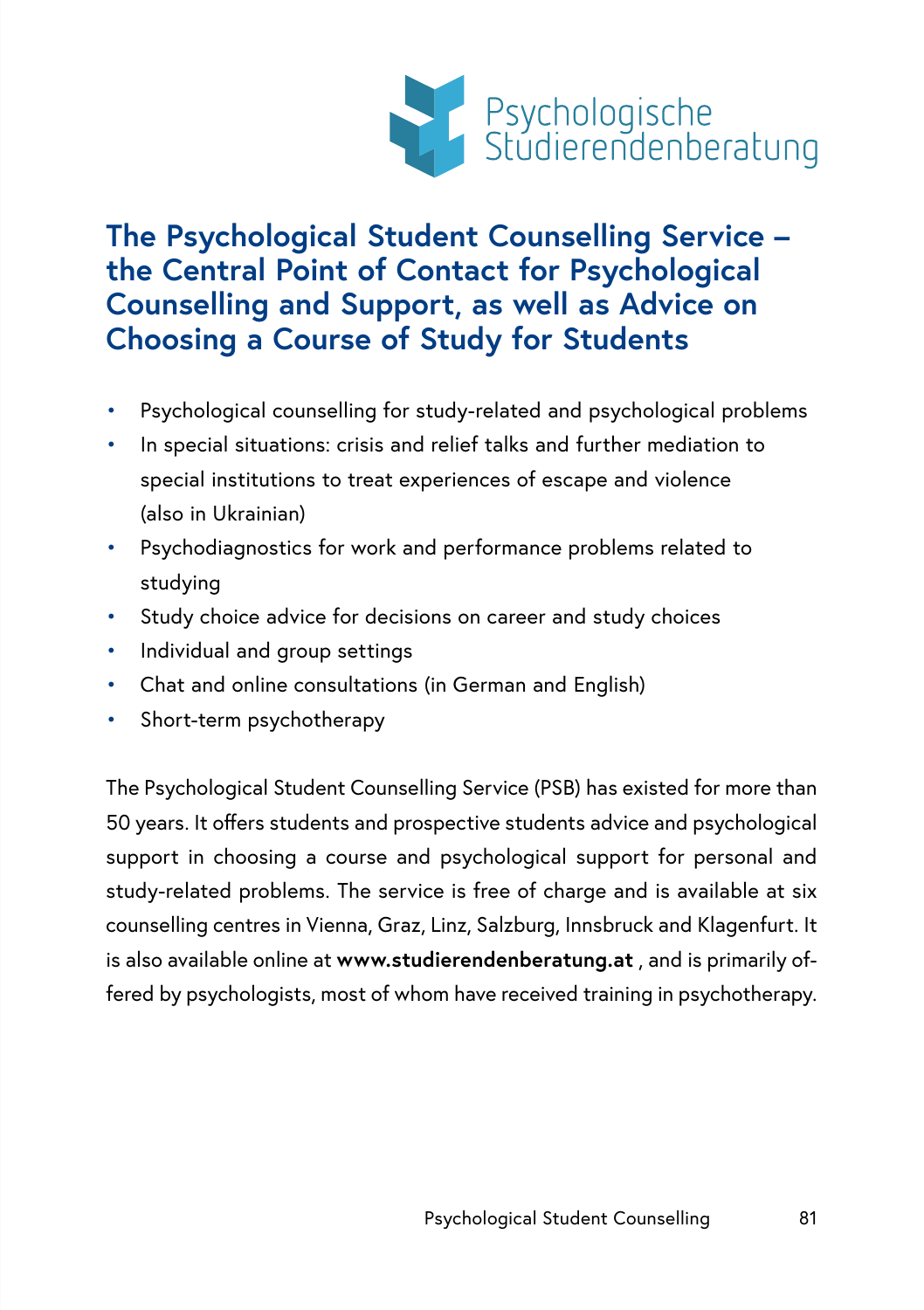Psychologische Studierendenberatung

# The Psychological Student Counselling Service – the Central Point of Contact for Psychological Counselling and Support, as well as Advice on Choosing a Course of Study for Students

- Psychological counselling for study-related and psychological problems
- In special situations: crisis and relief talks and further mediation to special institutions to treat experiences of escape and violence (also in Ukrainian)
- Psychodiagnostics for work and performance problems related to studying
- Study choice advice for decisions on career and study choices
- Individual and group settings
- Chat and online consultations (in German and English)
- Short-term psychotherapy

The Psychological Student Counselling Service (PSB) has existed for more than 50 years. It offers students and prospective students advice and psychological support in choosing a course and psychological support for personal and study-related problems. The service is free of charge and is available at six counselling centres in Vienna, Graz, Linz, Salzburg, Innsbruck and Klagenfurt. It is also available online at **www.studierendenberatung.at** , and is primarily offered by psychologists, most of whom have received training in psychotherapy.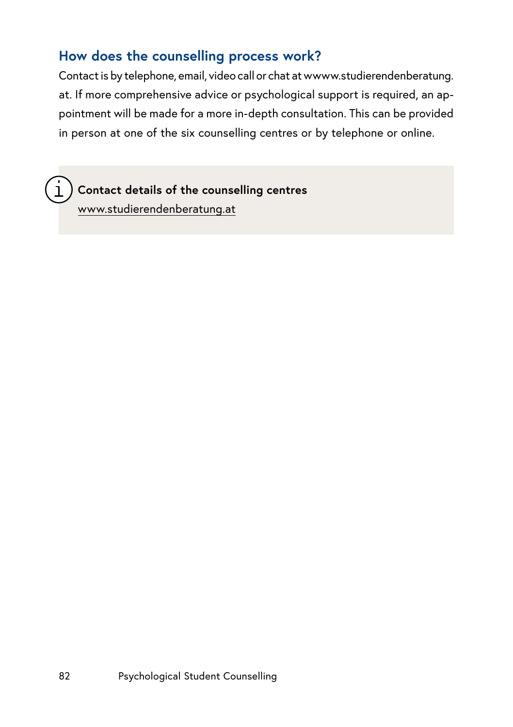## How does the counselling process work?

Contact is by telephone, email, video call or chat at wwww.studierendenberatung.at. If more comprehensive advice or psychological support is required, an appointment will be made for a more in-depth consultation. This can be provided in person at one of the six counselling centres or by telephone or online.

**Contact details of the counselling centres**
www.studierendenberatung.at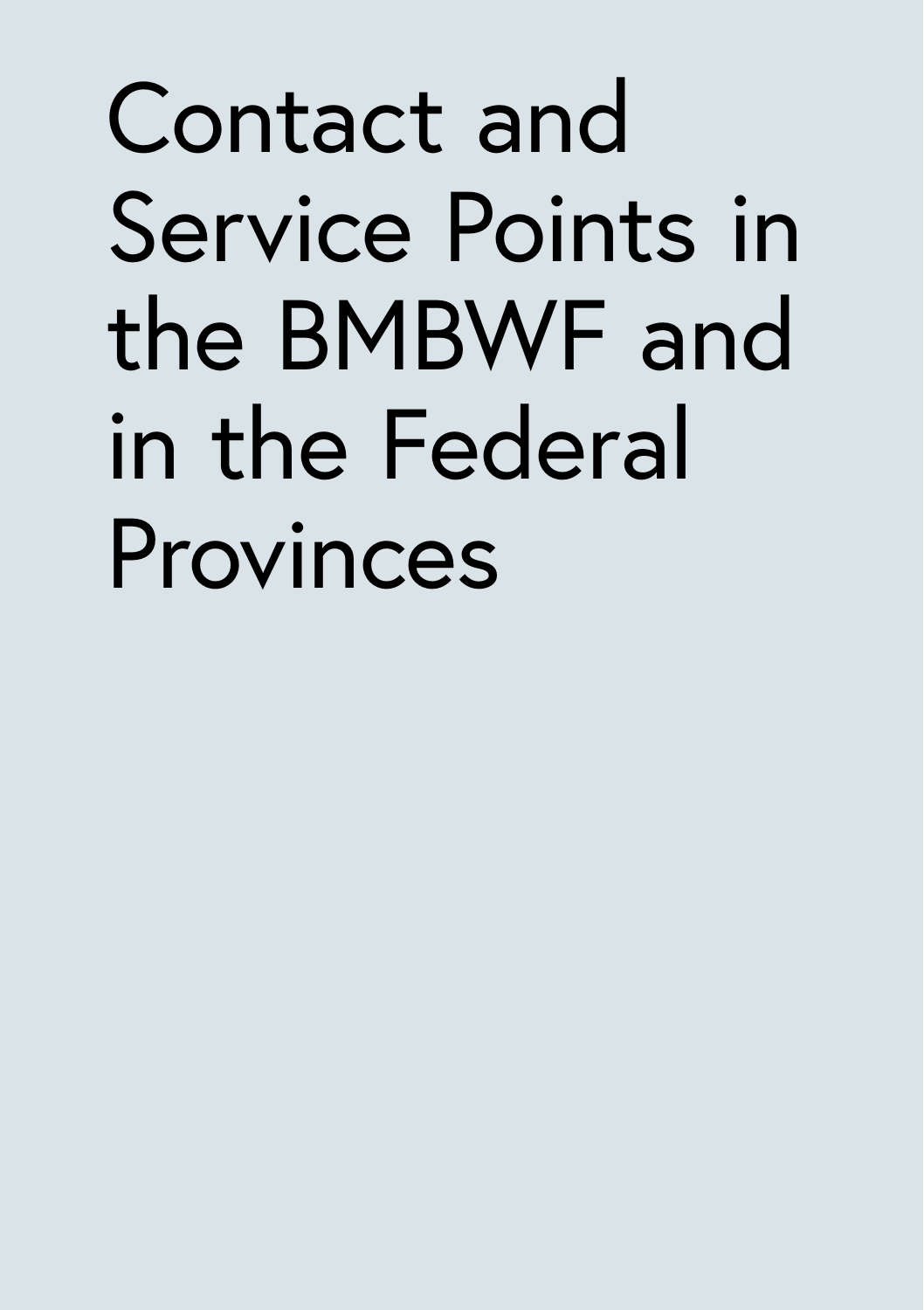# Contact and Service Points in the BMBWF and in the Federal Provinces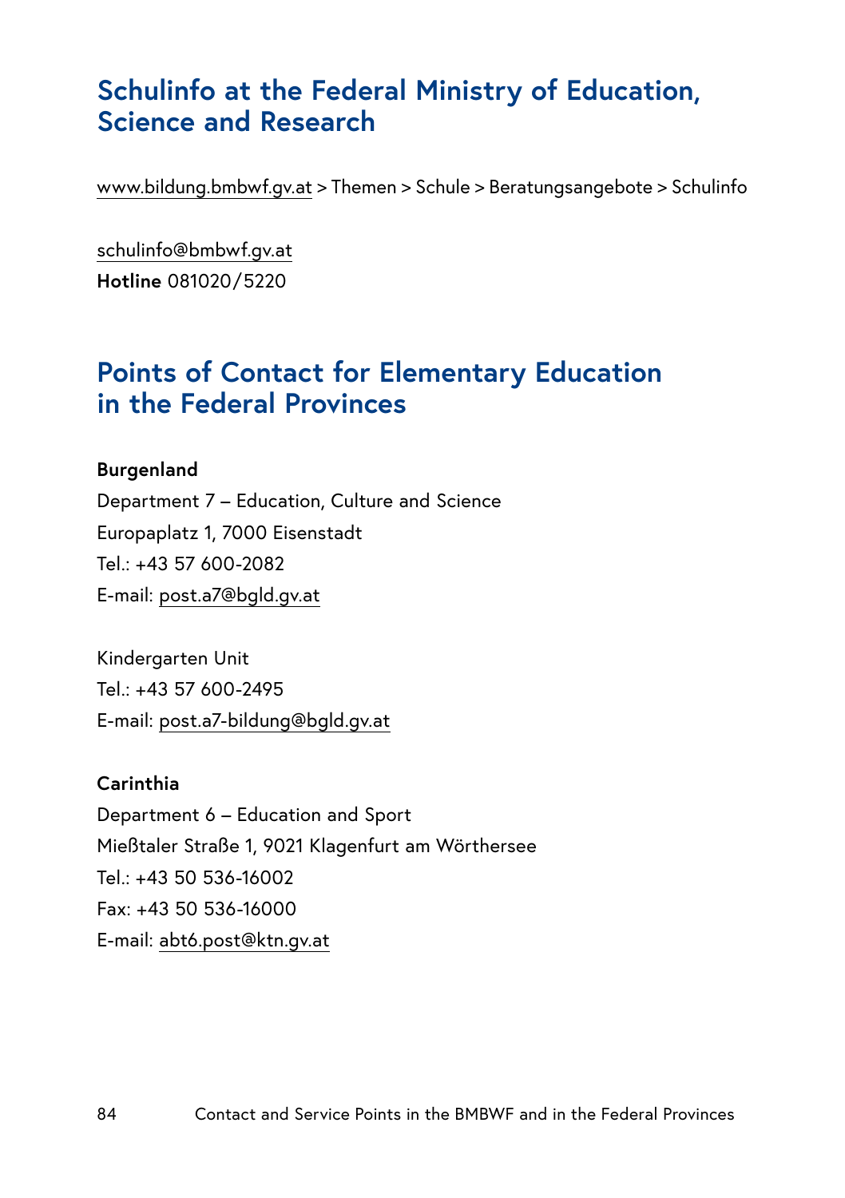## Schulinfo at the Federal Ministry of Education, Science and Research

www.bildung.bmbwf.gv.at > Themen > Schule > Beratungsangebote > Schulinfo

schulinfo@bmbwf.gv.at
**Hotline** 081020/5220

## Points of Contact for Elementary Education in the Federal Provinces

**Burgenland**
Department 7 – Education, Culture and Science
Europaplatz 1, 7000 Eisenstadt
Tel.: +43 57 600-2082
E-mail: post.a7@bgld.gv.at

Kindergarten Unit
Tel.: +43 57 600-2495
E-mail: post.a7-bildung@bgld.gv.at

**Carinthia**
Department 6 – Education and Sport
Mießtaler Straße 1, 9021 Klagenfurt am Wörthersee
Tel.: +43 50 536-16002
Fax: +43 50 536-16000
E-mail: abt6.post@ktn.gv.at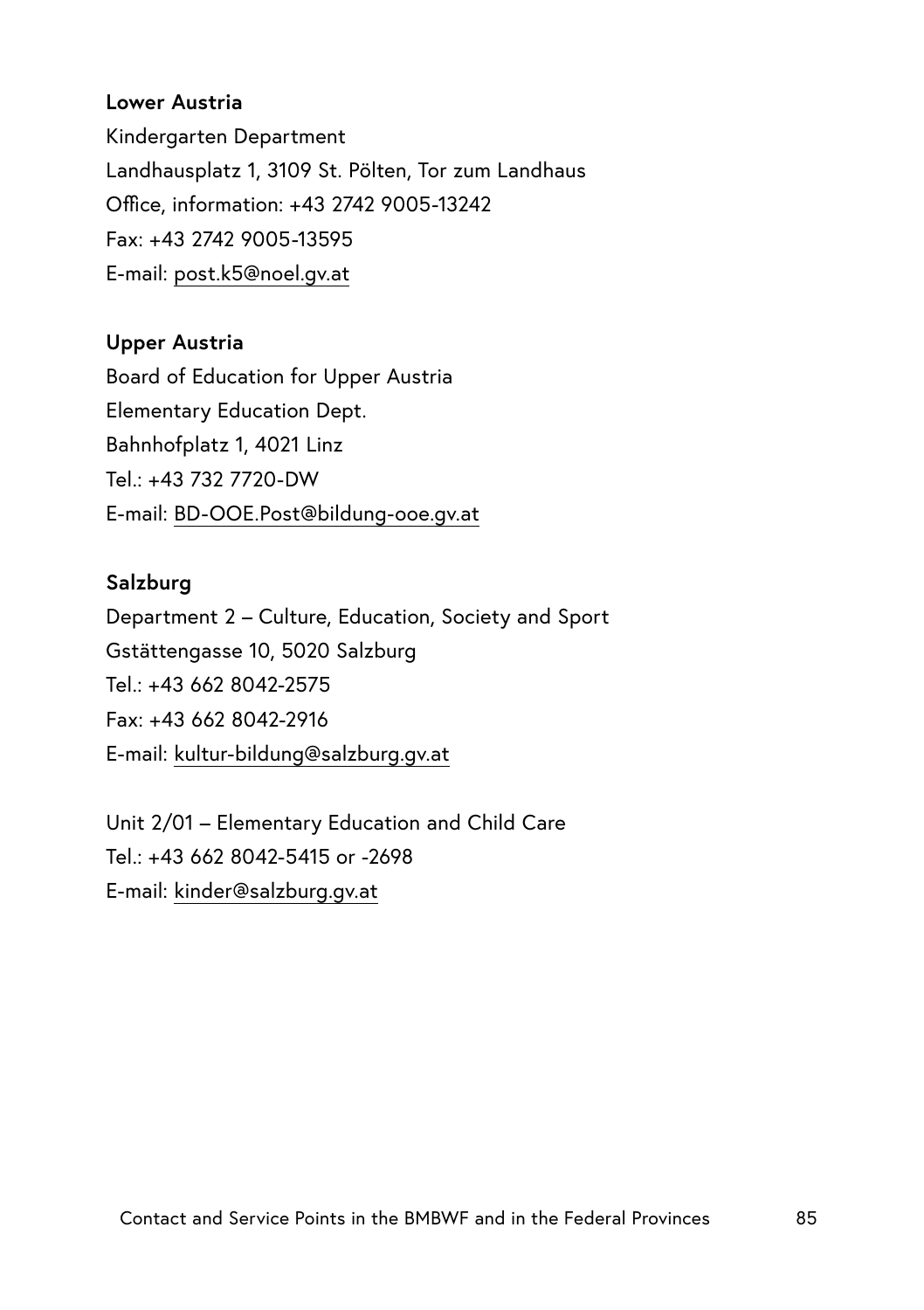**Lower Austria**

Kindergarten Department
Landhausplatz 1, 3109 St. Pölten, Tor zum Landhaus
Office, information: +43 2742 9005-13242
Fax: +43 2742 9005-13595
E-mail: post.k5@noel.gv.at

**Upper Austria**

Board of Education for Upper Austria
Elementary Education Dept.
Bahnhofplatz 1, 4021 Linz
Tel.: +43 732 7720-DW
E-mail: BD-OOE.Post@bildung-ooe.gv.at

**Salzburg**

Department 2 – Culture, Education, Society and Sport
Gstättengasse 10, 5020 Salzburg
Tel.: +43 662 8042-2575
Fax: +43 662 8042-2916
E-mail: kultur-bildung@salzburg.gv.at

Unit 2/01 – Elementary Education and Child Care
Tel.: +43 662 8042-5415 or -2698
E-mail: kinder@salzburg.gv.at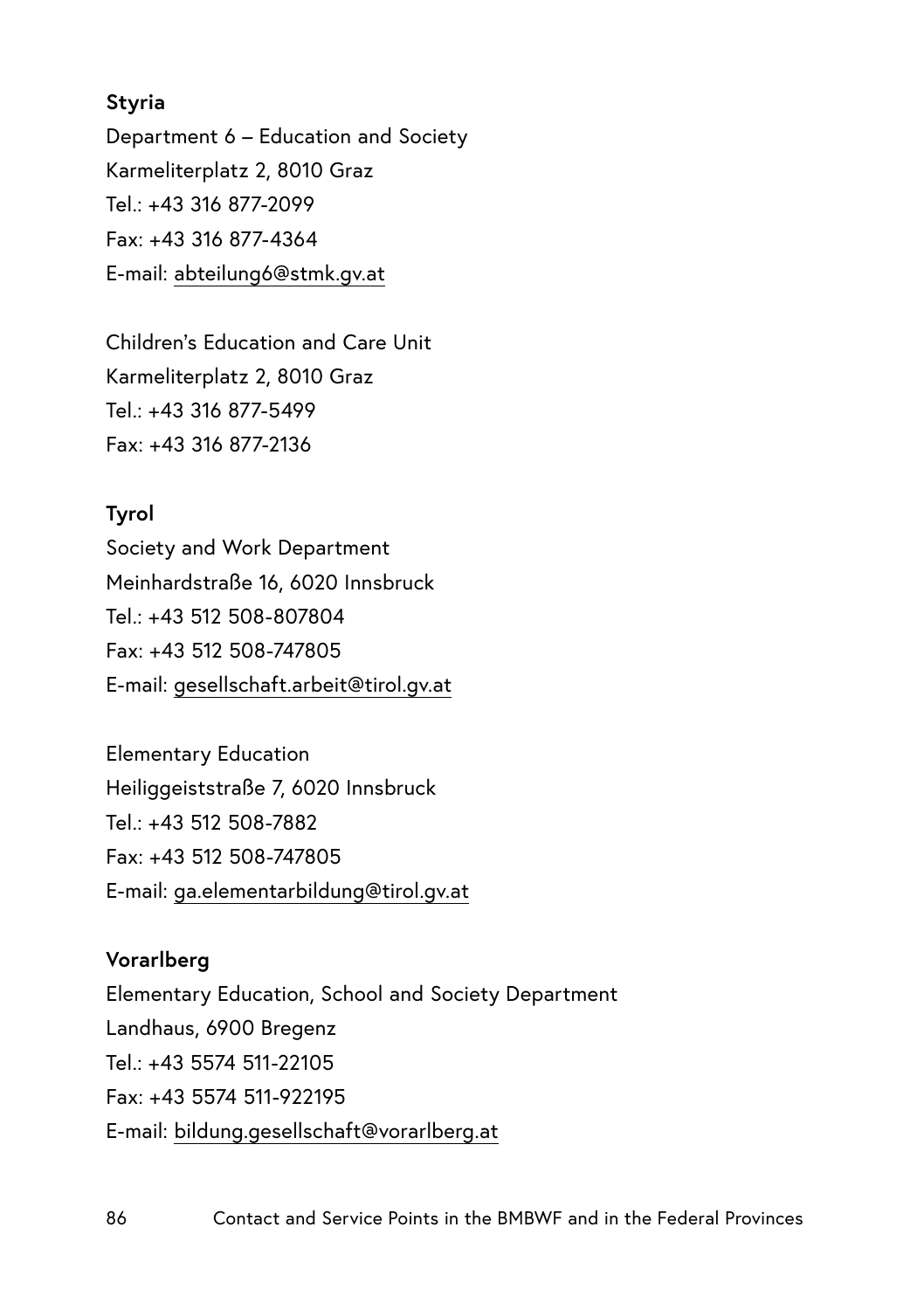**Styria**

Department 6 – Education and Society
Karmeliterplatz 2, 8010 Graz
Tel.: +43 316 877-2099
Fax: +43 316 877-4364
E-mail: abteilung6@stmk.gv.at

Children's Education and Care Unit
Karmeliterplatz 2, 8010 Graz
Tel.: +43 316 877-5499
Fax: +43 316 877-2136

**Tyrol**

Society and Work Department
Meinhardstraße 16, 6020 Innsbruck
Tel.: +43 512 508-807804
Fax: +43 512 508-747805
E-mail: gesellschaft.arbeit@tirol.gv.at

Elementary Education
Heiliggeiststraße 7, 6020 Innsbruck
Tel.: +43 512 508-7882
Fax: +43 512 508-747805
E-mail: ga.elementarbildung@tirol.gv.at

**Vorarlberg**

Elementary Education, School and Society Department
Landhaus, 6900 Bregenz
Tel.: +43 5574 511-22105
Fax: +43 5574 511-922195
E-mail: bildung.gesellschaft@vorarlberg.at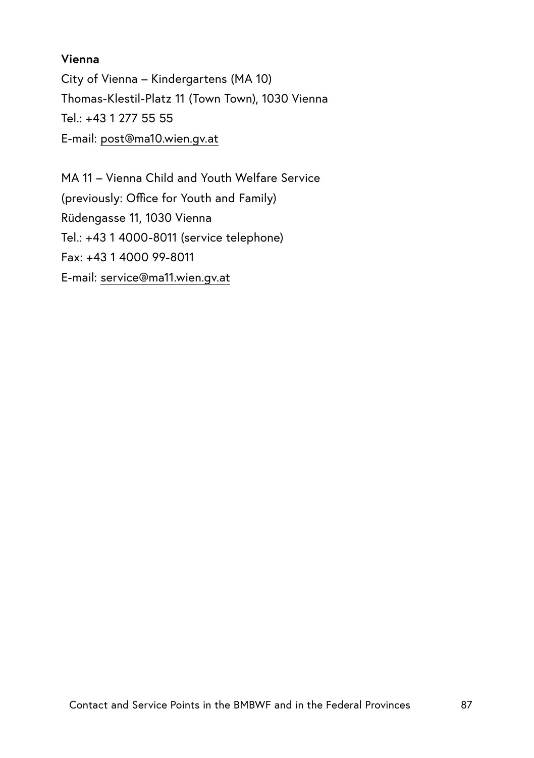**Vienna**

City of Vienna – Kindergartens (MA 10)
Thomas-Klestil-Platz 11 (Town Town), 1030 Vienna
Tel.: +43 1 277 55 55
E-mail: post@ma10.wien.gv.at

MA 11 – Vienna Child and Youth Welfare Service
(previously: Office for Youth and Family)
Rüdengasse 11, 1030 Vienna
Tel.: +43 1 4000-8011 (service telephone)
Fax: +43 1 4000 99-8011
E-mail: service@ma11.wien.gv.at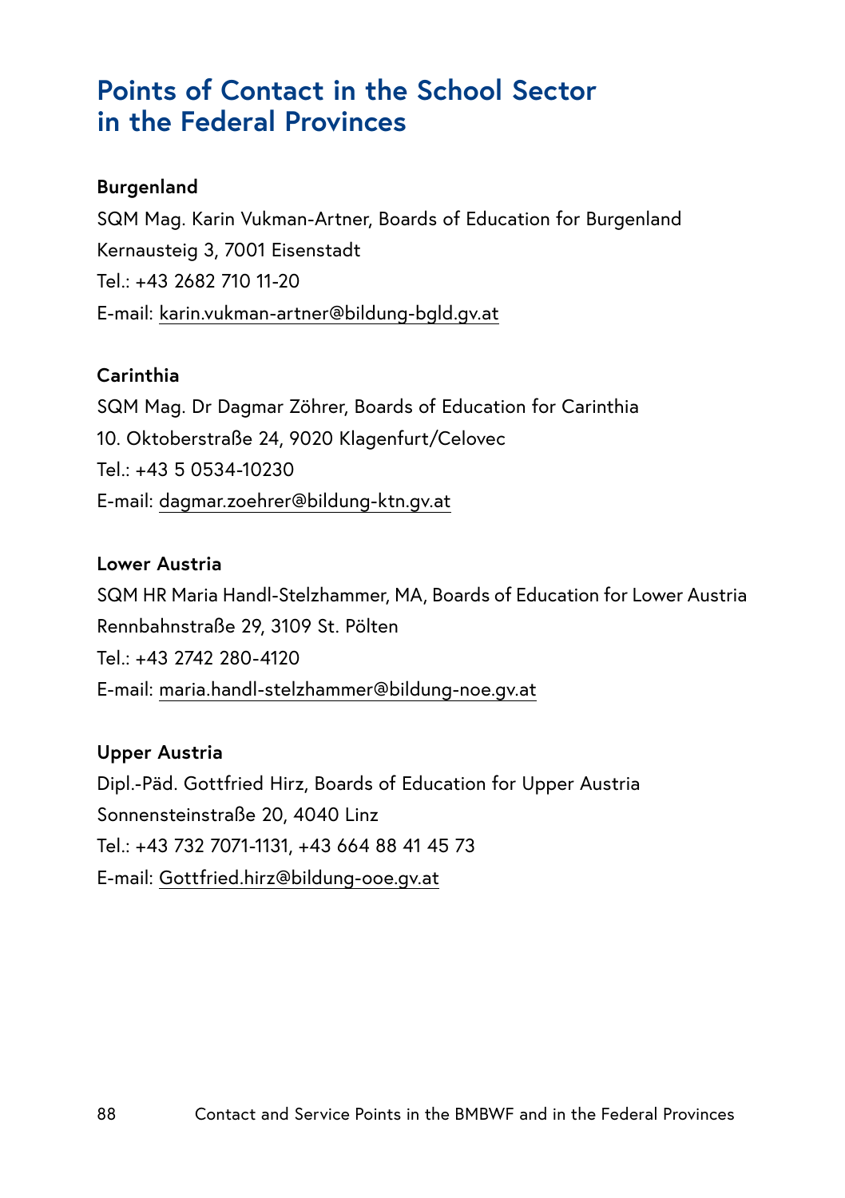# Points of Contact in the School Sector in the Federal Provinces

**Burgenland**

SQM Mag. Karin Vukman-Artner, Boards of Education for Burgenland
Kernausteig 3, 7001 Eisenstadt
Tel.: +43 2682 710 11-20
E-mail: karin.vukman-artner@bildung-bgld.gv.at

**Carinthia**

SQM Mag. Dr Dagmar Zöhrer, Boards of Education for Carinthia
10. Oktoberstraße 24, 9020 Klagenfurt/Celovec
Tel.: +43 5 0534-10230
E-mail: dagmar.zoehrer@bildung-ktn.gv.at

**Lower Austria**

SQM HR Maria Handl-Stelzhammer, MA, Boards of Education for Lower Austria
Rennbahnstraße 29, 3109 St. Pölten
Tel.: +43 2742 280-4120
E-mail: maria.handl-stelzhammer@bildung-noe.gv.at

**Upper Austria**

Dipl.-Päd. Gottfried Hirz, Boards of Education for Upper Austria
Sonnensteinstraße 20, 4040 Linz
Tel.: +43 732 7071-1131, +43 664 88 41 45 73
E-mail: Gottfried.hirz@bildung-ooe.gv.at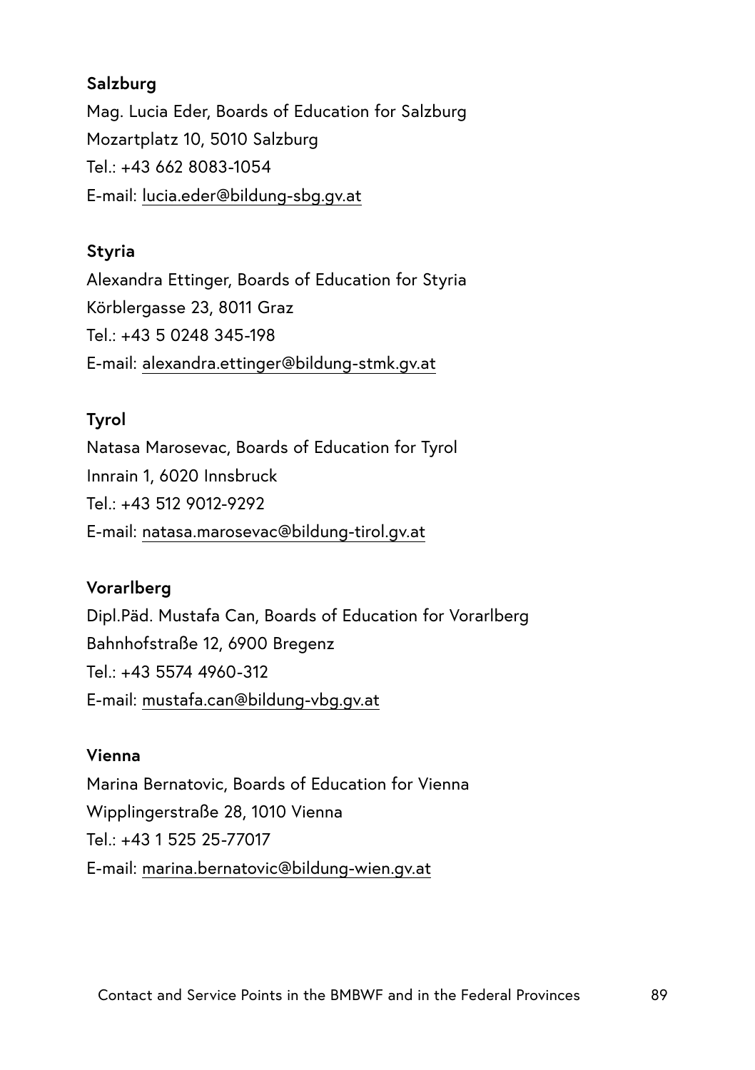**Salzburg**

Mag. Lucia Eder, Boards of Education for Salzburg
Mozartplatz 10, 5010 Salzburg
Tel.: +43 662 8083-1054
E-mail: lucia.eder@bildung-sbg.gv.at

**Styria**

Alexandra Ettinger, Boards of Education for Styria
Körblergasse 23, 8011 Graz
Tel.: +43 5 0248 345-198
E-mail: alexandra.ettinger@bildung-stmk.gv.at

**Tyrol**

Natasa Marosevac, Boards of Education for Tyrol
Innrain 1, 6020 Innsbruck
Tel.: +43 512 9012-9292
E-mail: natasa.marosevac@bildung-tirol.gv.at

**Vorarlberg**

Dipl.Päd. Mustafa Can, Boards of Education for Vorarlberg
Bahnhofstraße 12, 6900 Bregenz
Tel.: +43 5574 4960-312
E-mail: mustafa.can@bildung-vbg.gv.at

**Vienna**

Marina Bernatovic, Boards of Education for Vienna
Wipplingerstraße 28, 1010 Vienna
Tel.: +43 1 525 25-77017
E-mail: marina.bernatovic@bildung-wien.gv.at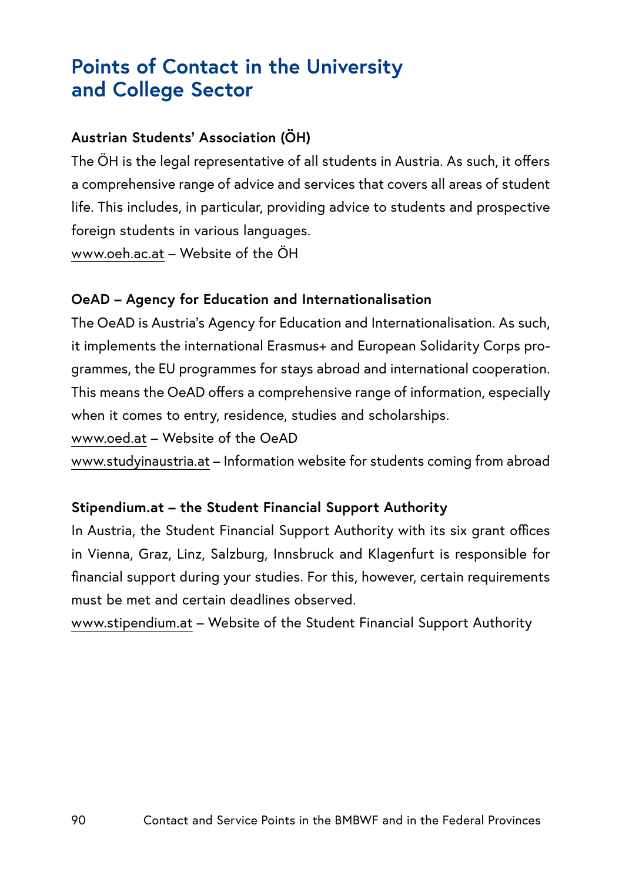# Points of Contact in the University and College Sector

### Austrian Students' Association (ÖH)

The ÖH is the legal representative of all students in Austria. As such, it offers a comprehensive range of advice and services that covers all areas of student life. This includes, in particular, providing advice to students and prospective foreign students in various languages.

www.oeh.ac.at – Website of the ÖH

### OeAD – Agency for Education and Internationalisation

The OeAD is Austria's Agency for Education and Internationalisation. As such, it implements the international Erasmus+ and European Solidarity Corps programmes, the EU programmes for stays abroad and international cooperation. This means the OeAD offers a comprehensive range of information, especially when it comes to entry, residence, studies and scholarships.

www.oed.at – Website of the OeAD

www.studyinaustria.at – Information website for students coming from abroad

### Stipendium.at – the Student Financial Support Authority

In Austria, the Student Financial Support Authority with its six grant offices in Vienna, Graz, Linz, Salzburg, Innsbruck and Klagenfurt is responsible for financial support during your studies. For this, however, certain requirements must be met and certain deadlines observed.

www.stipendium.at – Website of the Student Financial Support Authority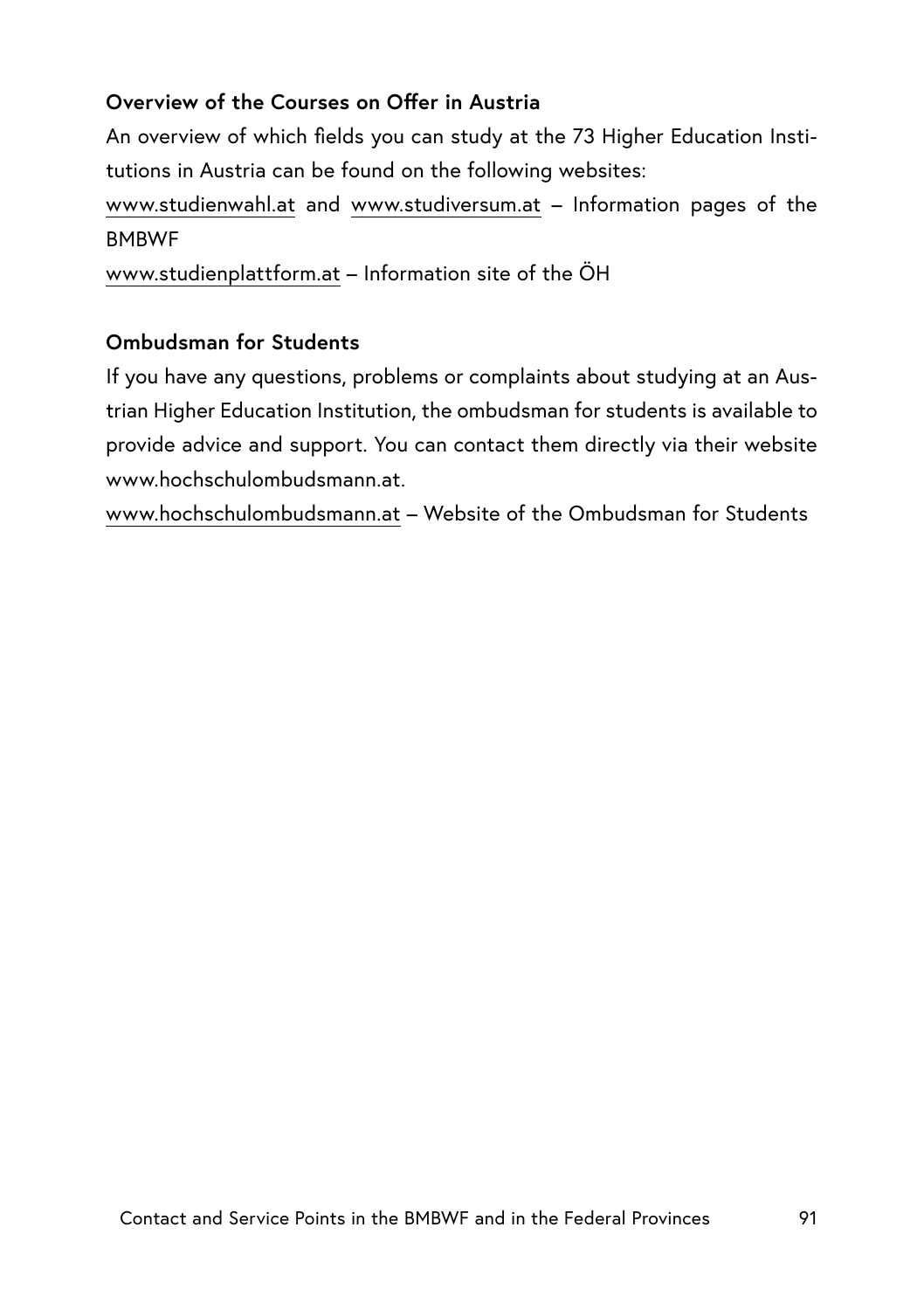### Overview of the Courses on Offer in Austria

An overview of which fields you can study at the 73 Higher Education Institutions in Austria can be found on the following websites:
www.studienwahl.at and www.studiversum.at – Information pages of the BMBWF
www.studienplattform.at – Information site of the ÖH

### Ombudsman for Students

If you have any questions, problems or complaints about studying at an Austrian Higher Education Institution, the ombudsman for students is available to provide advice and support. You can contact them directly via their website www.hochschulombudsmann.at.
www.hochschulombudsmann.at – Website of the Ombudsman for Students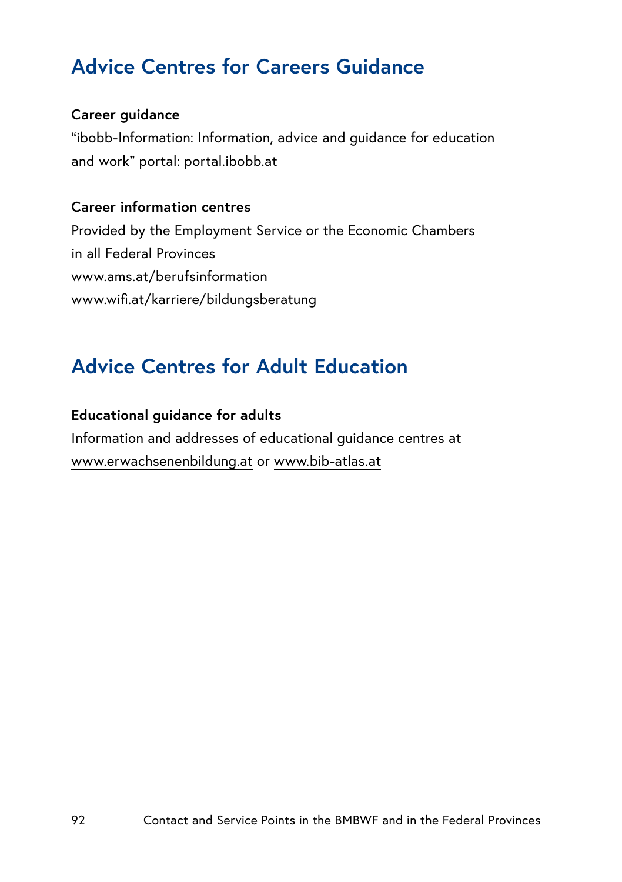## Advice Centres for Careers Guidance

**Career guidance**
"ibobb-Information: Information, advice and guidance for education and work" portal: portal.ibobb.at

**Career information centres**
Provided by the Employment Service or the Economic Chambers in all Federal Provinces
www.ams.at/berufsinformation
www.wifi.at/karriere/bildungsberatung

## Advice Centres for Adult Education

**Educational guidance for adults**
Information and addresses of educational guidance centres at www.erwachsenenbildung.at or www.bib-atlas.at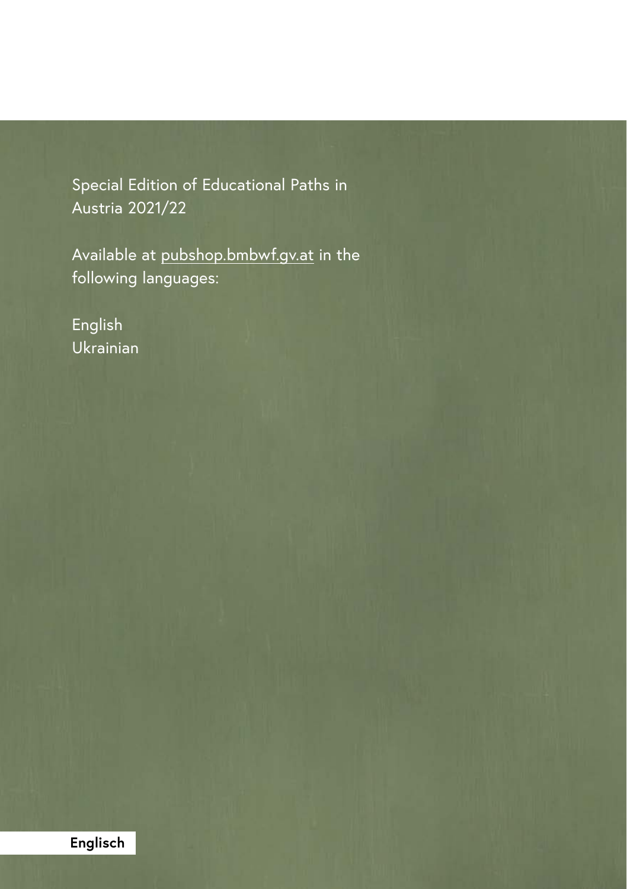Special Edition of Educational Paths in Austria 2021/22

Available at pubshop.bmbwf.gv.at in the following languages:

English
Ukrainian

**Englisch**